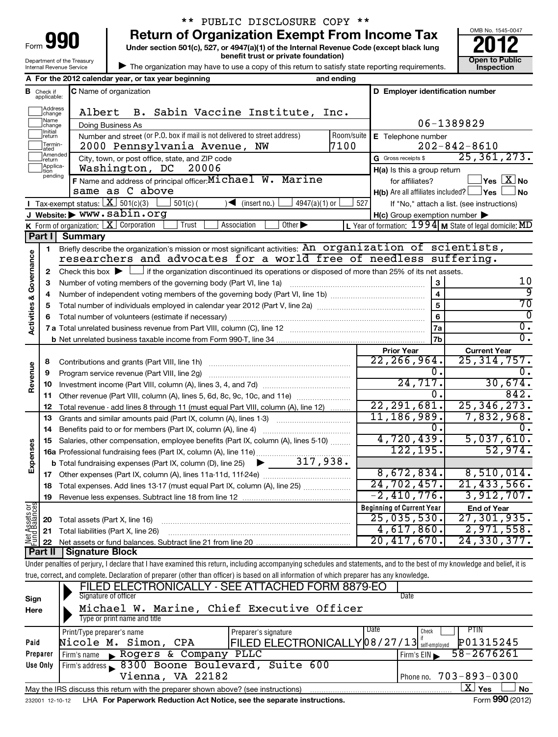** PUBLIC DISCLOSURE COPY **

# Form 990 — Return of Organization Exempt From Income Tax — 2012

Under section 501(c), 527, or 4947(a)(1) of the Internal Revenue Code (except black lung benefit trust or private foundation)

Department of the Treasury
Internal Revenue Service

▶ The organization may have to use a copy of this return to satisfy state reporting requirements.

OMB No. 1545-0047

**Open to Public Inspection**

**A** For the 2012 calendar year, or tax year beginning and ending

**B** Check if applicable: Address change / Name change / Initial return / Terminated / Amended return / Application pending

**C** Name of organization
Albert B. Sabin Vaccine Institute, Inc.
Doing Business As

Number and street (or P.O. box if mail is not delivered to street address): 2000 Pennsylvania Avenue, NW — Room/suite: 7100

City, town, or post office, state, and ZIP code: Washington, DC 20006

**D** Employer identification number: 06-1389829

**E** Telephone number: 202-842-8610

**G** Gross receipts $ 25,361,273.

**F** Name and address of principal officer: Michael W. Marine
same as C above

**H(a)** Is this a group return for affiliates? ☐ Yes ☒ No

**H(b)** Are all affiliates included? ☐ Yes ☐ No
If "No," attach a list. (see instructions)

**I** Tax-exempt status: ☒ 501(c)(3) ☐ 501(c) ( ) ◀ (insert no.) ☐ 4947(a)(1) or ☐ 527

**J** Website: ▶ www.sabin.org

**H(c)** Group exemption number ▶

**K** Form of organization: ☒ Corporation ☐ Trust ☐ Association ☐ Other ▶

**L** Year of formation: 1994 **M** State of legal domicile: MD

## Part I — Summary

**Activities & Governance**

1. Briefly describe the organization's mission or most significant activities: An organization of scientists, researchers and advocates for a world free of needless suffering.
2. Check this box ▶ ☐ if the organization discontinued its operations or disposed of more than 25% of its net assets.

| | | | |
|---|---|---|---|
| 3 | Number of voting members of the governing body (Part VI, line 1a) | 3 | 10 |
| 4 | Number of independent voting members of the governing body (Part VI, line 1b) | 4 | 9 |
| 5 | Total number of individuals employed in calendar year 2012 (Part V, line 2a) | 5 | 70 |
| 6 | Total number of volunteers (estimate if necessary) | 6 | 0 |
| 7a | Total unrelated business revenue from Part VIII, column (C), line 12 | 7a | 0. |
| b | Net unrelated business taxable income from Form 990-T, line 34 | 7b | 0. |

| | | Prior Year | Current Year |
|---|---|---|---|
| **Revenue** | | | |
| 8 | Contributions and grants (Part VIII, line 1h) | 22,266,964. | 25,314,757. |
| 9 | Program service revenue (Part VIII, line 2g) | 0. | 0. |
| 10 | Investment income (Part VIII, column (A), lines 3, 4, and 7d) | 24,717. | 30,674. |
| 11 | Other revenue (Part VIII, column (A), lines 5, 6d, 8c, 9c, 10c, and 11e) | 0. | 842. |
| 12 | Total revenue - add lines 8 through 11 (must equal Part VIII, column (A), line 12) | 22,291,681. | 25,346,273. |
| **Expenses** | | | |
| 13 | Grants and similar amounts paid (Part IX, column (A), lines 1-3) | 11,186,989. | 7,832,968. |
| 14 | Benefits paid to or for members (Part IX, column (A), line 4) | 0. | 0. |
| 15 | Salaries, other compensation, employee benefits (Part IX, column (A), lines 5-10) | 4,720,439. | 5,037,610. |
| 16a | Professional fundraising fees (Part IX, column (A), line 11e) | 122,195. | 52,974. |
| b | Total fundraising expenses (Part IX, column (D), line 25) ▶ 317,938. | | |
| 17 | Other expenses (Part IX, column (A), lines 11a-11d, 11f-24e) | 8,672,834. | 8,510,014. |
| 18 | Total expenses. Add lines 13-17 (must equal Part IX, column (A), line 25) | 24,702,457. | 21,433,566. |
| 19 | Revenue less expenses. Subtract line 18 from line 12 | -2,410,776. | 3,912,707. |

| | **Net Assets or Fund Balances** | Beginning of Current Year | End of Year |
|---|---|---|---|
| 20 | Total assets (Part X, line 16) | 25,035,530. | 27,301,935. |
| 21 | Total liabilities (Part X, line 26) | 4,617,860. | 2,971,558. |
| 22 | Net assets or fund balances. Subtract line 21 from line 20 | 20,417,670. | 24,330,377. |

## Part II — Signature Block

Under penalties of perjury, I declare that I have examined this return, including accompanying schedules and statements, and to the best of my knowledge and belief, it is true, correct, and complete. Declaration of preparer (other than officer) is based on all information of which preparer has any knowledge.

**Sign Here**

FILED ELECTRONICALLY - SEE ATTACHED FORM 8879-EO
Signature of officer — Date

Michael W. Marine, Chief Executive Officer
Type or print name and title

**Paid Preparer Use Only**

| Print/Type preparer's name | Preparer's signature | Date | Check if self-employed | PTIN |
|---|---|---|---|---|
| Nicole M. Simon, CPA | FILED ELECTRONICALLY | 08/27/13 | ☐ | P01315245 |

Firm's name ▶ Rogers & Company PLLC — Firm's EIN ▶ 58-2676261

Firm's address ▶ 8300 Boone Boulevard, Suite 600, Vienna, VA 22182 — Phone no. 703-893-0300

May the IRS discuss this return with the preparer shown above? (see instructions) ☒ Yes ☐ No

232001 12-10-12 LHA For Paperwork Reduction Act Notice, see the separate instructions. Form 990 (2012)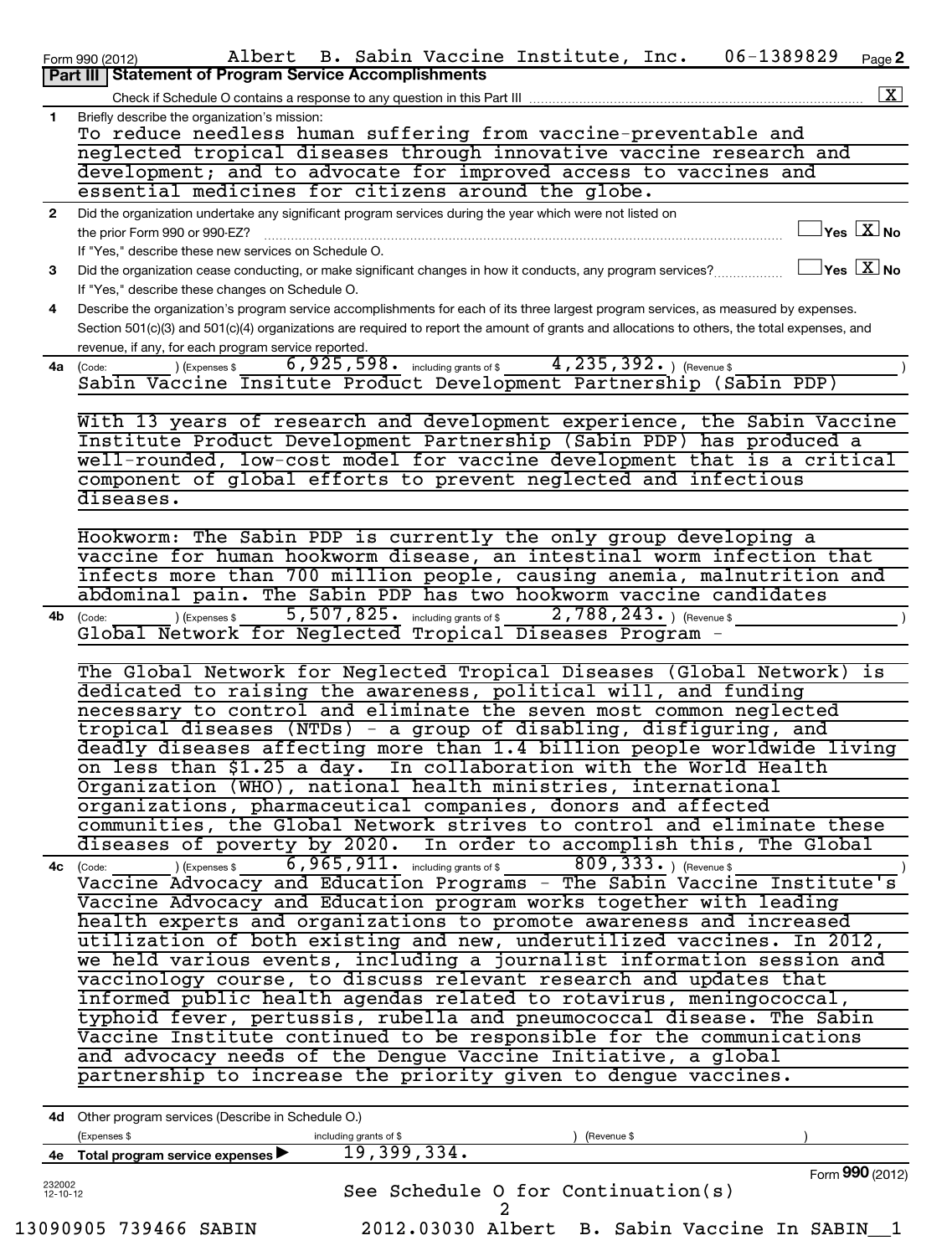Form 990 (2012) Albert B. Sabin Vaccine Institute, Inc. 06-1389829 Page 2

## Part III Statement of Program Service Accomplishments

Check if Schedule O contains a response to any question in this Part III [X]

**1** Briefly describe the organization's mission:

To reduce needless human suffering from vaccine-preventable and neglected tropical diseases through innovative vaccine research and development; and to advocate for improved access to vaccines and essential medicines for citizens around the globe.

**2** Did the organization undertake any significant program services during the year which were not listed on the prior Form 990 or 990-EZ? [ ] Yes [X] No

If "Yes," describe these new services on Schedule O.

**3** Did the organization cease conducting, or make significant changes in how it conducts, any program services? [ ] Yes [X] No

If "Yes," describe these changes on Schedule O.

**4** Describe the organization's program service accomplishments for each of its three largest program services, as measured by expenses. Section 501(c)(3) and 501(c)(4) organizations are required to report the amount of grants and allocations to others, the total expenses, and revenue, if any, for each program service reported.

**4a** (Code: ) (Expenses $ 6,925,598. including grants of $ 4,235,392. ) (Revenue $ )

Sabin Vaccine Insitute Product Development Partnership (Sabin PDP)

With 13 years of research and development experience, the Sabin Vaccine Institute Product Development Partnership (Sabin PDP) has produced a well-rounded, low-cost model for vaccine development that is a critical component of global efforts to prevent neglected and infectious diseases.

Hookworm: The Sabin PDP is currently the only group developing a vaccine for human hookworm disease, an intestinal worm infection that infects more than 700 million people, causing anemia, malnutrition and abdominal pain. The Sabin PDP has two hookworm vaccine candidates

**4b** (Code: ) (Expenses $ 5,507,825. including grants of $ 2,788,243. ) (Revenue $ )

Global Network for Neglected Tropical Diseases Program -

The Global Network for Neglected Tropical Diseases (Global Network) is dedicated to raising the awareness, political will, and funding necessary to control and eliminate the seven most common neglected tropical diseases (NTDs) - a group of disabling, disfiguring, and deadly diseases affecting more than 1.4 billion people worldwide living on less than $1.25 a day. In collaboration with the World Health Organization (WHO), national health ministries, international organizations, pharmaceutical companies, donors and affected communities, the Global Network strives to control and eliminate these diseases of poverty by 2020. In order to accomplish this, The Global

**4c** (Code: ) (Expenses $ 6,965,911. including grants of $ 809,333. ) (Revenue $ )

Vaccine Advocacy and Education Programs - The Sabin Vaccine Institute's Vaccine Advocacy and Education program works together with leading health experts and organizations to promote awareness and increased utilization of both existing and new, underutilized vaccines. In 2012, we held various events, including a journalist information session and vaccinology course, to discuss relevant research and updates that informed public health agendas related to rotavirus, meningococcal, typhoid fever, pertussis, rubella and pneumococcal disease. The Sabin Vaccine Institute continued to be responsible for the communications and advocacy needs of the Dengue Vaccine Initiative, a global partnership to increase the priority given to dengue vaccines.

**4d** Other program services (Describe in Schedule O.)

(Expenses $ including grants of $ ) (Revenue $ )

**4e** Total program services expenses ▶ 19,399,334.

See Schedule O for Continuation(s)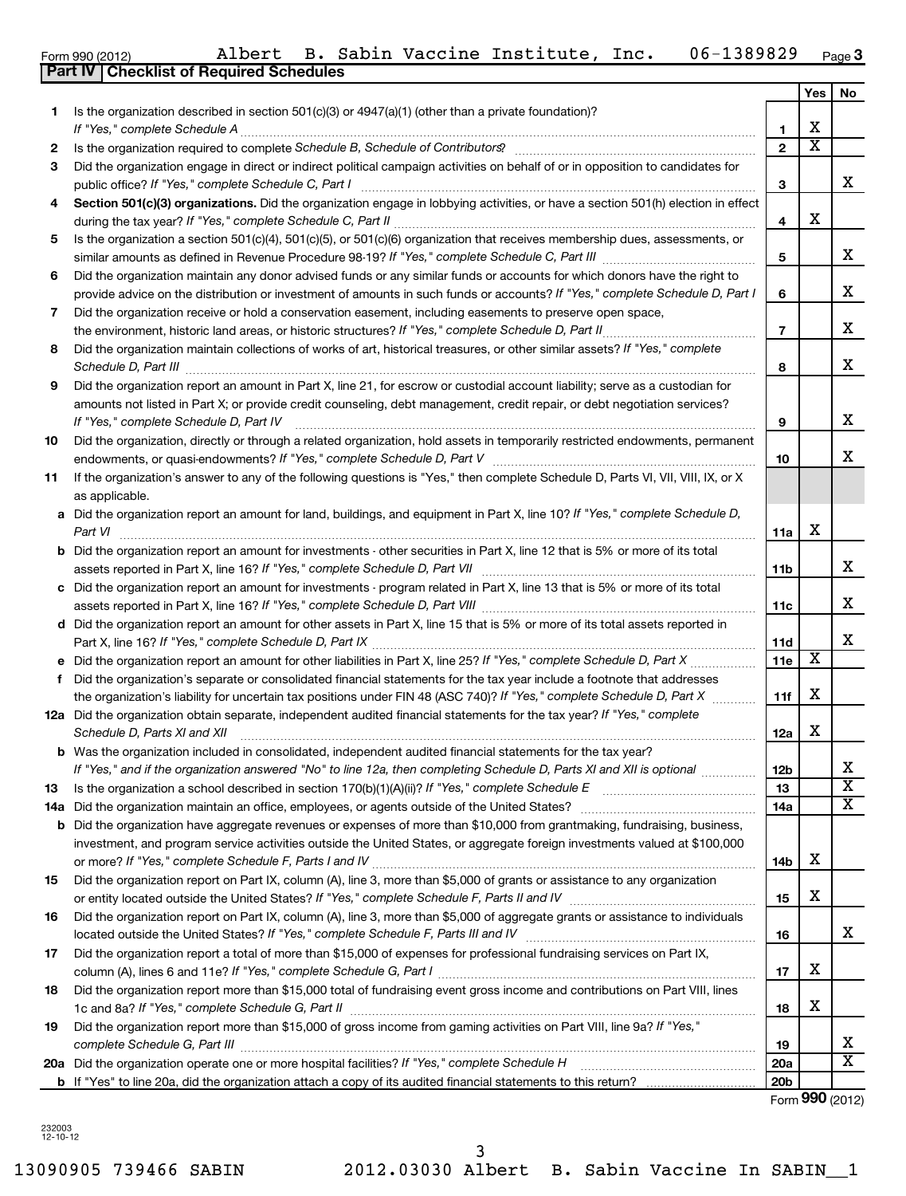Form 990 (2012) Albert B. Sabin Vaccine Institute, Inc. 06-1389829 Page 3

**Part IV | Checklist of Required Schedules**

| | | | Yes | No |
|---|---|---|---|---|
| 1 | Is the organization described in section 501(c)(3) or 4947(a)(1) (other than a private foundation)? *If "Yes," complete Schedule A* | 1 | X | |
| 2 | Is the organization required to complete *Schedule B, Schedule of Contributors*? | 2 | X | |
| 3 | Did the organization engage in direct or indirect political campaign activities on behalf of or in opposition to candidates for public office? *If "Yes," complete Schedule C, Part I* | 3 | | X |
| 4 | **Section 501(c)(3) organizations.** Did the organization engage in lobbying activities, or have a section 501(h) election in effect during the tax year? *If "Yes," complete Schedule C, Part II* | 4 | X | |
| 5 | Is the organization a section 501(c)(4), 501(c)(5), or 501(c)(6) organization that receives membership dues, assessments, or similar amounts as defined in Revenue Procedure 98-19? *If "Yes," complete Schedule C, Part III* | 5 | | X |
| 6 | Did the organization maintain any donor advised funds or any similar funds or accounts for which donors have the right to provide advice on the distribution or investment of amounts in such funds or accounts? *If "Yes," complete Schedule D, Part I* | 6 | | X |
| 7 | Did the organization receive or hold a conservation easement, including easements to preserve open space, the environment, historic land areas, or historic structures? *If "Yes," complete Schedule D, Part II* | 7 | | X |
| 8 | Did the organization maintain collections of works of art, historical treasures, or other similar assets? *If "Yes," complete Schedule D, Part III* | 8 | | X |
| 9 | Did the organization report an amount in Part X, line 21, for escrow or custodial account liability; serve as a custodian for amounts not listed in Part X; or provide credit counseling, debt management, credit repair, or debt negotiation services? *If "Yes," complete Schedule D, Part IV* | 9 | | X |
| 10 | Did the organization, directly or through a related organization, hold assets in temporarily restricted endowments, permanent endowments, or quasi-endowments? *If "Yes," complete Schedule D, Part V* | 10 | | X |
| 11 | If the organization's answer to any of the following questions is "Yes," then complete Schedule D, Parts VI, VII, VIII, IX, or X as applicable. | | | |
| a | Did the organization report an amount for land, buildings, and equipment in Part X, line 10? *If "Yes," complete Schedule D, Part VI* | 11a | X | |
| b | Did the organization report an amount for investments - other securities in Part X, line 12 that is 5% or more of its total assets reported in Part X, line 16? *If "Yes," complete Schedule D, Part VII* | 11b | | X |
| c | Did the organization report an amount for investments - program related in Part X, line 13 that is 5% or more of its total assets reported in Part X, line 16? *If "Yes," complete Schedule D, Part VIII* | 11c | | X |
| d | Did the organization report an amount for other assets in Part X, line 15 that is 5% or more of its total assets reported in Part X, line 16? *If "Yes," complete Schedule D, Part IX* | 11d | | X |
| e | Did the organization report an amount for other liabilities in Part X, line 25? *If "Yes," complete Schedule D, Part X* | 11e | X | |
| f | Did the organization's separate or consolidated financial statements for the tax year include a footnote that addresses the organization's liability for uncertain tax positions under FIN 48 (ASC 740)? *If "Yes," complete Schedule D, Part X* | 11f | X | |
| 12a | Did the organization obtain separate, independent audited financial statements for the tax year? *If "Yes," complete Schedule D, Parts XI and XII* | 12a | X | |
| b | Was the organization included in consolidated, independent audited financial statements for the tax year? *If "Yes," and if the organization answered "No" to line 12a, then completing Schedule D, Parts XI and XII is optional* | 12b | | X |
| 13 | Is the organization a school described in section 170(b)(1)(A)(ii)? *If "Yes," complete Schedule E* | 13 | | X |
| 14a | Did the organization maintain an office, employees, or agents outside of the United States? | 14a | | X |
| b | Did the organization have aggregate revenues or expenses of more than $10,000 from grantmaking, fundraising, business, investment, and program service activities outside the United States, or aggregate foreign investments valued at $100,000 or more? *If "Yes," complete Schedule F, Parts I and IV* | 14b | X | |
| 15 | Did the organization report on Part IX, column (A), line 3, more than $5,000 of grants or assistance to any organization or entity located outside the United States? *If "Yes," complete Schedule F, Parts II and IV* | 15 | X | |
| 16 | Did the organization report on Part IX, column (A), line 3, more than $5,000 of aggregate grants or assistance to individuals located outside the United States? *If "Yes," complete Schedule F, Parts III and IV* | 16 | | X |
| 17 | Did the organization report a total of more than $15,000 of expenses for professional fundraising services on Part IX, column (A), lines 6 and 11e? *If "Yes," complete Schedule G, Part I* | 17 | X | |
| 18 | Did the organization report more than $15,000 total of fundraising event gross income and contributions on Part VIII, lines 1c and 8a? *If "Yes," complete Schedule G, Part II* | 18 | X | |
| 19 | Did the organization report more than $15,000 of gross income from gaming activities on Part VIII, line 9a? *If "Yes," complete Schedule G, Part III* | 19 | | X |
| 20a | Did the organization operate one or more hospital facilities? *If "Yes," complete Schedule H* | 20a | | X |
| b | If "Yes" to line 20a, did the organization attach a copy of its audited financial statements to this return? | 20b | | |

Form **990** (2012)

232003 12-10-12

13090905 739466 SABIN 2012.03030 Albert B. Sabin Vaccine In SABIN__1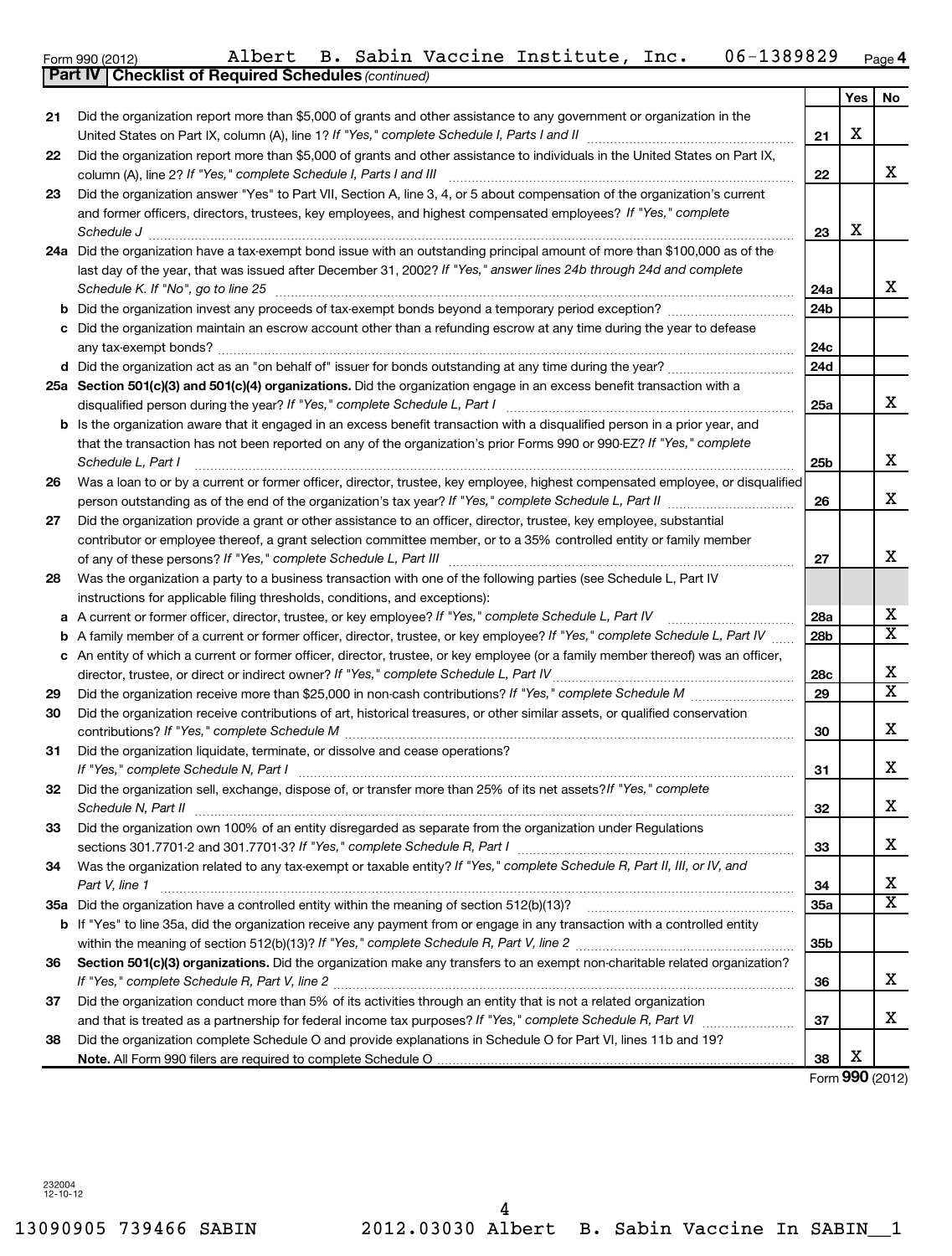Form 990 (2012) Albert B. Sabin Vaccine Institute, Inc. 06-1389829 Page 4

**Part IV Checklist of Required Schedules** *(continued)*

| | | | Yes | No |
|---|---|---|---|---|
| 21 | Did the organization report more than $5,000 of grants and other assistance to any government or organization in the United States on Part IX, column (A), line 1? *If "Yes," complete Schedule I, Parts I and II* | 21 | X | |
| 22 | Did the organization report more than $5,000 of grants and other assistance to individuals in the United States on Part IX, column (A), line 2? *If "Yes," complete Schedule I, Parts I and III* | 22 | | X |
| 23 | Did the organization answer "Yes" to Part VII, Section A, line 3, 4, or 5 about compensation of the organization's current and former officers, directors, trustees, key employees, and highest compensated employees? *If "Yes," complete Schedule J* | 23 | X | |
| 24a | Did the organization have a tax-exempt bond issue with an outstanding principal amount of more than $100,000 as of the last day of the year, that was issued after December 31, 2002? *If "Yes," answer lines 24b through 24d and complete Schedule K. If "No", go to line 25* | 24a | | X |
| b | Did the organization invest any proceeds of tax-exempt bonds beyond a temporary period exception? | 24b | | |
| c | Did the organization maintain an escrow account other than a refunding escrow at any time during the year to defease any tax-exempt bonds? | 24c | | |
| d | Did the organization act as an "on behalf of" issuer for bonds outstanding at any time during the year? | 24d | | |
| 25a | **Section 501(c)(3) and 501(c)(4) organizations.** Did the organization engage in an excess benefit transaction with a disqualified person during the year? *If "Yes," complete Schedule L, Part I* | 25a | | X |
| b | Is the organization aware that it engaged in an excess benefit transaction with a disqualified person in a prior year, and that the transaction has not been reported on any of the organization's prior Forms 990 or 990-EZ? *If "Yes," complete Schedule L, Part I* | 25b | | X |
| 26 | Was a loan to or by a current or former officer, director, trustee, key employee, highest compensated employee, or disqualified person outstanding as of the end of the organization's tax year? *If "Yes," complete Schedule L, Part II* | 26 | | X |
| 27 | Did the organization provide a grant or other assistance to an officer, director, trustee, key employee, substantial contributor or employee thereof, a grant selection committee member, or to a 35% controlled entity or family member of any of these persons? *If "Yes," complete Schedule L, Part III* | 27 | | X |
| 28 | Was the organization a party to a business transaction with one of the following parties (see Schedule L, Part IV instructions for applicable filing thresholds, conditions, and exceptions): | | | |
| a | A current or former officer, director, trustee, or key employee? *If "Yes," complete Schedule L, Part IV* | 28a | | X |
| b | A family member of a current or former officer, director, trustee, or key employee? *If "Yes," complete Schedule L, Part IV* | 28b | | X |
| c | An entity of which a current or former officer, director, trustee, or key employee (or a family member thereof) was an officer, director, trustee, or direct or indirect owner? *If "Yes," complete Schedule L, Part IV* | 28c | | X |
| 29 | Did the organization receive more than $25,000 in non-cash contributions? *If "Yes," complete Schedule M* | 29 | | X |
| 30 | Did the organization receive contributions of art, historical treasures, or other similar assets, or qualified conservation contributions? *If "Yes," complete Schedule M* | 30 | | X |
| 31 | Did the organization liquidate, terminate, or dissolve and cease operations? *If "Yes," complete Schedule N, Part I* | 31 | | X |
| 32 | Did the organization sell, exchange, dispose of, or transfer more than 25% of its net assets? *If "Yes," complete Schedule N, Part II* | 32 | | X |
| 33 | Did the organization own 100% of an entity disregarded as separate from the organization under Regulations sections 301.7701-2 and 301.7701-3? *If "Yes," complete Schedule R, Part I* | 33 | | X |
| 34 | Was the organization related to any tax-exempt or taxable entity? *If "Yes," complete Schedule R, Part II, III, or IV, and Part V, line 1* | 34 | | X |
| 35a | Did the organization have a controlled entity within the meaning of section 512(b)(13)? | 35a | | X |
| b | If "Yes" to line 35a, did the organization receive any payment from or engage in any transaction with a controlled entity within the meaning of section 512(b)(13)? *If "Yes," complete Schedule R, Part V, line 2* | 35b | | |
| 36 | **Section 501(c)(3) organizations.** Did the organization make any transfers to an exempt non-charitable related organization? *If "Yes," complete Schedule R, Part V, line 2* | 36 | | X |
| 37 | Did the organization conduct more than 5% of its activities through an entity that is not a related organization and that is treated as a partnership for federal income tax purposes? *If "Yes," complete Schedule R, Part VI* | 37 | | X |
| 38 | Did the organization complete Schedule O and provide explanations in Schedule O for Part VI, lines 11b and 19? **Note.** All Form 990 filers are required to complete Schedule O | 38 | X | |

Form **990** (2012)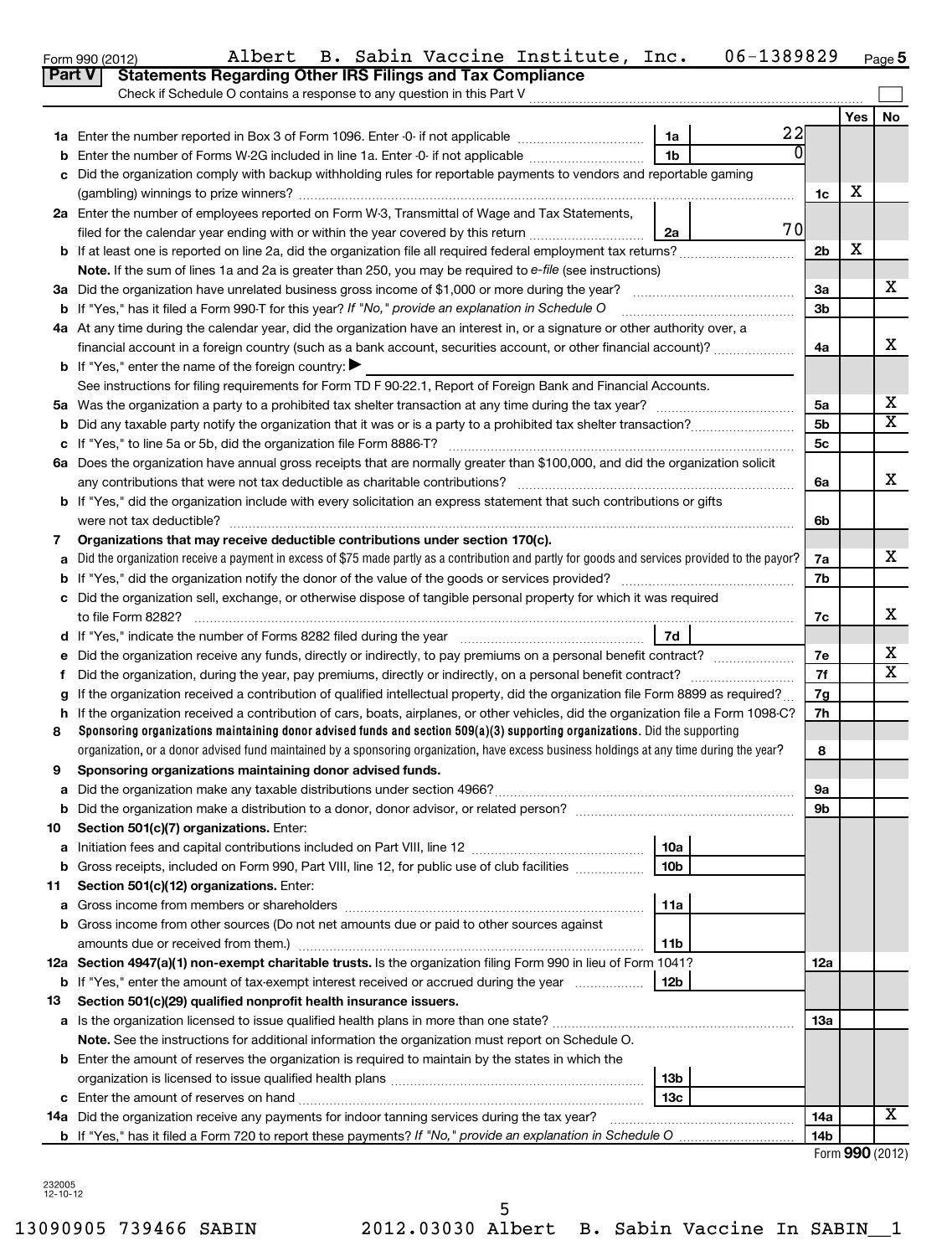Form 990 (2012) Albert B. Sabin Vaccine Institute, Inc. 06-1389829 Page 5

## Part V Statements Regarding Other IRS Filings and Tax Compliance

Check if Schedule O contains a response to any question in this Part V ☐

| | | | | | Yes | No |
|---|---|---|---|---|---|---|
| **1a** | Enter the number reported in Box 3 of Form 1096. Enter -0- if not applicable | 1a | 22 | | | |
| **b** | Enter the number of Forms W-2G included in line 1a. Enter -0- if not applicable | 1b | 0 | | | |
| **c** | Did the organization comply with backup withholding rules for reportable payments to vendors and reportable gaming (gambling) winnings to prize winners? | | | 1c | X | |
| **2a** | Enter the number of employees reported on Form W-3, Transmittal of Wage and Tax Statements, filed for the calendar year ending with or within the year covered by this return | 2a | 70 | | | |
| **b** | If at least one is reported on line 2a, did the organization file all required federal employment tax returns? | | | 2b | X | |
| | **Note.** If the sum of lines 1a and 2a is greater than 250, you may be required to *e-file* (see instructions) | | | | | |
| **3a** | Did the organization have unrelated business gross income of $1,000 or more during the year? | | | 3a | | X |
| **b** | If "Yes," has it filed a Form 990-T for this year? *If "No," provide an explanation in Schedule O* | | | 3b | | |
| **4a** | At any time during the calendar year, did the organization have an interest in, or a signature or other authority over, a financial account in a foreign country (such as a bank account, securities account, or other financial account)? | | | 4a | | X |
| **b** | If "Yes," enter the name of the foreign country: ▶ | | | | | |
| | See instructions for filing requirements for Form TD F 90-22.1, Report of Foreign Bank and Financial Accounts. | | | | | |
| **5a** | Was the organization a party to a prohibited tax shelter transaction at any time during the tax year? | | | 5a | | X |
| **b** | Did any taxable party notify the organization that it was or is a party to a prohibited tax shelter transaction? | | | 5b | | X |
| **c** | If "Yes," to line 5a or 5b, did the organization file Form 8886-T? | | | 5c | | |
| **6a** | Does the organization have annual gross receipts that are normally greater than $100,000, and did the organization solicit any contributions that were not tax deductible as charitable contributions? | | | 6a | | X |
| **b** | If "Yes," did the organization include with every solicitation an express statement that such contributions or gifts were not tax deductible? | | | 6b | | |
| **7** | **Organizations that may receive deductible contributions under section 170(c).** | | | | | |
| **a** | Did the organization receive a payment in excess of $75 made partly as a contribution and partly for goods and services provided to the payor? | | | 7a | | X |
| **b** | If "Yes," did the organization notify the donor of the value of the goods or services provided? | | | 7b | | |
| **c** | Did the organization sell, exchange, or otherwise dispose of tangible personal property for which it was required to file Form 8282? | | | 7c | | X |
| **d** | If "Yes," indicate the number of Forms 8282 filed during the year | 7d | | | | |
| **e** | Did the organization receive any funds, directly or indirectly, to pay premiums on a personal benefit contract? | | | 7e | | X |
| **f** | Did the organization, during the year, pay premiums, directly or indirectly, on a personal benefit contract? | | | 7f | | X |
| **g** | If the organization received a contribution of qualified intellectual property, did the organization file Form 8899 as required? | | | 7g | | |
| **h** | If the organization received a contribution of cars, boats, airplanes, or other vehicles, did the organization file a Form 1098-C? | | | 7h | | |
| **8** | **Sponsoring organizations maintaining donor advised funds and section 509(a)(3) supporting organizations.** Did the supporting organization, or a donor advised fund maintained by a sponsoring organization, have excess business holdings at any time during the year? | | | 8 | | |
| **9** | **Sponsoring organizations maintaining donor advised funds.** | | | | | |
| **a** | Did the organization make any taxable distributions under section 4966? | | | 9a | | |
| **b** | Did the organization make a distribution to a donor, donor advisor, or related person? | | | 9b | | |
| **10** | **Section 501(c)(7) organizations.** Enter: | | | | | |
| **a** | Initiation fees and capital contributions included on Part VIII, line 12 | 10a | | | | |
| **b** | Gross receipts, included on Form 990, Part VIII, line 12, for public use of club facilities | 10b | | | | |
| **11** | **Section 501(c)(12) organizations.** Enter: | | | | | |
| **a** | Gross income from members or shareholders | 11a | | | | |
| **b** | Gross income from other sources (Do not net amounts due or paid to other sources against amounts due or received from them.) | 11b | | | | |
| **12a** | **Section 4947(a)(1) non-exempt charitable trusts.** Is the organization filing Form 990 in lieu of Form 1041? | | | 12a | | |
| **b** | If "Yes," enter the amount of tax-exempt interest received or accrued during the year | 12b | | | | |
| **13** | **Section 501(c)(29) qualified nonprofit health insurance issuers.** | | | | | |
| **a** | Is the organization licensed to issue qualified health plans in more than one state? | | | 13a | | |
| | **Note.** See the instructions for additional information the organization must report on Schedule O. | | | | | |
| **b** | Enter the amount of reserves the organization is required to maintain by the states in which the organization is licensed to issue qualified health plans | 13b | | | | |
| **c** | Enter the amount of reserves on hand | 13c | | | | |
| **14a** | Did the organization receive any payments for indoor tanning services during the tax year? | | | 14a | | X |
| **b** | If "Yes," has it filed a Form 720 to report these payments? *If "No," provide an explanation in Schedule O* | | | 14b | | |

Form **990** (2012)

232005 12-10-12

13090905 739466 SABIN 2012.03030 Albert B. Sabin Vaccine In SABIN__1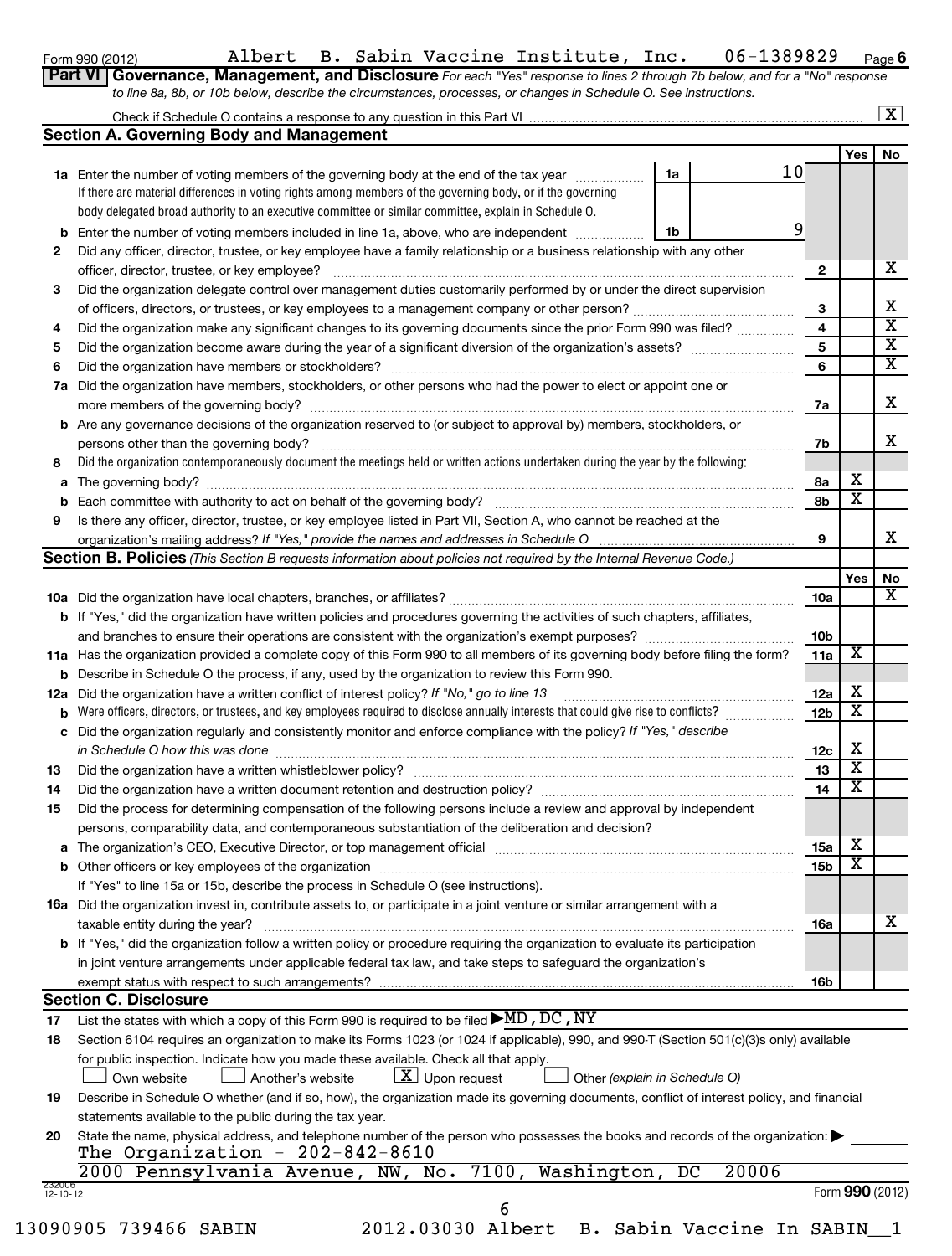Form 990 (2012) Albert B. Sabin Vaccine Institute, Inc. 06-1389829 Page **6**

**Part VI** **Governance, Management, and Disclosure** *For each "Yes" response to lines 2 through 7b below, and for a "No" response to line 8a, 8b, or 10b below, describe the circumstances, processes, or changes in Schedule O. See instructions.*

Check if Schedule O contains a response to any question in this Part VI ..... [X]

## Section A. Governing Body and Management

| | | | | Yes | No |
|---|---|---|---|---|---|
| **1a** | Enter the number of voting members of the governing body at the end of the tax year. If there are material differences in voting rights among members of the governing body, or if the governing body delegated broad authority to an executive committee or similar committee, explain in Schedule O. | 1a | 10 | | |
| **b** | Enter the number of voting members included in line 1a, above, who are independent | 1b | 9 | | |
| **2** | Did any officer, director, trustee, or key employee have a family relationship or a business relationship with any other officer, director, trustee, or key employee? | 2 | | | X |
| **3** | Did the organization delegate control over management duties customarily performed by or under the direct supervision of officers, directors, or trustees, or key employees to a management company or other person? | 3 | | | X |
| **4** | Did the organization make any significant changes to its governing documents since the prior Form 990 was filed? | 4 | | | X |
| **5** | Did the organization become aware during the year of a significant diversion of the organization's assets? | 5 | | | X |
| **6** | Did the organization have members or stockholders? | 6 | | | X |
| **7a** | Did the organization have members, stockholders, or other persons who had the power to elect or appoint one or more members of the governing body? | 7a | | | X |
| **b** | Are any governance decisions of the organization reserved to (or subject to approval by) members, stockholders, or persons other than the governing body? | 7b | | | X |
| **8** | Did the organization contemporaneously document the meetings held or written actions undertaken during the year by the following: | | | | |
| **a** | The governing body? | 8a | | X | |
| **b** | Each committee with authority to act on behalf of the governing body? | 8b | | X | |
| **9** | Is there any officer, director, trustee, or key employee listed in Part VII, Section A, who cannot be reached at the organization's mailing address? *If "Yes," provide the names and addresses in Schedule O* | 9 | | | X |

## Section B. Policies *(This Section B requests information about policies not required by the Internal Revenue Code.)*

| | | | Yes | No |
|---|---|---|---|---|
| **10a** | Did the organization have local chapters, branches, or affiliates? | 10a | | X |
| **b** | If "Yes," did the organization have written policies and procedures governing the activities of such chapters, affiliates, and branches to ensure their operations are consistent with the organization's exempt purposes? | 10b | | |
| **11a** | Has the organization provided a complete copy of this Form 990 to all members of its governing body before filing the form? | 11a | X | |
| **b** | Describe in Schedule O the process, if any, used by the organization to review this Form 990. | | | |
| **12a** | Did the organization have a written conflict of interest policy? *If "No," go to line 13* | 12a | X | |
| **b** | Were officers, directors, or trustees, and key employees required to disclose annually interests that could give rise to conflicts? | 12b | X | |
| **c** | Did the organization regularly and consistently monitor and enforce compliance with the policy? *If "Yes," describe in Schedule O how this was done* | 12c | X | |
| **13** | Did the organization have a written whistleblower policy? | 13 | X | |
| **14** | Did the organization have a written document retention and destruction policy? | 14 | X | |
| **15** | Did the process for determining compensation of the following persons include a review and approval by independent persons, comparability data, and contemporaneous substantiation of the deliberation and decision? | | | |
| **a** | The organization's CEO, Executive Director, or top management official | 15a | X | |
| **b** | Other officers or key employees of the organization | 15b | X | |
| | If "Yes" to line 15a or 15b, describe the process in Schedule O (see instructions). | | | |
| **16a** | Did the organization invest in, contribute assets to, or participate in a joint venture or similar arrangement with a taxable entity during the year? | 16a | | X |
| **b** | If "Yes," did the organization follow a written policy or procedure requiring the organization to evaluate its participation in joint venture arrangements under applicable federal tax law, and take steps to safeguard the organization's exempt status with respect to such arrangements? | 16b | | |

## Section C. Disclosure

**17** List the states with which a copy of this Form 990 is required to be filed ▶ MD, DC, NY

**18** Section 6104 requires an organization to make its Forms 1023 (or 1024 if applicable), 990, and 990-T (Section 501(c)(3)s only) available for public inspection. Indicate how you made these available. Check all that apply.

[ ] Own website [ ] Another's website [X] Upon request [ ] Other *(explain in Schedule O)*

**19** Describe in Schedule O whether (and if so, how), the organization made its governing documents, conflict of interest policy, and financial statements available to the public during the tax year.

**20** State the name, physical address, and telephone number of the person who possesses the books and records of the organization: ▶

The Organization - 202-842-8610
2000 Pennsylvania Avenue, NW, No. 7100, Washington, DC 20006

232006 12-10-12 Form **990** (2012)

13090905 739466 SABIN 2012.03030 Albert B. Sabin Vaccine In SABIN__1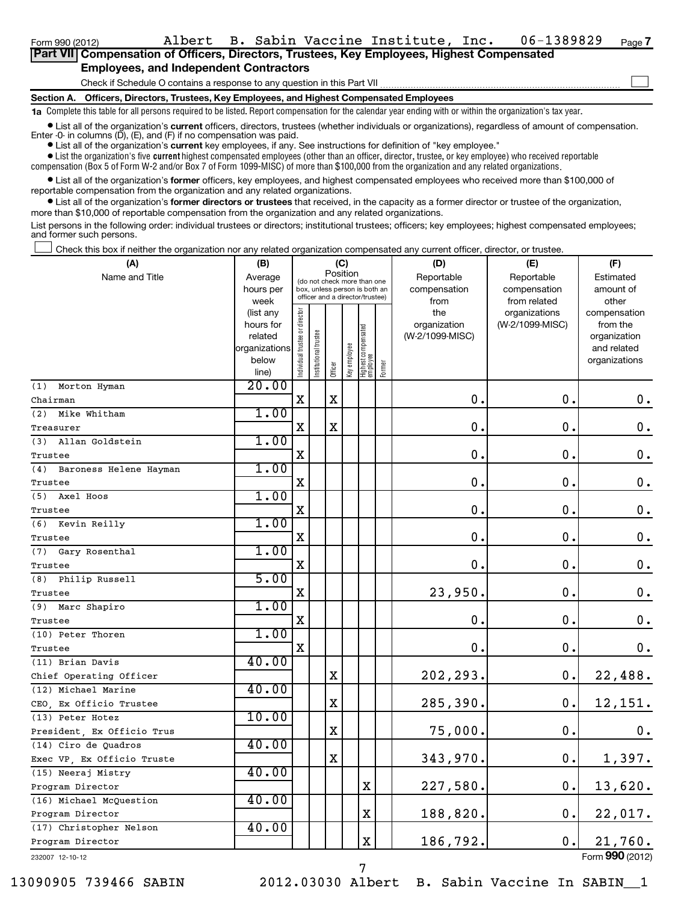Form 990 (2012) Albert B. Sabin Vaccine Institute, Inc. 06-1389829 Page 7

**Part VII Compensation of Officers, Directors, Trustees, Key Employees, Highest Compensated Employees, and Independent Contractors**

Check if Schedule O contains a response to any question in this Part VII

**Section A. Officers, Directors, Trustees, Key Employees, and Highest Compensated Employees**

**1a** Complete this table for all persons required to be listed. Report compensation for the calendar year ending with or within the organization's tax year.

- List all of the organization's **current** officers, directors, trustees (whether individuals or organizations), regardless of amount of compensation. Enter -0- in columns (D), (E), and (F) if no compensation was paid.
- List all of the organization's **current** key employees, if any. See instructions for definition of "key employee."
- List the organization's five **current** highest compensated employees (other than an officer, director, trustee, or key employee) who received reportable compensation (Box 5 of Form W-2 and/or Box 7 of Form 1099-MISC) of more than $100,000 from the organization and any related organizations.
- List all of the organization's **former** officers, key employees, and highest compensated employees who received more than $100,000 of reportable compensation from the organization and any related organizations.
- List all of the organization's **former directors or trustees** that received, in the capacity as a former director or trustee of the organization, more than $10,000 of reportable compensation from the organization and any related organizations.

List persons in the following order: individual trustees or directors; institutional trustees; officers; key employees; highest compensated employees; and former such persons.

Check this box if neither the organization nor any related organization compensated any current officer, director, or trustee.

| (A) Name and Title | (B) Average hours per week (list any hours for related organizations below line) | (C) Individual trustee or director | Institutional trustee | Officer | Key employee | Highest compensated employee | Former | (D) Reportable compensation from the organization (W-2/1099-MISC) | (E) Reportable compensation from related organizations (W-2/1099-MISC) | (F) Estimated amount of other compensation from the organization and related organizations |
|---|---|---|---|---|---|---|---|---|---|---|
| (1) Morton Hyman<br>Chairman | 20.00 | X | | X | | | | 0. | 0. | 0. |
| (2) Mike Whitham<br>Treasurer | 1.00 | X | | X | | | | 0. | 0. | 0. |
| (3) Allan Goldstein<br>Trustee | 1.00 | X | | | | | | 0. | 0. | 0. |
| (4) Baroness Helene Hayman<br>Trustee | 1.00 | X | | | | | | 0. | 0. | 0. |
| (5) Axel Hoos<br>Trustee | 1.00 | X | | | | | | 0. | 0. | 0. |
| (6) Kevin Reilly<br>Trustee | 1.00 | X | | | | | | 0. | 0. | 0. |
| (7) Gary Rosenthal<br>Trustee | 1.00 | X | | | | | | 0. | 0. | 0. |
| (8) Philip Russell<br>Trustee | 5.00 | X | | | | | | 23,950. | 0. | 0. |
| (9) Marc Shapiro<br>Trustee | 1.00 | X | | | | | | 0. | 0. | 0. |
| (10) Peter Thoren<br>Trustee | 1.00 | X | | | | | | 0. | 0. | 0. |
| (11) Brian Davis<br>Chief Operating Officer | 40.00 | | | X | | | | 202,293. | 0. | 22,488. |
| (12) Michael Marine<br>CEO, Ex Officio Trustee | 40.00 | | | X | | | | 285,390. | 0. | 12,151. |
| (13) Peter Hotez<br>President, Ex Officio Trus | 10.00 | | | X | | | | 75,000. | 0. | 0. |
| (14) Ciro de Quadros<br>Exec VP, Ex Officio Truste | 40.00 | | | X | | | | 343,970. | 0. | 1,397. |
| (15) Neeraj Mistry<br>Program Director | 40.00 | | | | | X | | 227,580. | 0. | 13,620. |
| (16) Michael McQuestion<br>Program Director | 40.00 | | | | | X | | 188,820. | 0. | 22,017. |
| (17) Christopher Nelson<br>Program Director | 40.00 | | | | | X | | 186,792. | 0. | 21,760. |

232007 12-10-12 Form 990 (2012)

13090905 739466 SABIN 2012.03030 Albert B. Sabin Vaccine In SABIN__1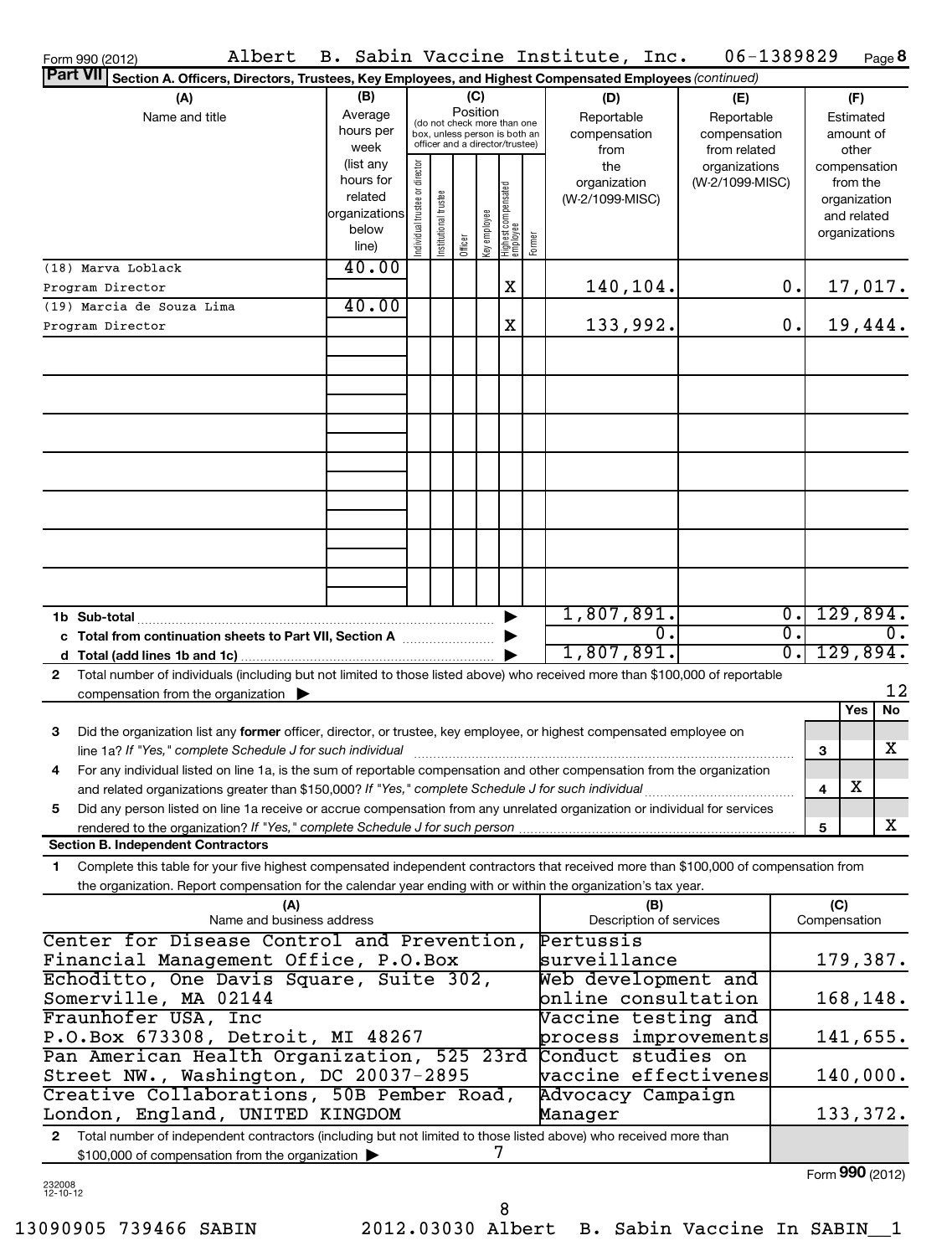Form 990 (2012) Albert B. Sabin Vaccine Institute, Inc. 06-1389829 Page **8**

**Part VII** Section A. Officers, Directors, Trustees, Key Employees, and Highest Compensated Employees *(continued)*

| (A) Name and title | (B) Average hours per week (list any hours for related organizations below line) | (C) Position (do not check more than one box, unless person is both an officer and a director/trustee) | | | | | | (D) Reportable compensation from the organization (W-2/1099-MISC) | (E) Reportable compensation from related organizations (W-2/1099-MISC) | (F) Estimated amount of other compensation from the organization and related organizations |
|---|---|---|---|---|---|---|---|---|---|---|
| | | Individual trustee or director | Institutional trustee | Officer | Key employee | Highest compensated employee | Former | | | |
| (18) Marva Loblack<br>Program Director | 40.00 | | | | | X | | 140,104. | 0. | 17,017. |
| (19) Marcia de Souza Lima<br>Program Director | 40.00 | | | | | X | | 133,992. | 0. | 19,444. |
| | | | | | | | | | | |
| | | | | | | | | | | |
| | | | | | | | | | | |
| | | | | | | | | | | |
| | | | | | | | | | | |
| | | | | | | | | | | |
| | | | | | | | | | | |
| **1b Sub-total** | | | | | | | ▶ | 1,807,891. | 0. | 129,894. |
| **c Total from continuation sheets to Part VII, Section A** | | | | | | | ▶ | 0. | 0. | 0. |
| **d Total (add lines 1b and 1c)** | | | | | | | ▶ | 1,807,891. | 0. | 129,894. |

**2** Total number of individuals (including but not limited to those listed above) who received more than $100,000 of reportable compensation from the organization ▶ 12

| | | | Yes | No |
|---|---|---|---|---|
| **3** | Did the organization list any **former** officer, director, or trustee, key employee, or highest compensated employee on line 1a? *If "Yes," complete Schedule J for such individual* | 3 | | X |
| **4** | For any individual listed on line 1a, is the sum of reportable compensation and other compensation from the organization and related organizations greater than $150,000? *If "Yes," complete Schedule J for such individual* | 4 | X | |
| **5** | Did any person listed on line 1a receive or accrue compensation from any unrelated organization or individual for services rendered to the organization? *If "Yes," complete Schedule J for such person* | 5 | | X |

**Section B. Independent Contractors**

**1** Complete this table for your five highest compensated independent contractors that received more than $100,000 of compensation from the organization. Report compensation for the calendar year ending with or within the organization's tax year.

| (A) Name and business address | (B) Description of services | (C) Compensation |
|---|---|---|
| Center for Disease Control and Prevention, Financial Management Office, P.O.Box | Pertussis surveillance | 179,387. |
| Echoditto, One Davis Square, Suite 302, Somerville, MA 02144 | Web development and online consultation | 168,148. |
| Fraunhofer USA, Inc P.O.Box 673308, Detroit, MI 48267 | Vaccine testing and process improvements | 141,655. |
| Pan American Health Organization, 525 23rd Street NW., Washington, DC 20037-2895 | Conduct studies on vaccine effectivenes | 140,000. |
| Creative Collaborations, 50B Pember Road, London, England, UNITED KINGDOM | Advocacy Campaign Manager | 133,372. |

**2** Total number of independent contractors (including but not limited to those listed above) who received more than $100,000 of compensation from the organization ▶ 7

Form **990** (2012)

232008 12-10-12

13090905 739466 SABIN 2012.03030 Albert B. Sabin Vaccine In SABIN__1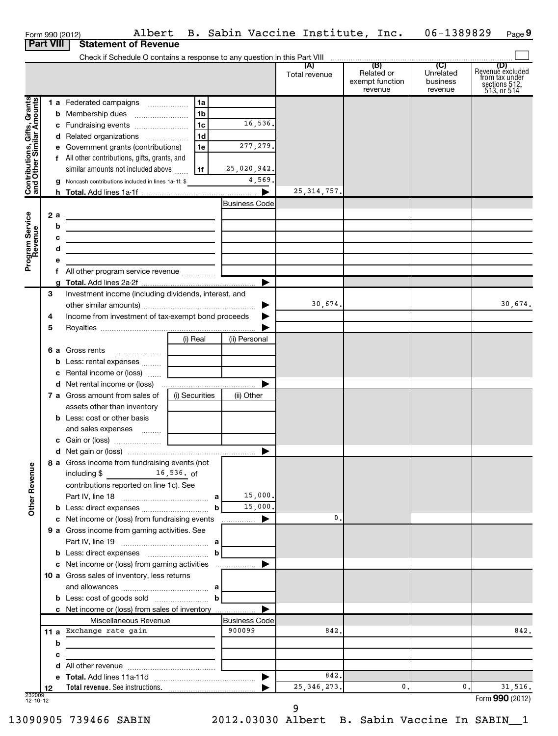Form 990 (2012) Albert B. Sabin Vaccine Institute, Inc. 06-1389829 Page 9

## Part VIII Statement of Revenue

Check if Schedule O contains a response to any question in this Part VIII

| | | | (A) Total revenue | (B) Related or exempt function revenue | (C) Unrelated business revenue | (D) Revenue excluded from tax under sections 512, 513, or 514 |
|---|---|---|---|---|---|---|
| **Contributions, Gifts, Grants and Other Similar Amounts** | | | | | | |
| 1 a Federated campaigns | 1a | | | | | |
| b Membership dues | 1b | | | | | |
| c Fundraising events | 1c | 16,536. | | | | |
| d Related organizations | 1d | | | | | |
| e Government grants (contributions) | 1e | 277,279. | | | | |
| f All other contributions, gifts, grants, and similar amounts not included above | 1f | 25,020,942. | | | | |
| g Noncash contributions included in lines 1a-1f: $ | | 4,569. | | | | |
| h **Total.** Add lines 1a-1f | | ▶ | 25,314,757. | | | |
| **Program Service Revenue** | | Business Code | | | | |
| 2 a | | | | | | |
| b | | | | | | |
| c | | | | | | |
| d | | | | | | |
| e | | | | | | |
| f All other program service revenue | | | | | | |
| g **Total.** Add lines 2a-2f | | ▶ | | | | |
| **Other Revenue** | | | | | | |
| 3 Investment income (including dividends, interest, and other similar amounts) | | ▶ | 30,674. | | | 30,674. |
| 4 Income from investment of tax-exempt bond proceeds | | ▶ | | | | |
| 5 Royalties | | ▶ | | | | |
| | (i) Real | (ii) Personal | | | | |
| 6 a Gross rents | | | | | | |
| b Less: rental expenses | | | | | | |
| c Rental income or (loss) | | | | | | |
| d Net rental income or (loss) | | ▶ | | | | |
| 7 a Gross amount from sales of assets other than inventory | (i) Securities | (ii) Other | | | | |
| b Less: cost or other basis and sales expenses | | | | | | |
| c Gain or (loss) | | | | | | |
| d Net gain or (loss) | | ▶ | | | | |
| 8 a Gross income from fundraising events (not including $ 16,536. of contributions reported on line 1c). See Part IV, line 18 | a | 15,000. | | | | |
| b Less: direct expenses | b | 15,000. | | | | |
| c Net income or (loss) from fundraising events | | ▶ | 0. | | | |
| 9 a Gross income from gaming activities. See Part IV, line 19 | a | | | | | |
| b Less: direct expenses | b | | | | | |
| c Net income or (loss) from gaming activities | | ▶ | | | | |
| 10 a Gross sales of inventory, less returns and allowances | a | | | | | |
| b Less: cost of goods sold | b | | | | | |
| c Net income or (loss) from sales of inventory | | ▶ | | | | |
| Miscellaneous Revenue | | Business Code | | | | |
| 11 a Exchange rate gain | | 900099 | 842. | | | 842. |
| b | | | | | | |
| c | | | | | | |
| d All other revenue | | | | | | |
| e **Total.** Add lines 11a-11d | | ▶ | 842. | | | |
| 12 **Total revenue.** See instructions. | | ▶ | 25,346,273. | 0. | 0. | 31,516. |

232009 12-10-12

Form **990** (2012)

13090905 739466 SABIN 2012.03030 Albert B. Sabin Vaccine In SABIN__1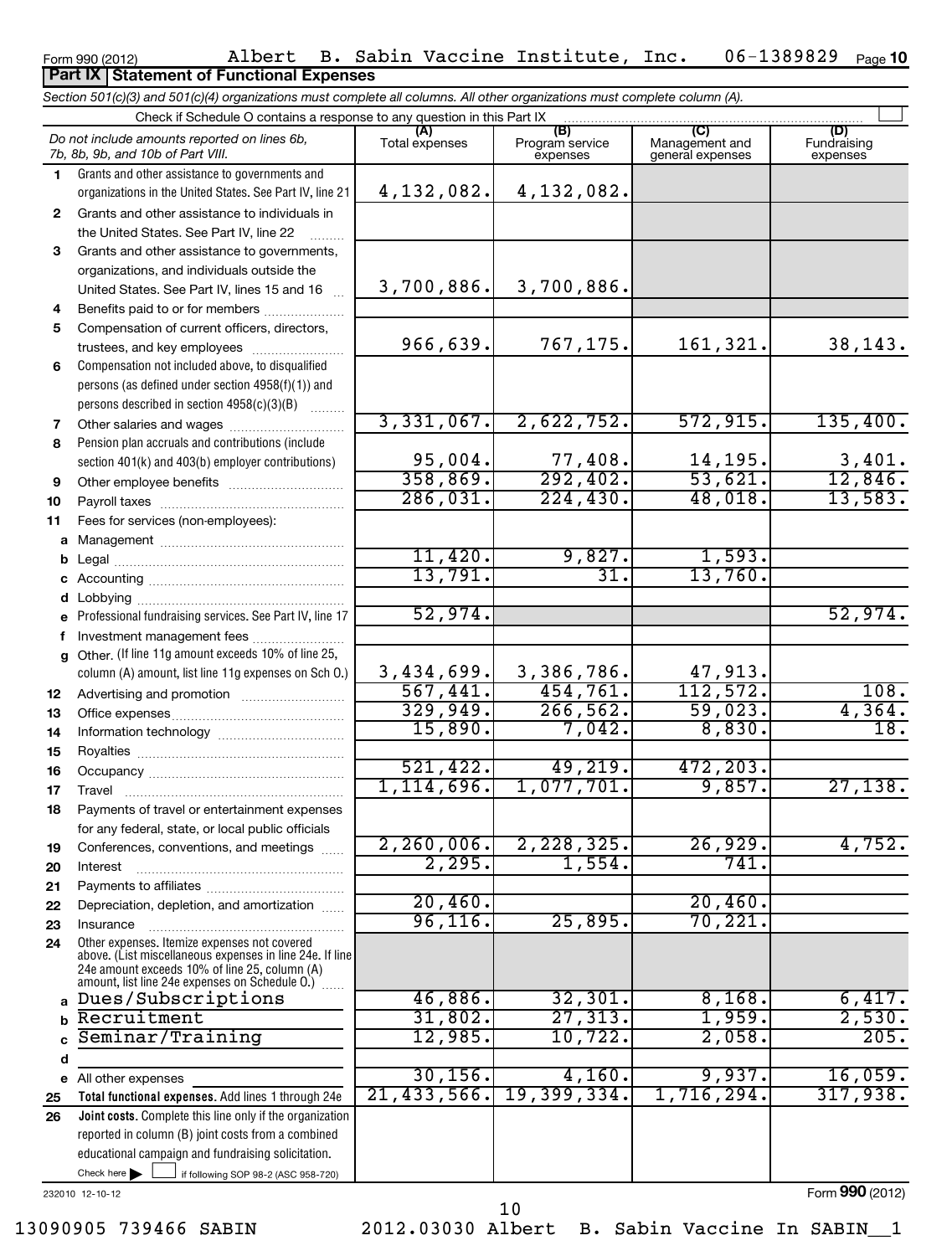Form 990 (2012) Albert B. Sabin Vaccine Institute, Inc. 06-1389829 Page **10**

## Part IX Statement of Functional Expenses

*Section 501(c)(3) and 501(c)(4) organizations must complete all columns. All other organizations must complete column (A).*

Check if Schedule O contains a response to any question in this Part IX ☐

| | *Do not include amounts reported on lines 6b, 7b, 8b, 9b, and 10b of Part VIII.* | (A) Total expenses | (B) Program service expenses | (C) Management and general expenses | (D) Fundraising expenses |
|---|---|---|---|---|---|
| 1 | Grants and other assistance to governments and organizations in the United States. See Part IV, line 21 | 4,132,082. | 4,132,082. | | |
| 2 | Grants and other assistance to individuals in the United States. See Part IV, line 22 | | | | |
| 3 | Grants and other assistance to governments, organizations, and individuals outside the United States. See Part IV, lines 15 and 16 | 3,700,886. | 3,700,886. | | |
| 4 | Benefits paid to or for members | | | | |
| 5 | Compensation of current officers, directors, trustees, and key employees | 966,639. | 767,175. | 161,321. | 38,143. |
| 6 | Compensation not included above, to disqualified persons (as defined under section 4958(f)(1)) and persons described in section 4958(c)(3)(B) | | | | |
| 7 | Other salaries and wages | 3,331,067. | 2,622,752. | 572,915. | 135,400. |
| 8 | Pension plan accruals and contributions (include section 401(k) and 403(b) employer contributions) | 95,004. | 77,408. | 14,195. | 3,401. |
| 9 | Other employee benefits | 358,869. | 292,402. | 53,621. | 12,846. |
| 10 | Payroll taxes | 286,031. | 224,430. | 48,018. | 13,583. |
| 11 | Fees for services (non-employees): | | | | |
| a | Management | | | | |
| b | Legal | 11,420. | 9,827. | 1,593. | |
| c | Accounting | 13,791. | 31. | 13,760. | |
| d | Lobbying | | | | |
| e | Professional fundraising services. See Part IV, line 17 | 52,974. | | | 52,974. |
| f | Investment management fees | | | | |
| g | Other. (If line 11g amount exceeds 10% of line 25, column (A) amount, list line 11g expenses on Sch O.) | 3,434,699. | 3,386,786. | 47,913. | |
| 12 | Advertising and promotion | 567,441. | 454,761. | 112,572. | 108. |
| 13 | Office expenses | 329,949. | 266,562. | 59,023. | 4,364. |
| 14 | Information technology | 15,890. | 7,042. | 8,830. | 18. |
| 15 | Royalties | | | | |
| 16 | Occupancy | 521,422. | 49,219. | 472,203. | |
| 17 | Travel | 1,114,696. | 1,077,701. | 9,857. | 27,138. |
| 18 | Payments of travel or entertainment expenses for any federal, state, or local public officials | | | | |
| 19 | Conferences, conventions, and meetings | 2,260,006. | 2,228,325. | 26,929. | 4,752. |
| 20 | Interest | 2,295. | 1,554. | 741. | |
| 21 | Payments to affiliates | | | | |
| 22 | Depreciation, depletion, and amortization | 20,460. | | 20,460. | |
| 23 | Insurance | 96,116. | 25,895. | 70,221. | |
| 24 | Other expenses. Itemize expenses not covered above. (List miscellaneous expenses in line 24e. If line 24e amount exceeds 10% of line 25, column (A) amount, list line 24e expenses on Schedule O.) | | | | |
| a | Dues/Subscriptions | 46,886. | 32,301. | 8,168. | 6,417. |
| b | Recruitment | 31,802. | 27,313. | 1,959. | 2,530. |
| c | Seminar/Training | 12,985. | 10,722. | 2,058. | 205. |
| d | | | | | |
| e | All other expenses | 30,156. | 4,160. | 9,937. | 16,059. |
| 25 | **Total functional expenses.** Add lines 1 through 24e | 21,433,566. | 19,399,334. | 1,716,294. | 317,938. |
| 26 | **Joint costs.** Complete this line only if the organization reported in column (B) joint costs from a combined educational campaign and fundraising solicitation. Check here ☐ if following SOP 98-2 (ASC 958-720) | | | | |

232010 12-10-12

Form **990** (2012)

13090905 739466 SABIN 2012.03030 Albert B. Sabin Vaccine In SABIN__1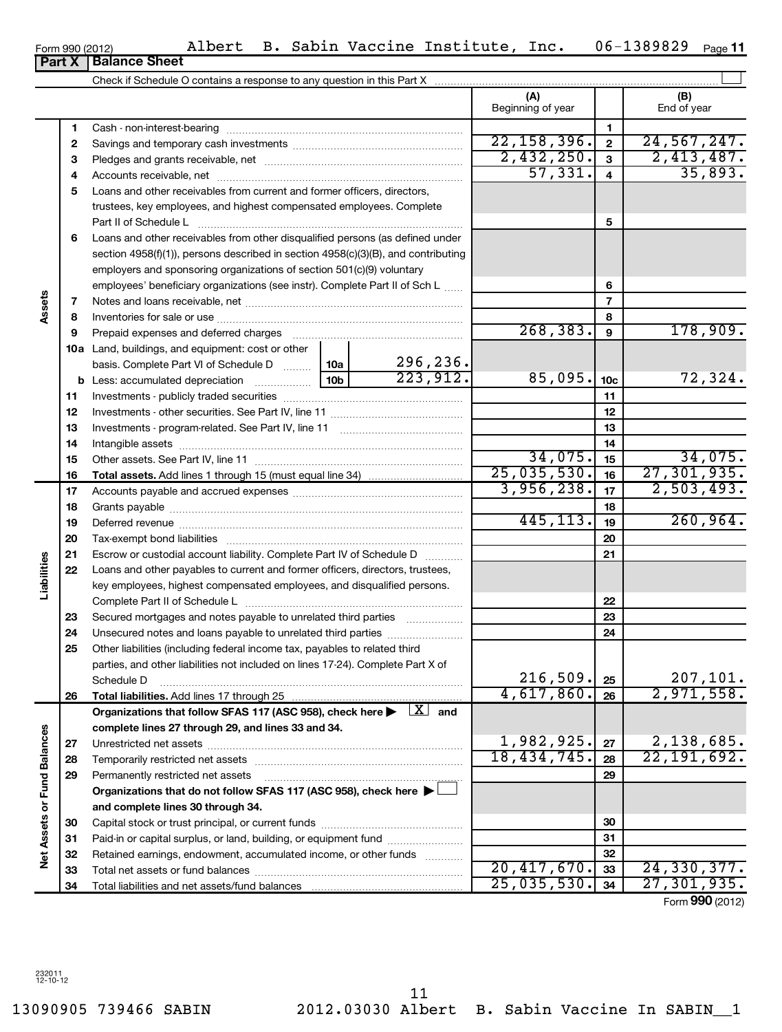Form 990 (2012) Albert B. Sabin Vaccine Institute, Inc. 06-1389829 Page 11

**Part X | Balance Sheet**

Check if Schedule O contains a response to any question in this Part X ☐

| | | | | | (A) Beginning of year | | (B) End of year |
|---|---|---|---|---|---|---|---|
| Assets | 1 | Cash - non-interest-bearing | | | | 1 | |
| | 2 | Savings and temporary cash investments | | | 22,158,396. | 2 | 24,567,247. |
| | 3 | Pledges and grants receivable, net | | | 2,432,250. | 3 | 2,413,487. |
| | 4 | Accounts receivable, net | | | 57,331. | 4 | 35,893. |
| | 5 | Loans and other receivables from current and former officers, directors, trustees, key employees, and highest compensated employees. Complete Part II of Schedule L | | | | 5 | |
| | 6 | Loans and other receivables from other disqualified persons (as defined under section 4958(f)(1)), persons described in section 4958(c)(3)(B), and contributing employers and sponsoring organizations of section 501(c)(9) voluntary employees' beneficiary organizations (see instr). Complete Part II of Sch L | | | | 6 | |
| | 7 | Notes and loans receivable, net | | | | 7 | |
| | 8 | Inventories for sale or use | | | | 8 | |
| | 9 | Prepaid expenses and deferred charges | | | 268,383. | 9 | 178,909. |
| | 10a | Land, buildings, and equipment: cost or other basis. Complete Part VI of Schedule D | 10a | 296,236. | | | |
| | b | Less: accumulated depreciation | 10b | 223,912. | 85,095. | 10c | 72,324. |
| | 11 | Investments - publicly traded securities | | | | 11 | |
| | 12 | Investments - other securities. See Part IV, line 11 | | | | 12 | |
| | 13 | Investments - program-related. See Part IV, line 11 | | | | 13 | |
| | 14 | Intangible assets | | | | 14 | |
| | 15 | Other assets. See Part IV, line 11 | | | 34,075. | 15 | 34,075. |
| | 16 | **Total assets.** Add lines 1 through 15 (must equal line 34) | | | 25,035,530. | 16 | 27,301,935. |
| Liabilities | 17 | Accounts payable and accrued expenses | | | 3,956,238. | 17 | 2,503,493. |
| | 18 | Grants payable | | | | 18 | |
| | 19 | Deferred revenue | | | 445,113. | 19 | 260,964. |
| | 20 | Tax-exempt bond liabilities | | | | 20 | |
| | 21 | Escrow or custodial account liability. Complete Part IV of Schedule D | | | | 21 | |
| | 22 | Loans and other payables to current and former officers, directors, trustees, key employees, highest compensated employees, and disqualified persons. Complete Part II of Schedule L | | | | 22 | |
| | 23 | Secured mortgages and notes payable to unrelated third parties | | | | 23 | |
| | 24 | Unsecured notes and loans payable to unrelated third parties | | | | 24 | |
| | 25 | Other liabilities (including federal income tax, payables to related third parties, and other liabilities not included on lines 17-24). Complete Part X of Schedule D | | | 216,509. | 25 | 207,101. |
| | 26 | **Total liabilities.** Add lines 17 through 25 | | | 4,617,860. | 26 | 2,971,558. |
| Net Assets or Fund Balances | | **Organizations that follow SFAS 117 (ASC 958), check here ▶ ☒ and complete lines 27 through 29, and lines 33 and 34.** | | | | | |
| | 27 | Unrestricted net assets | | | 1,982,925. | 27 | 2,138,685. |
| | 28 | Temporarily restricted net assets | | | 18,434,745. | 28 | 22,191,692. |
| | 29 | Permanently restricted net assets | | | | 29 | |
| | | **Organizations that do not follow SFAS 117 (ASC 958), check here ▶ ☐ and complete lines 30 through 34.** | | | | | |
| | 30 | Capital stock or trust principal, or current funds | | | | 30 | |
| | 31 | Paid-in or capital surplus, or land, building, or equipment fund | | | | 31 | |
| | 32 | Retained earnings, endowment, accumulated income, or other funds | | | | 32 | |
| | 33 | Total net assets or fund balances | | | 20,417,670. | 33 | 24,330,377. |
| | 34 | Total liabilities and net assets/fund balances | | | 25,035,530. | 34 | 27,301,935. |

Form **990** (2012)

232011 12-10-12

13090905 739466 SABIN 2012.03030 Albert B. Sabin Vaccine In SABIN__1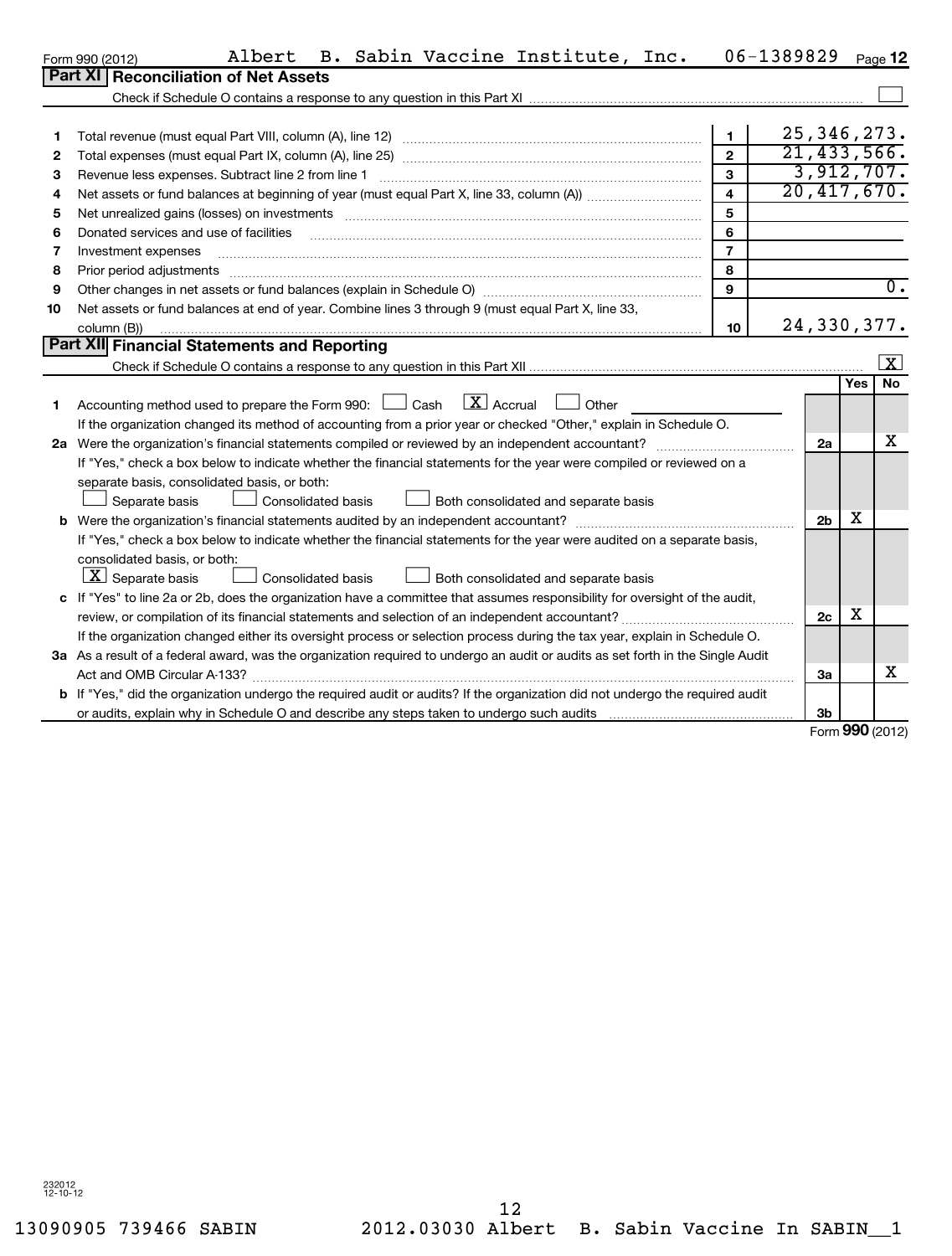Form 990 (2012) Albert B. Sabin Vaccine Institute, Inc. 06-1389829 Page 12

## Part XI Reconciliation of Net Assets

Check if Schedule O contains a response to any question in this Part XI ☐

| | | | |
|---|---|---|---|
| 1 | Total revenue (must equal Part VIII, column (A), line 12) | 1 | 25,346,273. |
| 2 | Total expenses (must equal Part IX, column (A), line 25) | 2 | 21,433,566. |
| 3 | Revenue less expenses. Subtract line 2 from line 1 | 3 | 3,912,707. |
| 4 | Net assets or fund balances at beginning of year (must equal Part X, line 33, column (A)) | 4 | 20,417,670. |
| 5 | Net unrealized gains (losses) on investments | 5 | |
| 6 | Donated services and use of facilities | 6 | |
| 7 | Investment expenses | 7 | |
| 8 | Prior period adjustments | 8 | |
| 9 | Other changes in net assets or fund balances (explain in Schedule O) | 9 | 0. |
| 10 | Net assets or fund balances at end of year. Combine lines 3 through 9 (must equal Part X, line 33, column (B)) | 10 | 24,330,377. |

## Part XII Financial Statements and Reporting

Check if Schedule O contains a response to any question in this Part XII ☒

| | | | Yes | No |
|---|---|---|---|---|
| 1 | Accounting method used to prepare the Form 990: ☐ Cash ☒ Accrual ☐ Other<br>If the organization changed its method of accounting from a prior year or checked "Other," explain in Schedule O. | | | |
| 2a | Were the organization's financial statements compiled or reviewed by an independent accountant?<br>If "Yes," check a box below to indicate whether the financial statements for the year were compiled or reviewed on a separate basis, consolidated basis, or both:<br>☐ Separate basis ☐ Consolidated basis ☐ Both consolidated and separate basis | 2a | | X |
| b | Were the organization's financial statements audited by an independent accountant?<br>If "Yes," check a box below to indicate whether the financial statements for the year were audited on a separate basis, consolidated basis, or both:<br>☒ Separate basis ☐ Consolidated basis ☐ Both consolidated and separate basis | 2b | X | |
| c | If "Yes" to line 2a or 2b, does the organization have a committee that assumes responsibility for oversight of the audit, review, or compilation of its financial statements and selection of an independent accountant?<br>If the organization changed either its oversight process or selection process during the tax year, explain in Schedule O. | 2c | X | |
| 3a | As a result of a federal award, was the organization required to undergo an audit or audits as set forth in the Single Audit Act and OMB Circular A-133? | 3a | | X |
| b | If "Yes," did the organization undergo the required audit or audits? If the organization did not undergo the required audit or audits, explain why in Schedule O and describe any steps taken to undergo such audits | 3b | | |

Form 990 (2012)

232012 12-10-12

13090905 739466 SABIN 2012.03030 Albert B. Sabin Vaccine In SABIN__1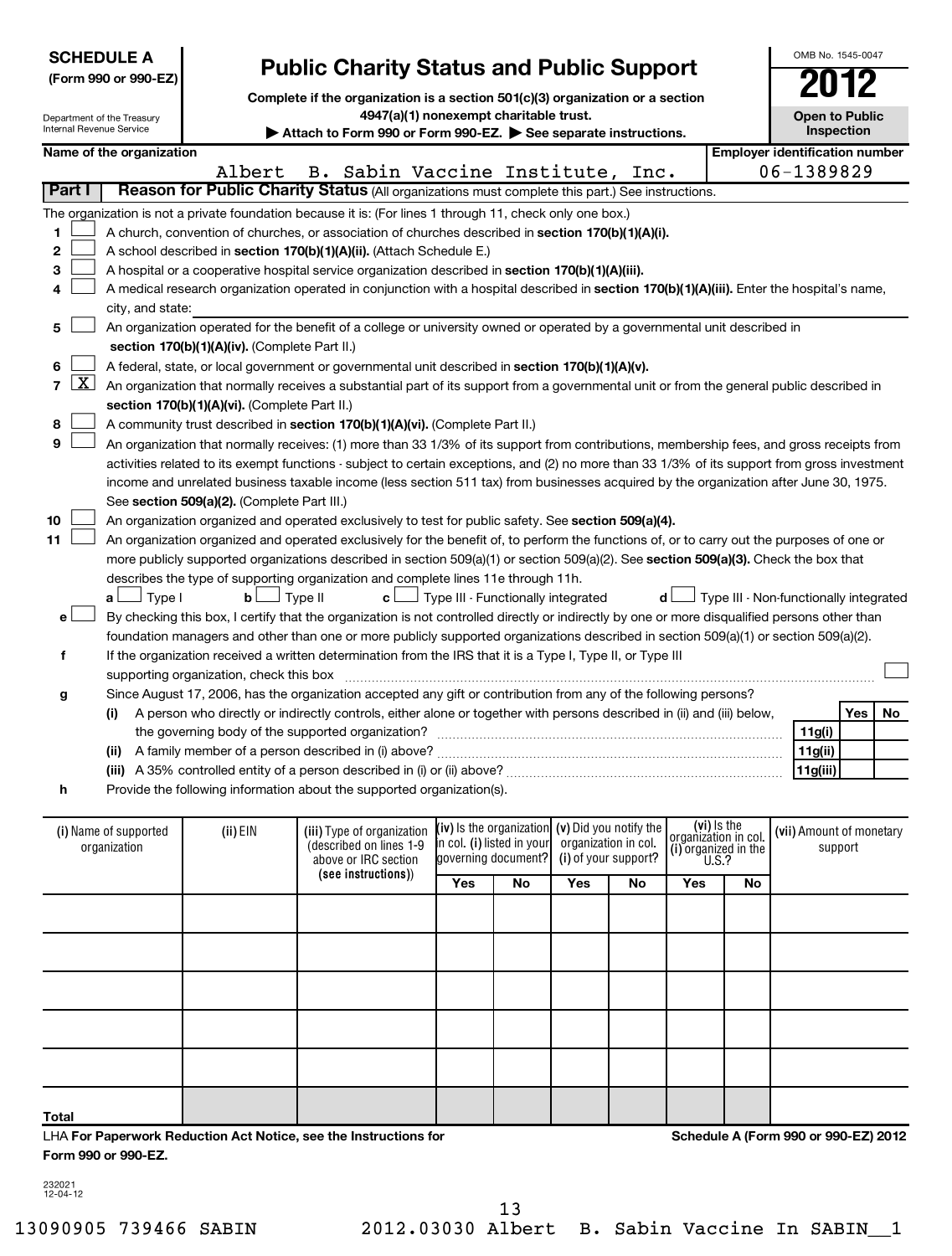**SCHEDULE A**
**(Form 990 or 990-EZ)**

Department of the Treasury
Internal Revenue Service

# Public Charity Status and Public Support

**Complete if the organization is a section 501(c)(3) organization or a section 4947(a)(1) nonexempt charitable trust.**
**▶ Attach to Form 990 or Form 990-EZ. ▶ See separate instructions.**

OMB No. 1545-0047
**2012**
**Open to Public Inspection**

**Name of the organization:** Albert B. Sabin Vaccine Institute, Inc.
**Employer identification number:** 06-1389829

## Part I Reason for Public Charity Status (All organizations must complete this part.) See instructions.

The organization is not a private foundation because it is: (For lines 1 through 11, check only one box.)

1. ☐ A church, convention of churches, or association of churches described in **section 170(b)(1)(A)(i).**
2. ☐ A school described in **section 170(b)(1)(A)(ii).** (Attach Schedule E.)
3. ☐ A hospital or a cooperative hospital service organization described in **section 170(b)(1)(A)(iii).**
4. ☐ A medical research organization operated in conjunction with a hospital described in **section 170(b)(1)(A)(iii).** Enter the hospital's name, city, and state:
5. ☐ An organization operated for the benefit of a college or university owned or operated by a governmental unit described in **section 170(b)(1)(A)(iv).** (Complete Part II.)
6. ☐ A federal, state, or local government or governmental unit described in **section 170(b)(1)(A)(v).**
7. ☒ An organization that normally receives a substantial part of its support from a governmental unit or from the general public described in **section 170(b)(1)(A)(vi).** (Complete Part II.)
8. ☐ A community trust described in **section 170(b)(1)(A)(vi).** (Complete Part II.)
9. ☐ An organization that normally receives: (1) more than 33 1/3% of its support from contributions, membership fees, and gross receipts from activities related to its exempt functions - subject to certain exceptions, and (2) no more than 33 1/3% of its support from gross investment income and unrelated business taxable income (less section 511 tax) from businesses acquired by the organization after June 30, 1975. See **section 509(a)(2).** (Complete Part III.)
10. ☐ An organization organized and operated exclusively to test for public safety. See **section 509(a)(4).**
11. ☐ An organization organized and operated exclusively for the benefit of, to perform the functions of, or to carry out the purposes of one or more publicly supported organizations described in section 509(a)(1) or section 509(a)(2). See **section 509(a)(3).** Check the box that describes the type of supporting organization and complete lines 11e through 11h.
   **a** ☐ Type I **b** ☐ Type II **c** ☐ Type III - Functionally integrated **d** ☐ Type III - Non-functionally integrated

   **e** ☐ By checking this box, I certify that the organization is not controlled directly or indirectly by one or more disqualified persons other than foundation managers and other than one or more publicly supported organizations described in section 509(a)(1) or section 509(a)(2).

   **f** If the organization received a written determination from the IRS that it is a Type I, Type II, or Type III supporting organization, check this box ☐

   **g** Since August 17, 2006, has the organization accepted any gift or contribution from any of the following persons?

| | | Yes | No |
|---|---|---|---|
| (i) A person who directly or indirectly controls, either alone or together with persons described in (ii) and (iii) below, the governing body of the supported organization? | 11g(i) | | |
| (ii) A family member of a person described in (i) above? | 11g(ii) | | |
| (iii) A 35% controlled entity of a person described in (i) or (ii) above? | 11g(iii) | | |

   **h** Provide the following information about the supported organization(s).

| (i) Name of supported organization | (ii) EIN | (iii) Type of organization (described on lines 1-9 above or IRC section (see instructions)) | (iv) Is the organization in col. (i) listed in your governing document? | | (v) Did you notify the organization in col. (i) of your support? | | (vi) Is the organization in col. (i) organized in the U.S.? | | (vii) Amount of monetary support |
|---|---|---|---|---|---|---|---|---|---|
| | | | Yes | No | Yes | No | Yes | No | |
| | | | | | | | | | |
| | | | | | | | | | |
| | | | | | | | | | |
| | | | | | | | | | |
| | | | | | | | | | |
| Total | | | | | | | | | |

LHA **For Paperwork Reduction Act Notice, see the Instructions for Form 990 or 990-EZ.** **Schedule A (Form 990 or 990-EZ) 2012**

232021
12-04-12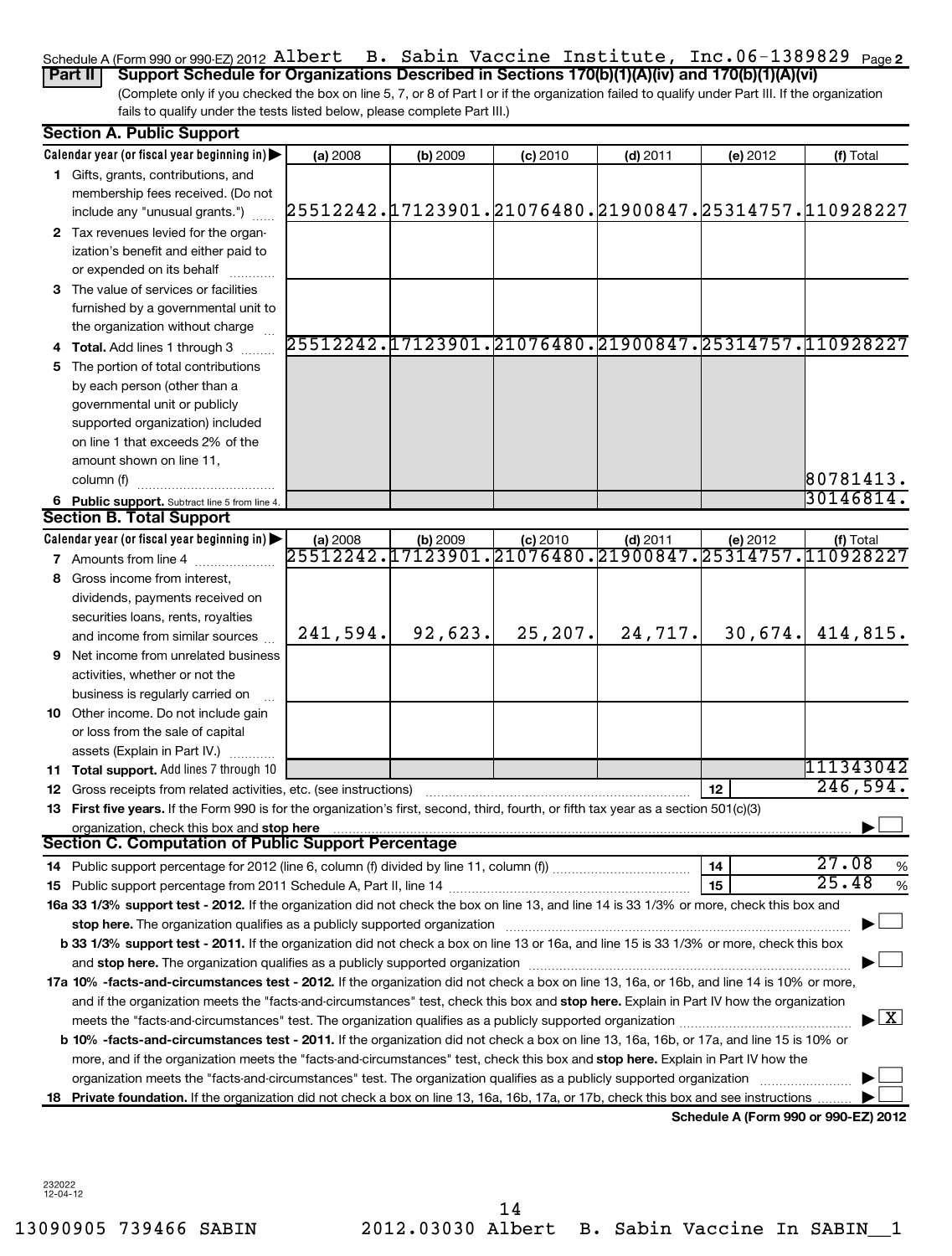Schedule A (Form 990 or 990-EZ) 2012 Albert B. Sabin Vaccine Institute, Inc. 06-1389829 Page 2

## Part II Support Schedule for Organizations Described in Sections 170(b)(1)(A)(iv) and 170(b)(1)(A)(vi)

(Complete only if you checked the box on line 5, 7, or 8 of Part I or if the organization failed to qualify under Part III. If the organization fails to qualify under the tests listed below, please complete Part III.)

### Section A. Public Support

| Calendar year (or fiscal year beginning in) | (a) 2008 | (b) 2009 | (c) 2010 | (d) 2011 | (e) 2012 | (f) Total |
|---|---|---|---|---|---|---|
| 1 Gifts, grants, contributions, and membership fees received. (Do not include any "unusual grants.") | 25512242. | 17123901. | 21076480. | 21900847. | 25314757. | 110928227 |
| 2 Tax revenues levied for the organization's benefit and either paid to or expended on its behalf | | | | | | |
| 3 The value of services or facilities furnished by a governmental unit to the organization without charge | | | | | | |
| 4 **Total.** Add lines 1 through 3 | 25512242. | 17123901. | 21076480. | 21900847. | 25314757. | 110928227 |
| 5 The portion of total contributions by each person (other than a governmental unit or publicly supported organization) included on line 1 that exceeds 2% of the amount shown on line 11, column (f) | | | | | | 80781413. |
| 6 **Public support.** Subtract line 5 from line 4. | | | | | | 30146814. |

### Section B. Total Support

| Calendar year (or fiscal year beginning in) | (a) 2008 | (b) 2009 | (c) 2010 | (d) 2011 | (e) 2012 | (f) Total |
|---|---|---|---|---|---|---|
| 7 Amounts from line 4 | 25512242. | 17123901. | 21076480. | 21900847. | 25314757. | 110928227 |
| 8 Gross income from interest, dividends, payments received on securities loans, rents, royalties and income from similar sources | 241,594. | 92,623. | 25,207. | 24,717. | 30,674. | 414,815. |
| 9 Net income from unrelated business activities, whether or not the business is regularly carried on | | | | | | |
| 10 Other income. Do not include gain or loss from the sale of capital assets (Explain in Part IV.) | | | | | | |
| 11 **Total support.** Add lines 7 through 10 | | | | | | 111343042 |

12 Gross receipts from related activities, etc. (see instructions) ..... 12 | 246,594.

13 **First five years.** If the Form 990 is for the organization's first, second, third, fourth, or fifth tax year as a section 501(c)(3) organization, check this box and **stop here** ☐

### Section C. Computation of Public Support Percentage

14 Public support percentage for 2012 (line 6, column (f) divided by line 11, column (f)) ..... 14 | 27.08 %

15 Public support percentage from 2011 Schedule A, Part II, line 14 ..... 15 | 25.48 %

**16a 33 1/3% support test - 2012.** If the organization did not check the box on line 13, and line 14 is 33 1/3% or more, check this box and **stop here.** The organization qualifies as a publicly supported organization ☐

**b 33 1/3% support test - 2011.** If the organization did not check a box on line 13 or 16a, and line 15 is 33 1/3% or more, check this box and **stop here.** The organization qualifies as a publicly supported organization ☐

**17a 10% -facts-and-circumstances test - 2012.** If the organization did not check a box on line 13, 16a, or 16b, and line 14 is 10% or more, and if the organization meets the "facts-and-circumstances" test, check this box and **stop here.** Explain in Part IV how the organization meets the "facts-and-circumstances" test. The organization qualifies as a publicly supported organization ☒

**b 10% -facts-and-circumstances test - 2011.** If the organization did not check a box on line 13, 16a, 16b, or 17a, and line 15 is 10% or more, and if the organization meets the "facts-and-circumstances" test, check this box and **stop here.** Explain in Part IV how the organization meets the "facts-and-circumstances" test. The organization qualifies as a publicly supported organization ☐

**18 Private foundation.** If the organization did not check a box on line 13, 16a, 16b, 17a, or 17b, check this box and see instructions ☐

**Schedule A (Form 990 or 990-EZ) 2012**

232022 12-04-12

13090905 739466 SABIN 2012.03030 Albert B. Sabin Vaccine In SABIN__1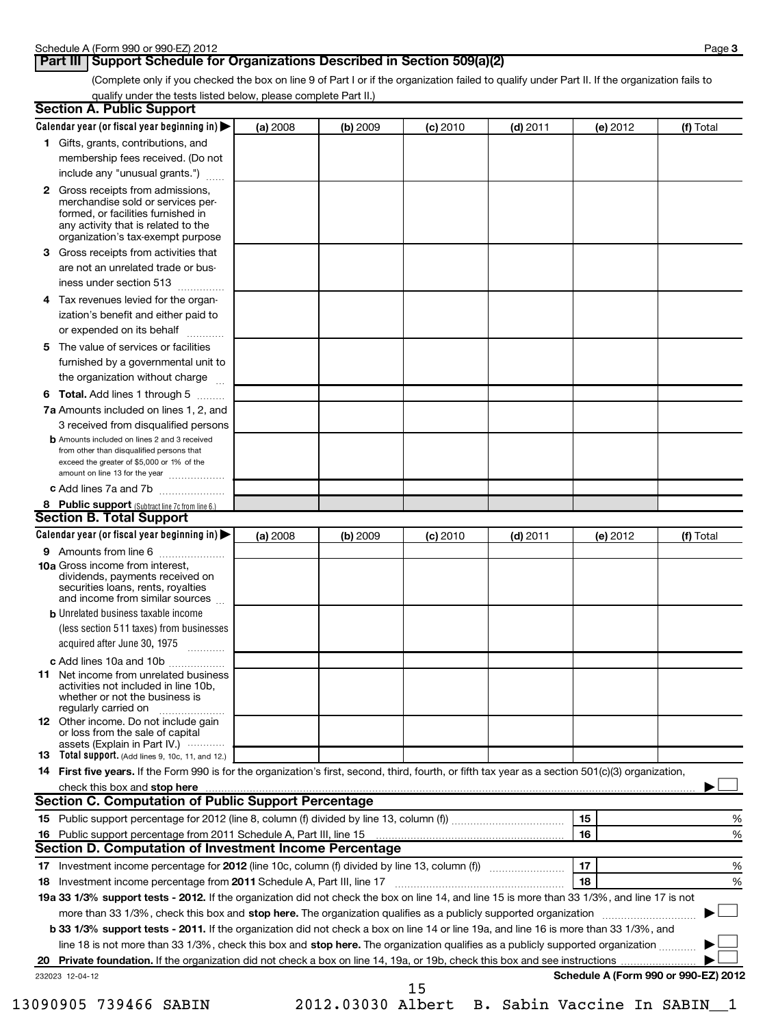Schedule A (Form 990 or 990-EZ) 2012

## Part III Support Schedule for Organizations Described in Section 509(a)(2)

(Complete only if you checked the box on line 9 of Part I or if the organization failed to qualify under Part II. If the organization fails to qualify under the tests listed below, please complete Part II.)

### Section A. Public Support

| Calendar year (or fiscal year beginning in) ▶ | (a) 2008 | (b) 2009 | (c) 2010 | (d) 2011 | (e) 2012 | (f) Total |
|---|---|---|---|---|---|---|
| **1** Gifts, grants, contributions, and membership fees received. (Do not include any "unusual grants.") | | | | | | |
| **2** Gross receipts from admissions, merchandise sold or services performed, or facilities furnished in any activity that is related to the organization's tax-exempt purpose | | | | | | |
| **3** Gross receipts from activities that are not an unrelated trade or business under section 513 | | | | | | |
| **4** Tax revenues levied for the organization's benefit and either paid to or expended on its behalf | | | | | | |
| **5** The value of services or facilities furnished by a governmental unit to the organization without charge | | | | | | |
| **6 Total.** Add lines 1 through 5 | | | | | | |
| **7a** Amounts included on lines 1, 2, and 3 received from disqualified persons | | | | | | |
| **b** Amounts included on lines 2 and 3 received from other than disqualified persons that exceed the greater of $5,000 or 1% of the amount on line 13 for the year | | | | | | |
| **c** Add lines 7a and 7b | | | | | | |
| **8 Public support** (Subtract line 7c from line 6.) | | | | | | |

### Section B. Total Support

| Calendar year (or fiscal year beginning in) ▶ | (a) 2008 | (b) 2009 | (c) 2010 | (d) 2011 | (e) 2012 | (f) Total |
|---|---|---|---|---|---|---|
| **9** Amounts from line 6 | | | | | | |
| **10a** Gross income from interest, dividends, payments received on securities loans, rents, royalties and income from similar sources | | | | | | |
| **b** Unrelated business taxable income (less section 511 taxes) from businesses acquired after June 30, 1975 | | | | | | |
| **c** Add lines 10a and 10b | | | | | | |
| **11** Net income from unrelated business activities not included in line 10b, whether or not the business is regularly carried on | | | | | | |
| **12** Other income. Do not include gain or loss from the sale of capital assets (Explain in Part IV.) | | | | | | |
| **13 Total support.** (Add lines 9, 10c, 11, and 12.) | | | | | | |

**14 First five years.** If the Form 990 is for the organization's first, second, third, fourth, or fifth tax year as a section 501(c)(3) organization, check this box and **stop here** ▶ ☐

### Section C. Computation of Public Support Percentage

| | | | |
|---|---|---|---|
| **15** | Public support percentage for 2012 (line 8, column (f) divided by line 13, column (f)) | 15 | % |
| **16** | Public support percentage from 2011 Schedule A, Part III, line 15 | 16 | % |

### Section D. Computation of Investment Income Percentage

| | | | |
|---|---|---|---|
| **17** | Investment income percentage for **2012** (line 10c, column (f) divided by line 13, column (f)) | 17 | % |
| **18** | Investment income percentage from **2011** Schedule A, Part III, line 17 | 18 | % |

**19a 33 1/3% support tests - 2012.** If the organization did not check the box on line 14, and line 15 is more than 33 1/3%, and line 17 is not more than 33 1/3%, check this box and **stop here.** The organization qualifies as a publicly supported organization ▶ ☐

**b 33 1/3% support tests - 2011.** If the organization did not check a box on line 14 or line 19a, and line 16 is more than 33 1/3%, and line 18 is not more than 33 1/3%, check this box and **stop here.** The organization qualifies as a publicly supported organization ▶ ☐

**20 Private foundation.** If the organization did not check a box on line 14, 19a, or 19b, check this box and see instructions ▶ ☐

232023 12-04-12 **Schedule A (Form 990 or 990-EZ) 2012**

13090905 739466 SABIN 2012.03030 Albert B. Sabin Vaccine In SABIN__1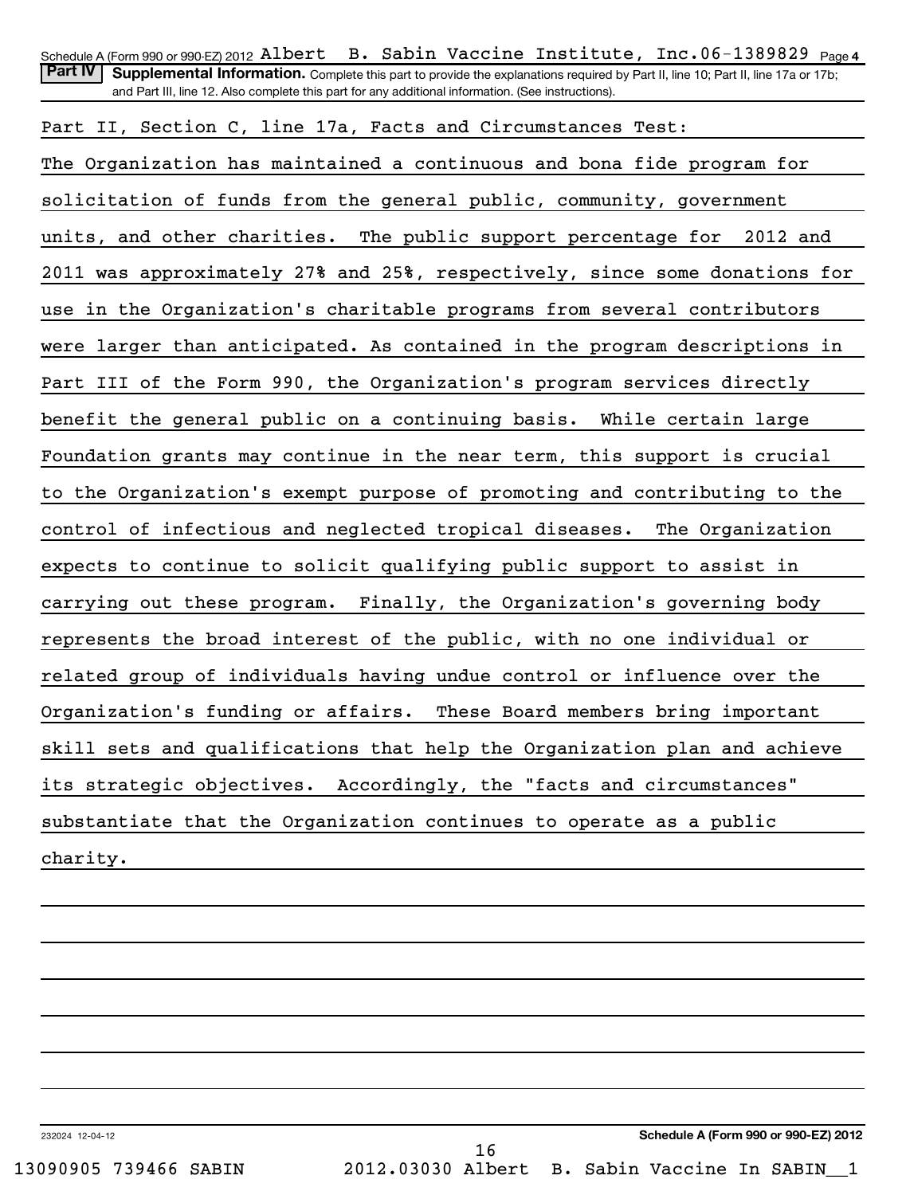Schedule A (Form 990 or 990-EZ) 2012 Albert B. Sabin Vaccine Institute, Inc.06-1389829 Page 4

**Part IV** **Supplemental Information.** Complete this part to provide the explanations required by Part II, line 10; Part II, line 17a or 17b; and Part III, line 12. Also complete this part for any additional information. (See instructions).

Part II, Section C, line 17a, Facts and Circumstances Test:

The Organization has maintained a continuous and bona fide program for solicitation of funds from the general public, community, government units, and other charities. The public support percentage for 2012 and 2011 was approximately 27% and 25%, respectively, since some donations for use in the Organization's charitable programs from several contributors were larger than anticipated. As contained in the program descriptions in Part III of the Form 990, the Organization's program services directly benefit the general public on a continuing basis. While certain large Foundation grants may continue in the near term, this support is crucial to the Organization's exempt purpose of promoting and contributing to the control of infectious and neglected tropical diseases. The Organization expects to continue to solicit qualifying public support to assist in carrying out these program. Finally, the Organization's governing body represents the broad interest of the public, with no one individual or related group of individuals having undue control or influence over the Organization's funding or affairs. These Board members bring important skill sets and qualifications that help the Organization plan and achieve its strategic objectives. Accordingly, the "facts and circumstances" substantiate that the Organization continues to operate as a public charity.

232024 12-04-12 **Schedule A (Form 990 or 990-EZ) 2012**

13090905 739466 SABIN 2012.03030 Albert B. Sabin Vaccine In SABIN__1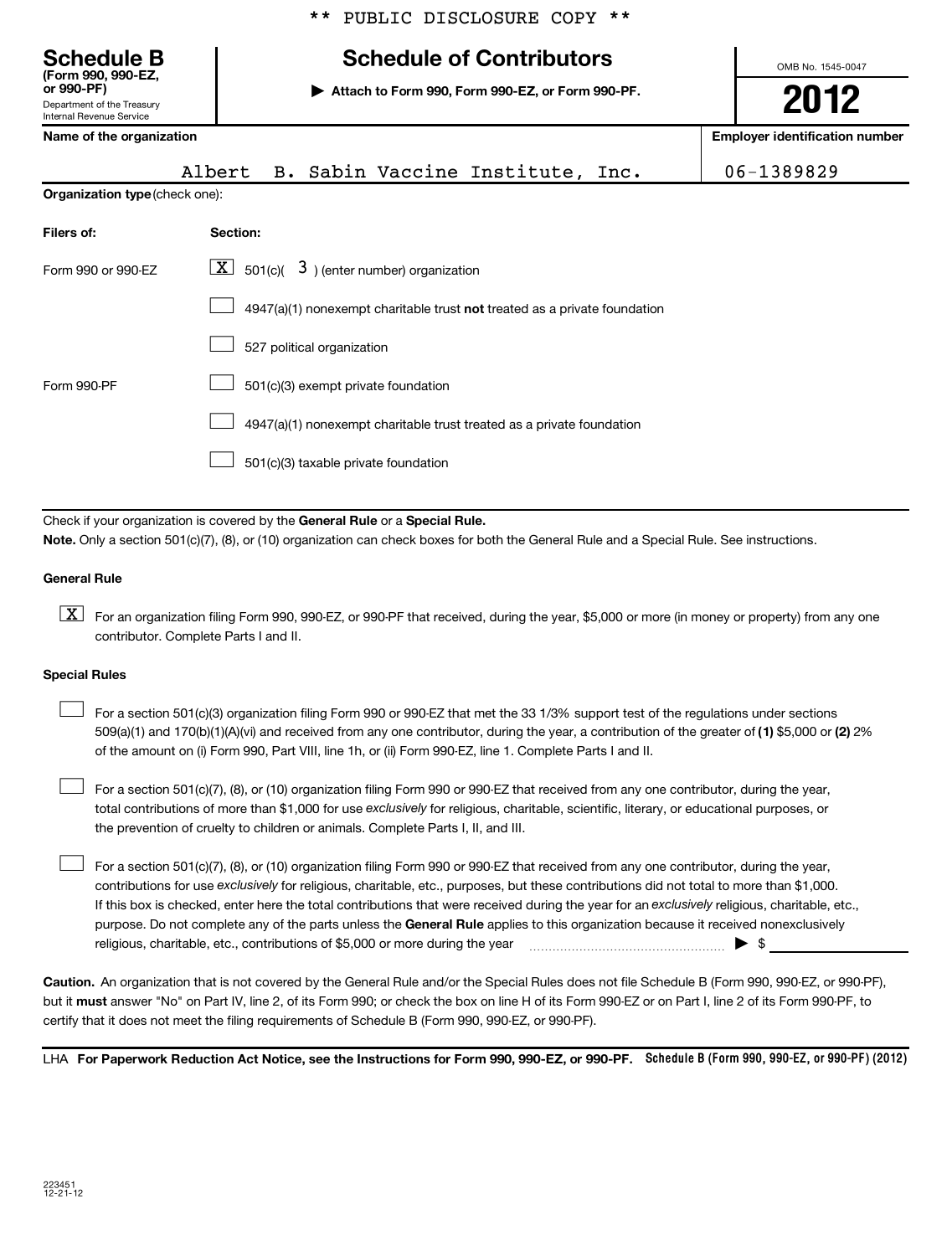** PUBLIC DISCLOSURE COPY **

# Schedule B (Form 990, 990-EZ, or 990-PF)

Department of the Treasury
Internal Revenue Service

## Schedule of Contributors

▶ Attach to Form 990, Form 990-EZ, or Form 990-PF.

OMB No. 1545-0047

**2012**

| Name of the organization | Employer identification number |
|---|---|
| Albert B. Sabin Vaccine Institute, Inc. | 06-1389829 |

**Organization type** (check one):

| Filers of: | Section: |
|---|---|
| Form 990 or 990-EZ | [X] 501(c)( 3 ) (enter number) organization |
| | [ ] 4947(a)(1) nonexempt charitable trust **not** treated as a private foundation |
| | [ ] 527 political organization |
| Form 990-PF | [ ] 501(c)(3) exempt private foundation |
| | [ ] 4947(a)(1) nonexempt charitable trust treated as a private foundation |
| | [ ] 501(c)(3) taxable private foundation |

Check if your organization is covered by the **General Rule** or a **Special Rule.**

**Note.** Only a section 501(c)(7), (8), or (10) organization can check boxes for both the General Rule and a Special Rule. See instructions.

**General Rule**

[X] For an organization filing Form 990, 990-EZ, or 990-PF that received, during the year, $5,000 or more (in money or property) from any one contributor. Complete Parts I and II.

**Special Rules**

[ ] For a section 501(c)(3) organization filing Form 990 or 990-EZ that met the 33 1/3% support test of the regulations under sections 509(a)(1) and 170(b)(1)(A)(vi) and received from any one contributor, during the year, a contribution of the greater of **(1)** $5,000 or **(2)** 2% of the amount on (i) Form 990, Part VIII, line 1h, or (ii) Form 990-EZ, line 1. Complete Parts I and II.

[ ] For a section 501(c)(7), (8), or (10) organization filing Form 990 or 990-EZ that received from any one contributor, during the year, total contributions of more than $1,000 for use *exclusively* for religious, charitable, scientific, literary, or educational purposes, or the prevention of cruelty to children or animals. Complete Parts I, II, and III.

[ ] For a section 501(c)(7), (8), or (10) organization filing Form 990 or 990-EZ that received from any one contributor, during the year, contributions for use *exclusively* for religious, charitable, etc., purposes, but these contributions did not total to more than $1,000. If this box is checked, enter here the total contributions that were received during the year for an *exclusively* religious, charitable, etc., purpose. Do not complete any of the parts unless the **General Rule** applies to this organization because it received nonexclusively religious, charitable, etc., contributions of $5,000 or more during the year ▶ $ ____________

**Caution.** An organization that is not covered by the General Rule and/or the Special Rules does not file Schedule B (Form 990, 990-EZ, or 990-PF), but it **must** answer "No" on Part IV, line 2, of its Form 990; or check the box on line H of its Form 990-EZ or on Part I, line 2 of its Form 990-PF, to certify that it does not meet the filing requirements of Schedule B (Form 990, 990-EZ, or 990-PF).

LHA **For Paperwork Reduction Act Notice, see the Instructions for Form 990, 990-EZ, or 990-PF.** **Schedule B (Form 990, 990-EZ, or 990-PF) (2012)**

223451
12-21-12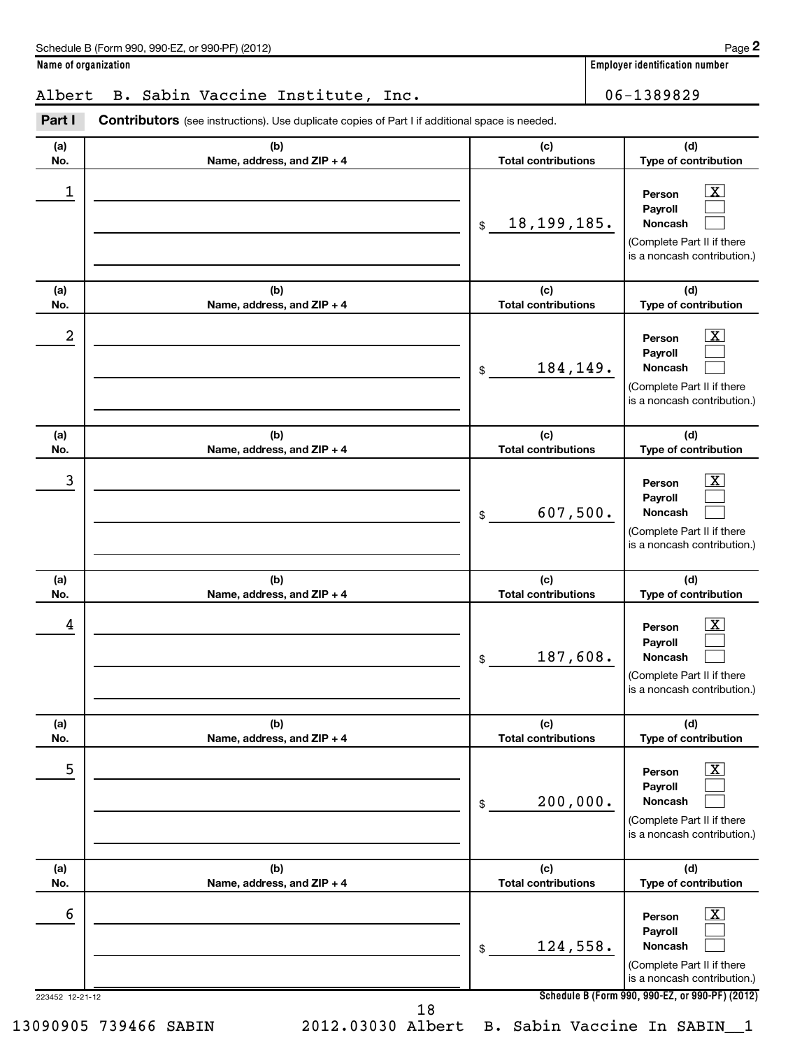Schedule B (Form 990, 990-EZ, or 990-PF) (2012)

**Name of organization**

Albert B. Sabin Vaccine Institute, Inc.

**Employer identification number**

06-1389829

**Part I** **Contributors** (see instructions). Use duplicate copies of Part I if additional space is needed.

| (a) No. | (b) Name, address, and ZIP + 4 | (c) Total contributions | (d) Type of contribution |
|---|---|---|---|
| 1 | | $ 18,199,185. | Person [X] Payroll [ ] Noncash [ ] (Complete Part II if there is a noncash contribution.) |
| 2 | | $ 184,149. | Person [X] Payroll [ ] Noncash [ ] (Complete Part II if there is a noncash contribution.) |
| 3 | | $ 607,500. | Person [X] Payroll [ ] Noncash [ ] (Complete Part II if there is a noncash contribution.) |
| 4 | | $ 187,608. | Person [X] Payroll [ ] Noncash [ ] (Complete Part II if there is a noncash contribution.) |
| 5 | | $ 200,000. | Person [X] Payroll [ ] Noncash [ ] (Complete Part II if there is a noncash contribution.) |
| 6 | | $ 124,558. | Person [X] Payroll [ ] Noncash [ ] (Complete Part II if there is a noncash contribution.) |

223452 12-21-12

Schedule B (Form 990, 990-EZ, or 990-PF) (2012)

13090905 739466 SABIN 2012.03030 Albert B. Sabin Vaccine In SABIN__1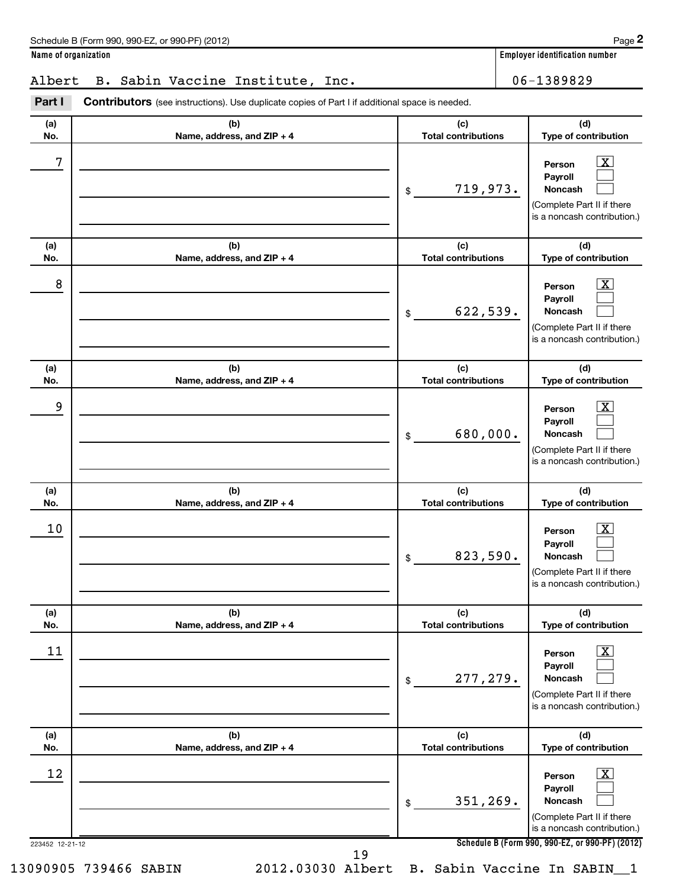Schedule B (Form 990, 990-EZ, or 990-PF) (2012)

**Name of organization**

Albert B. Sabin Vaccine Institute, Inc.

**Employer identification number**

06-1389829

**Part I** **Contributors** (see instructions). Use duplicate copies of Part I if additional space is needed.

| (a) No. | (b) Name, address, and ZIP + 4 | (c) Total contributions | (d) Type of contribution |
|---|---|---|---|
| 7 | | $ 719,973. | Person [X] Payroll [ ] Noncash [ ] (Complete Part II if there is a noncash contribution.) |
| 8 | | $ 622,539. | Person [X] Payroll [ ] Noncash [ ] (Complete Part II if there is a noncash contribution.) |
| 9 | | $ 680,000. | Person [X] Payroll [ ] Noncash [ ] (Complete Part II if there is a noncash contribution.) |
| 10 | | $ 823,590. | Person [X] Payroll [ ] Noncash [ ] (Complete Part II if there is a noncash contribution.) |
| 11 | | $ 277,279. | Person [X] Payroll [ ] Noncash [ ] (Complete Part II if there is a noncash contribution.) |
| 12 | | $ 351,269. | Person [X] Payroll [ ] Noncash [ ] (Complete Part II if there is a noncash contribution.) |

223452 12-21-12

**Schedule B (Form 990, 990-EZ, or 990-PF) (2012)**

13090905 739466 SABIN 2012.03030 Albert B. Sabin Vaccine In SABIN__1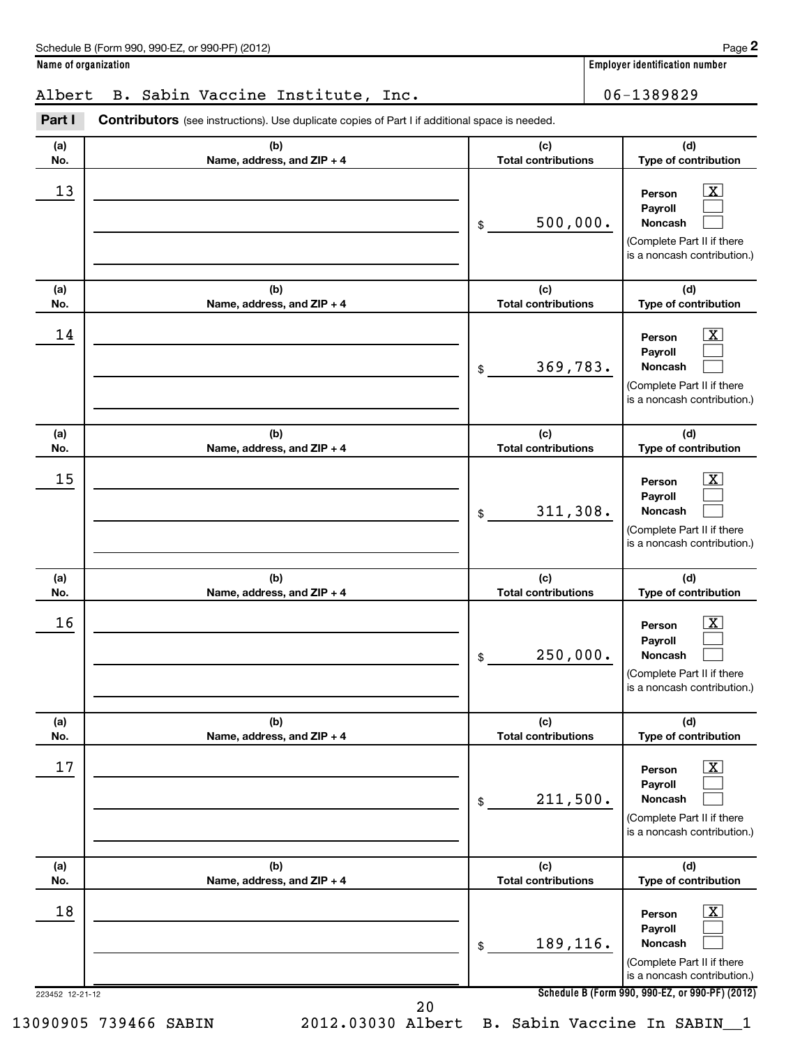Schedule B (Form 990, 990-EZ, or 990-PF) (2012)

**Name of organization**

Albert B. Sabin Vaccine Institute, Inc.

**Employer identification number**

06-1389829

**Part I** **Contributors** (see instructions). Use duplicate copies of Part I if additional space is needed.

| (a) No. | (b) Name, address, and ZIP + 4 | (c) Total contributions | (d) Type of contribution |
|---|---|---|---|
| 13 | | $ 500,000. | Person [X] Payroll [ ] Noncash [ ] (Complete Part II if there is a noncash contribution.) |
| 14 | | $ 369,783. | Person [X] Payroll [ ] Noncash [ ] (Complete Part II if there is a noncash contribution.) |
| 15 | | $ 311,308. | Person [X] Payroll [ ] Noncash [ ] (Complete Part II if there is a noncash contribution.) |
| 16 | | $ 250,000. | Person [X] Payroll [ ] Noncash [ ] (Complete Part II if there is a noncash contribution.) |
| 17 | | $ 211,500. | Person [X] Payroll [ ] Noncash [ ] (Complete Part II if there is a noncash contribution.) |
| 18 | | $ 189,116. | Person [X] Payroll [ ] Noncash [ ] (Complete Part II if there is a noncash contribution.) |

223452 12-21-12

**Schedule B (Form 990, 990-EZ, or 990-PF) (2012)**

13090905 739466 SABIN 2012.03030 Albert B. Sabin Vaccine In SABIN__1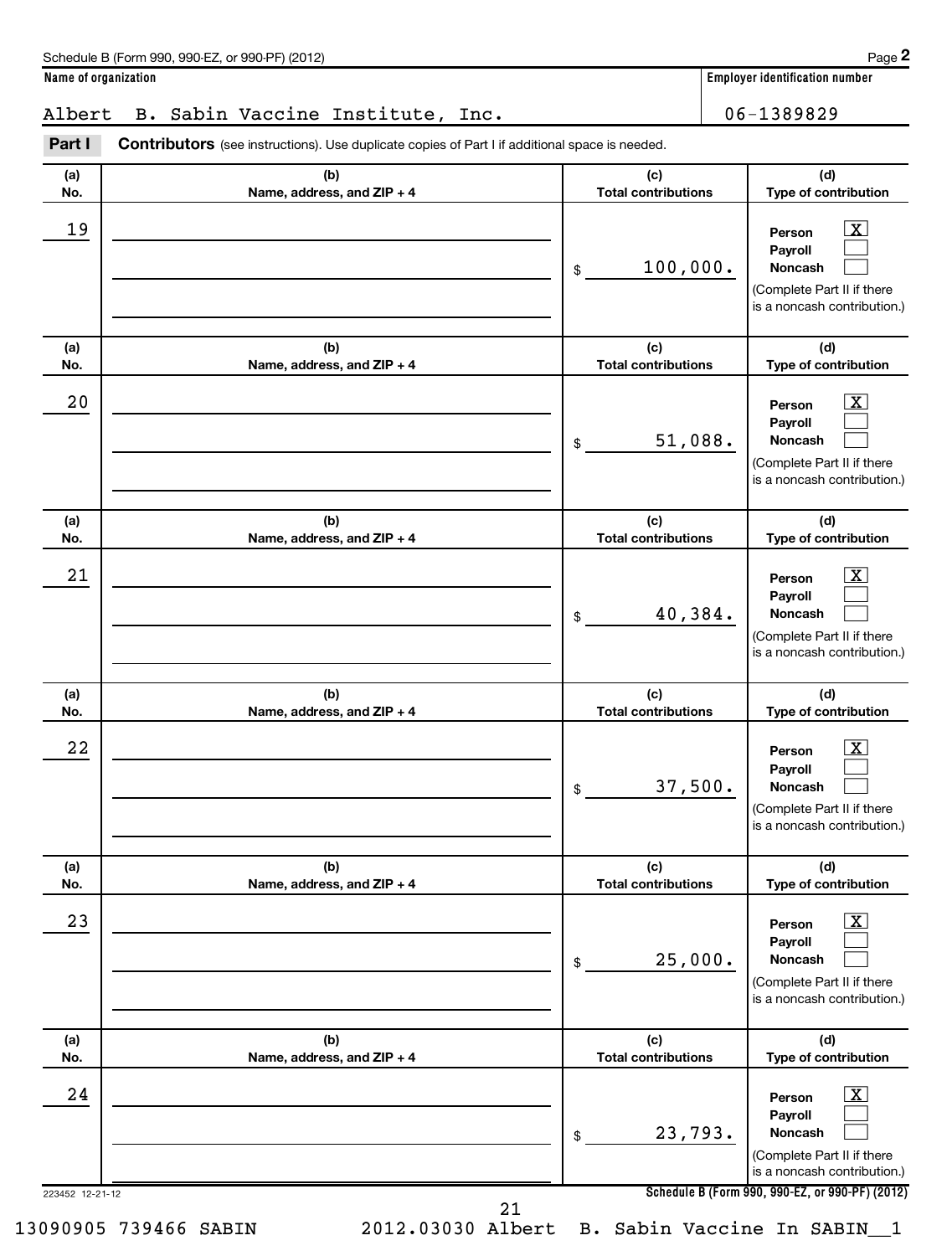Schedule B (Form 990, 990-EZ, or 990-PF) (2012)

**Name of organization**

Albert B. Sabin Vaccine Institute, Inc.

**Employer identification number**

06-1389829

**Part I** **Contributors** (see instructions). Use duplicate copies of Part I if additional space is needed.

| (a) No. | (b) Name, address, and ZIP + 4 | (c) Total contributions | (d) Type of contribution |
|---|---|---|---|
| 19 | | $ 100,000. | Person [X] Payroll [ ] Noncash [ ] (Complete Part II if there is a noncash contribution.) |
| 20 | | $ 51,088. | Person [X] Payroll [ ] Noncash [ ] (Complete Part II if there is a noncash contribution.) |
| 21 | | $ 40,384. | Person [X] Payroll [ ] Noncash [ ] (Complete Part II if there is a noncash contribution.) |
| 22 | | $ 37,500. | Person [X] Payroll [ ] Noncash [ ] (Complete Part II if there is a noncash contribution.) |
| 23 | | $ 25,000. | Person [X] Payroll [ ] Noncash [ ] (Complete Part II if there is a noncash contribution.) |
| 24 | | $ 23,793. | Person [X] Payroll [ ] Noncash [ ] (Complete Part II if there is a noncash contribution.) |

223452 12-21-12

**Schedule B (Form 990, 990-EZ, or 990-PF) (2012)**

13090905 739466 SABIN 2012.03030 Albert B. Sabin Vaccine In SABIN__1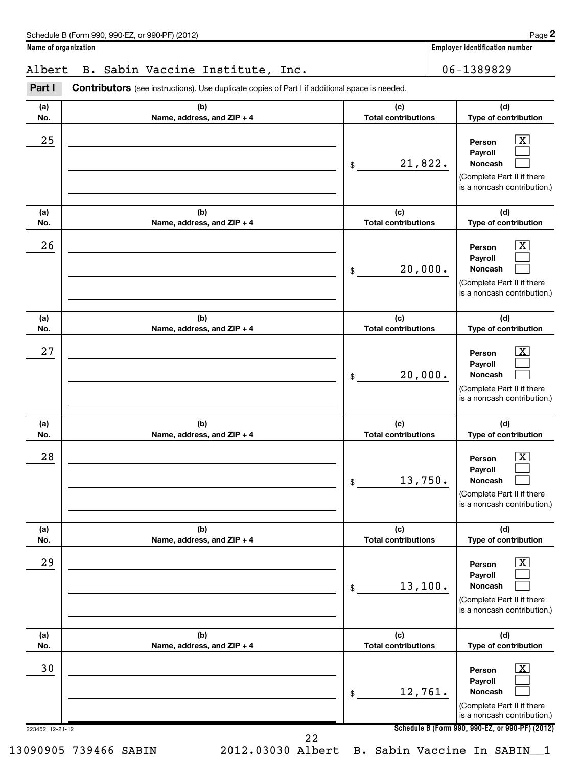**Name of organization**

Albert B. Sabin Vaccine Institute, Inc.

**Employer identification number**

06-1389829

**Part I** **Contributors** (see instructions). Use duplicate copies of Part I if additional space is needed.

| (a) No. | (b) Name, address, and ZIP + 4 | (c) Total contributions | (d) Type of contribution |
|---|---|---|---|
| 25 | | $ 21,822. | Person [X] Payroll [ ] Noncash [ ] (Complete Part II if there is a noncash contribution.) |
| 26 | | $ 20,000. | Person [X] Payroll [ ] Noncash [ ] (Complete Part II if there is a noncash contribution.) |
| 27 | | $ 20,000. | Person [X] Payroll [ ] Noncash [ ] (Complete Part II if there is a noncash contribution.) |
| 28 | | $ 13,750. | Person [X] Payroll [ ] Noncash [ ] (Complete Part II if there is a noncash contribution.) |
| 29 | | $ 13,100. | Person [X] Payroll [ ] Noncash [ ] (Complete Part II if there is a noncash contribution.) |
| 30 | | $ 12,761. | Person [X] Payroll [ ] Noncash [ ] (Complete Part II if there is a noncash contribution.) |

223452 12-21-12

13090905 739466 SABIN 2012.03030 Albert B. Sabin Vaccine In SABIN__1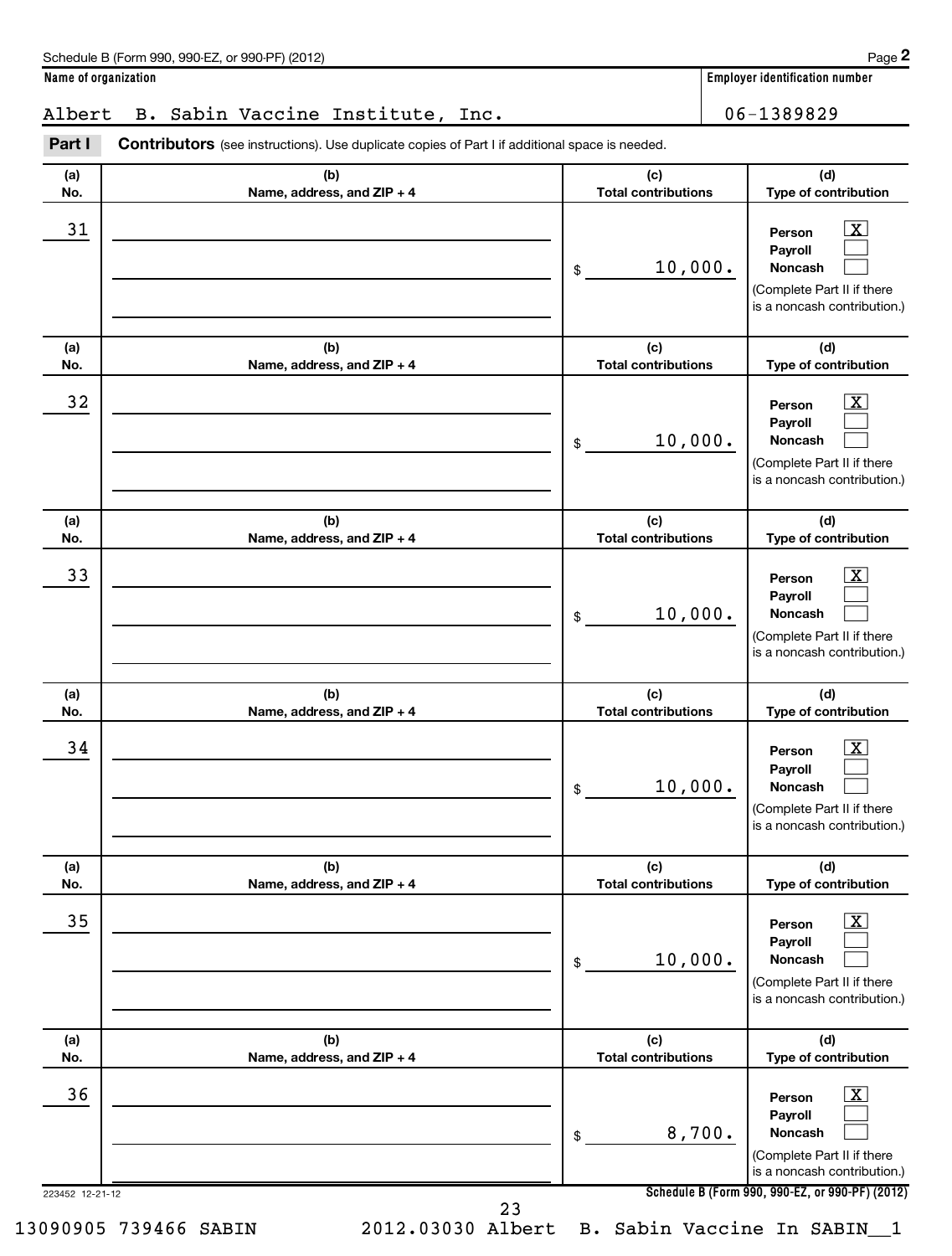Schedule B (Form 990, 990-EZ, or 990-PF) (2012)

**Name of organization**

Albert B. Sabin Vaccine Institute, Inc.

**Employer identification number**

06-1389829

**Part I** **Contributors** (see instructions). Use duplicate copies of Part I if additional space is needed.

| (a) No. | (b) Name, address, and ZIP + 4 | (c) Total contributions | (d) Type of contribution |
|---|---|---|---|
| 31 | | $ 10,000. | Person [X] Payroll [ ] Noncash [ ] (Complete Part II if there is a noncash contribution.) |
| 32 | | $ 10,000. | Person [X] Payroll [ ] Noncash [ ] (Complete Part II if there is a noncash contribution.) |
| 33 | | $ 10,000. | Person [X] Payroll [ ] Noncash [ ] (Complete Part II if there is a noncash contribution.) |
| 34 | | $ 10,000. | Person [X] Payroll [ ] Noncash [ ] (Complete Part II if there is a noncash contribution.) |
| 35 | | $ 10,000. | Person [X] Payroll [ ] Noncash [ ] (Complete Part II if there is a noncash contribution.) |
| 36 | | $ 8,700. | Person [X] Payroll [ ] Noncash [ ] (Complete Part II if there is a noncash contribution.) |

223452 12-21-12

**Schedule B (Form 990, 990-EZ, or 990-PF) (2012)**

13090905 739466 SABIN 2012.03030 Albert B. Sabin Vaccine In SABIN__1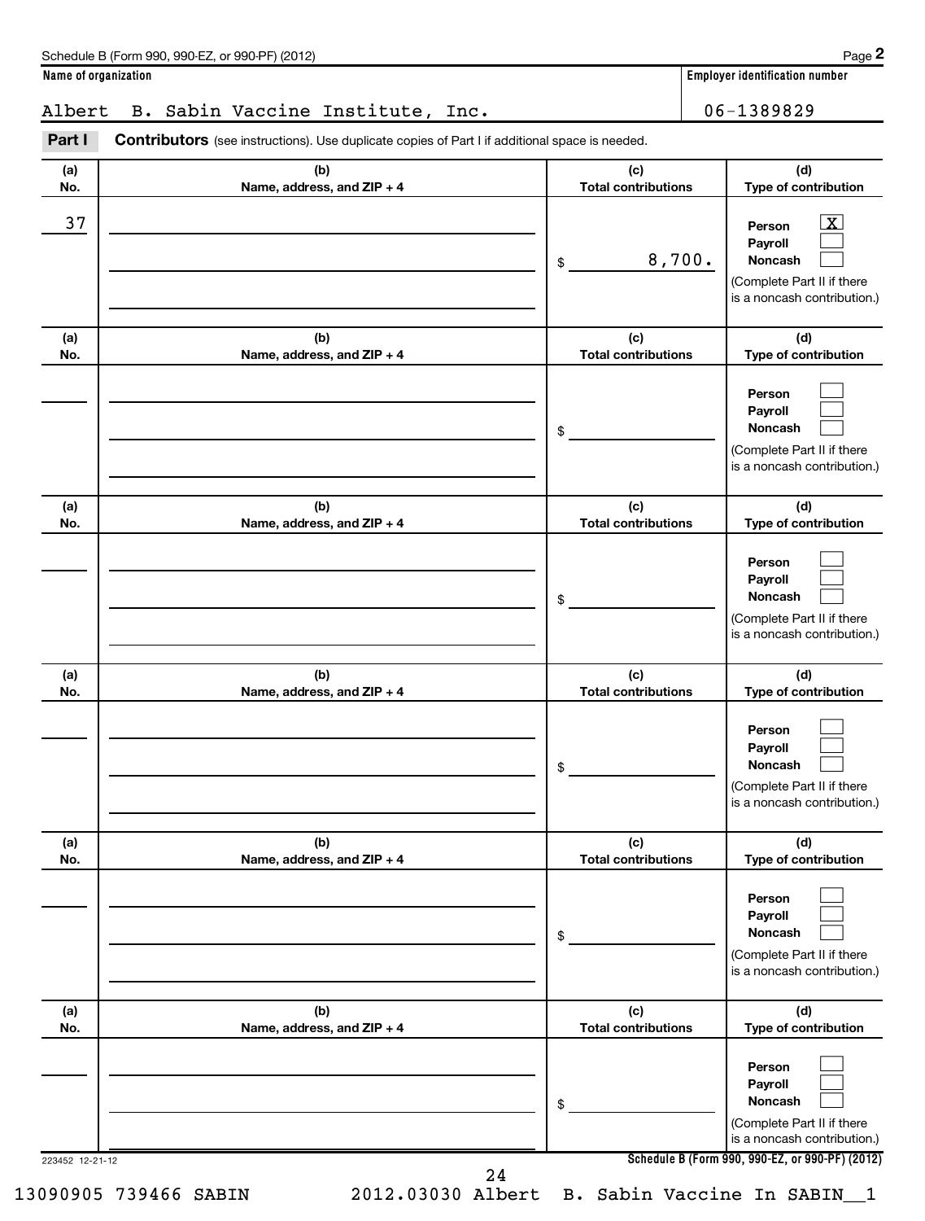Schedule B (Form 990, 990-EZ, or 990-PF) (2012) Page **2**

**Name of organization**

Albert B. Sabin Vaccine Institute, Inc.

**Employer identification number**

06-1389829

**Part I** **Contributors** (see instructions). Use duplicate copies of Part I if additional space is needed.

| (a) No. | (b) Name, address, and ZIP + 4 | (c) Total contributions | (d) Type of contribution |
|---|---|---|---|
| 37 | | $ 8,700. | Person [X] Payroll [ ] Noncash [ ] (Complete Part II if there is a noncash contribution.) |
| | | $ | Person [ ] Payroll [ ] Noncash [ ] (Complete Part II if there is a noncash contribution.) |
| | | $ | Person [ ] Payroll [ ] Noncash [ ] (Complete Part II if there is a noncash contribution.) |
| | | $ | Person [ ] Payroll [ ] Noncash [ ] (Complete Part II if there is a noncash contribution.) |
| | | $ | Person [ ] Payroll [ ] Noncash [ ] (Complete Part II if there is a noncash contribution.) |
| | | $ | Person [ ] Payroll [ ] Noncash [ ] (Complete Part II if there is a noncash contribution.) |

223452 12-21-12

**Schedule B (Form 990, 990-EZ, or 990-PF) (2012)**

13090905 739466 SABIN 2012.03030 Albert B. Sabin Vaccine In SABIN__1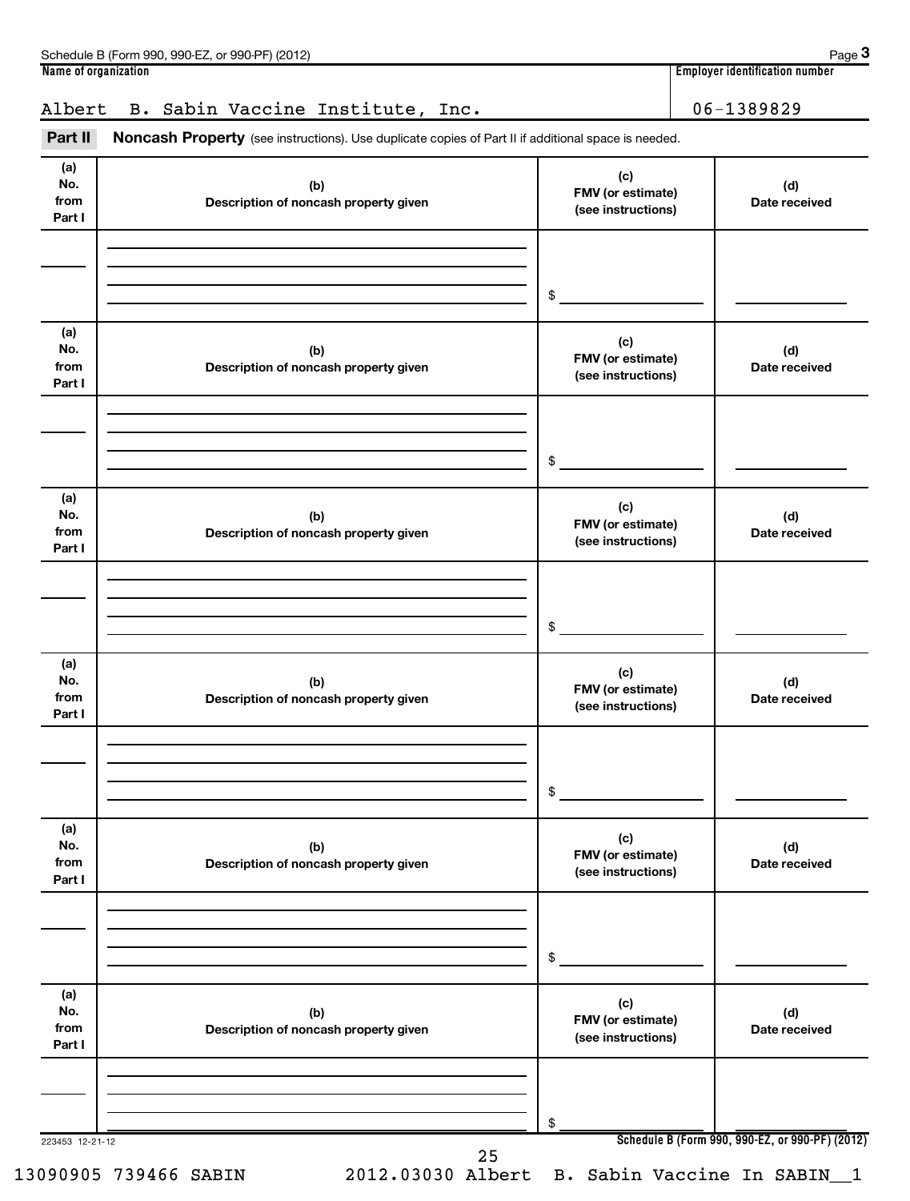Schedule B (Form 990, 990-EZ, or 990-PF) (2012)

| Name of organization | Employer identification number |
|---|---|
| Albert B. Sabin Vaccine Institute, Inc. | 06-1389829 |

**Part II** **Noncash Property** (see instructions). Use duplicate copies of Part II if additional space is needed.

| (a) No. from Part I | (b) Description of noncash property given | (c) FMV (or estimate) (see instructions) | (d) Date received |
|---|---|---|---|
| | | $ | |

| (a) No. from Part I | (b) Description of noncash property given | (c) FMV (or estimate) (see instructions) | (d) Date received |
|---|---|---|---|
| | | $ | |

| (a) No. from Part I | (b) Description of noncash property given | (c) FMV (or estimate) (see instructions) | (d) Date received |
|---|---|---|---|
| | | $ | |

| (a) No. from Part I | (b) Description of noncash property given | (c) FMV (or estimate) (see instructions) | (d) Date received |
|---|---|---|---|
| | | $ | |

| (a) No. from Part I | (b) Description of noncash property given | (c) FMV (or estimate) (see instructions) | (d) Date received |
|---|---|---|---|
| | | $ | |

| (a) No. from Part I | (b) Description of noncash property given | (c) FMV (or estimate) (see instructions) | (d) Date received |
|---|---|---|---|
| | | $ | |

223453 12-21-12

Schedule B (Form 990, 990-EZ, or 990-PF) (2012)

13090905 739466 SABIN 2012.03030 Albert B. Sabin Vaccine In SABIN__1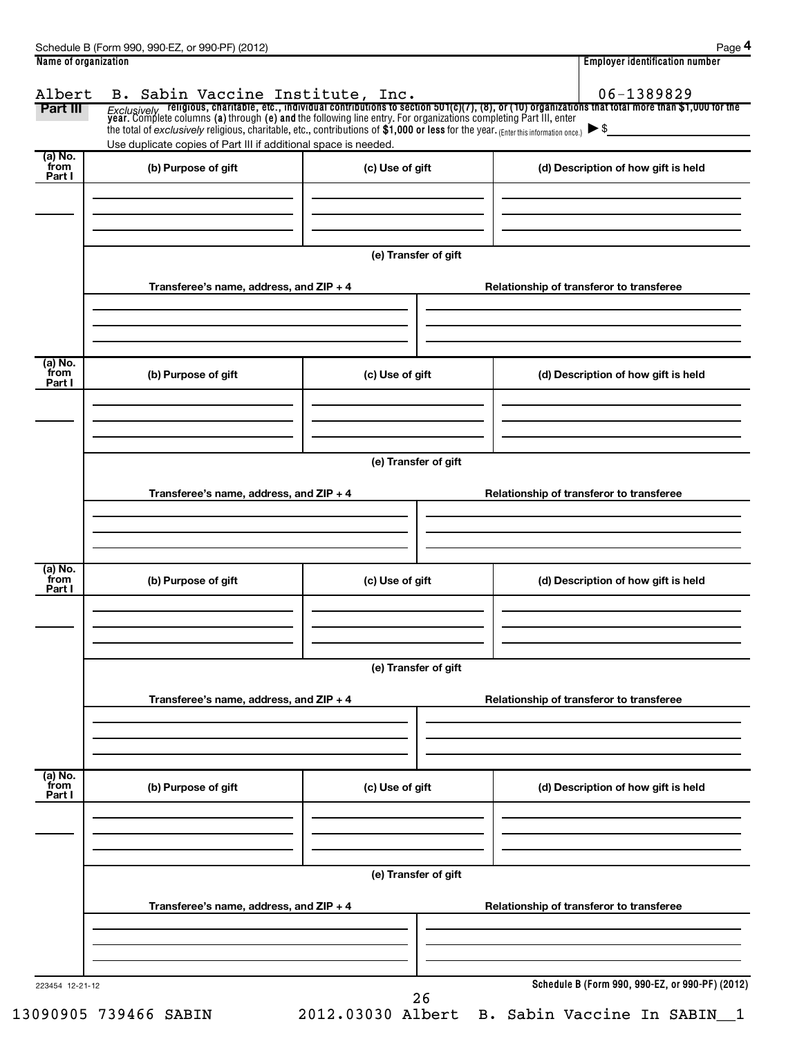Schedule B (Form 990, 990-EZ, or 990-PF) (2012) Page **4**

| Name of organization | Employer identification number |
| --- | --- |
| Albert B. Sabin Vaccine Institute, Inc. | 06-1389829 |

**Part III** *Exclusively* **religious, charitable, etc., individual contributions to section 501(c)(7), (8), or (10) organizations that total more than $1,000 for the year.** Complete columns **(a)** through **(e) and** the following line entry. For organizations completing Part III, enter the total of *exclusively* religious, charitable, etc., contributions of **$1,000 or less** for the year. (Enter this information once.) ▶ $

Use duplicate copies of Part III if additional space is needed.

| (a) No. from Part I | (b) Purpose of gift | (c) Use of gift | (d) Description of how gift is held |
| --- | --- | --- | --- |
| | | | |

**(e) Transfer of gift**

| Transferee's name, address, and ZIP + 4 | Relationship of transferor to transferee |
| --- | --- |
| | |

| (a) No. from Part I | (b) Purpose of gift | (c) Use of gift | (d) Description of how gift is held |
| --- | --- | --- | --- |
| | | | |

**(e) Transfer of gift**

| Transferee's name, address, and ZIP + 4 | Relationship of transferor to transferee |
| --- | --- |
| | |

| (a) No. from Part I | (b) Purpose of gift | (c) Use of gift | (d) Description of how gift is held |
| --- | --- | --- | --- |
| | | | |

**(e) Transfer of gift**

| Transferee's name, address, and ZIP + 4 | Relationship of transferor to transferee |
| --- | --- |
| | |

| (a) No. from Part I | (b) Purpose of gift | (c) Use of gift | (d) Description of how gift is held |
| --- | --- | --- | --- |
| | | | |

**(e) Transfer of gift**

| Transferee's name, address, and ZIP + 4 | Relationship of transferor to transferee |
| --- | --- |
| | |

223454 12-21-12 **Schedule B (Form 990, 990-EZ, or 990-PF) (2012)**

13090905 739466 SABIN 2012.03030 Albert B. Sabin Vaccine In SABIN__1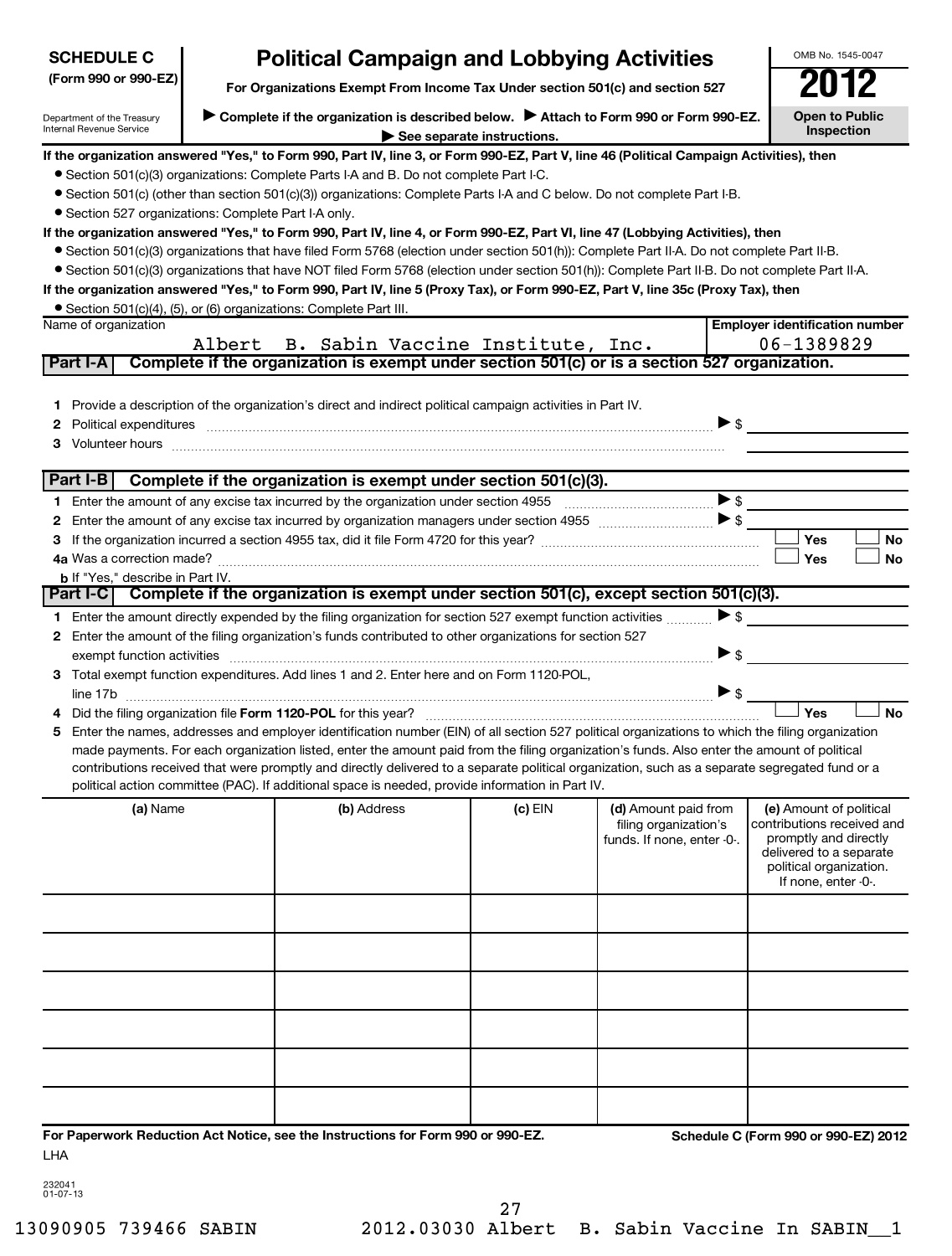**SCHEDULE C (Form 990 or 990-EZ)**

Department of the Treasury
Internal Revenue Service

# Political Campaign and Lobbying Activities

**For Organizations Exempt From Income Tax Under section 501(c) and section 527**

▶ **Complete if the organization is described below.** ▶ **Attach to Form 990 or Form 990-EZ.**
▶ **See separate instructions.**

OMB No. 1545-0047

**2012**

**Open to Public Inspection**

**If the organization answered "Yes," to Form 990, Part IV, line 3, or Form 990-EZ, Part V, line 46 (Political Campaign Activities), then**

- Section 501(c)(3) organizations: Complete Parts I-A and B. Do not complete Part I-C.
- Section 501(c) (other than section 501(c)(3)) organizations: Complete Parts I-A and C below. Do not complete Part I-B.
- Section 527 organizations: Complete Part I-A only.

**If the organization answered "Yes," to Form 990, Part IV, line 4, or Form 990-EZ, Part VI, line 47 (Lobbying Activities), then**

- Section 501(c)(3) organizations that have filed Form 5768 (election under section 501(h)): Complete Part II-A. Do not complete Part II-B.
- Section 501(c)(3) organizations that have NOT filed Form 5768 (election under section 501(h)): Complete Part II-B. Do not complete Part II-A.

**If the organization answered "Yes," to Form 990, Part IV, line 5 (Proxy Tax), or Form 990-EZ, Part V, line 35c (Proxy Tax), then**

- Section 501(c)(4), (5), or (6) organizations: Complete Part III.

| Name of organization | Employer identification number |
|---|---|
| Albert B. Sabin Vaccine Institute, Inc. | 06-1389829 |

## Part I-A Complete if the organization is exempt under section 501(c) or is a section 527 organization.

1 Provide a description of the organization's direct and indirect political campaign activities in Part IV.

2 Political expenditures ▶ $

3 Volunteer hours

## Part I-B Complete if the organization is exempt under section 501(c)(3).

1 Enter the amount of any excise tax incurred by the organization under section 4955 ▶ $

2 Enter the amount of any excise tax incurred by organization managers under section 4955 ▶ $

3 If the organization incurred a section 4955 tax, did it file Form 4720 for this year? ☐ Yes ☐ No

4a Was a correction made? ☐ Yes ☐ No

b If "Yes," describe in Part IV.

## Part I-C Complete if the organization is exempt under section 501(c), except section 501(c)(3).

1 Enter the amount directly expended by the filing organization for section 527 exempt function activities ▶ $

2 Enter the amount of the filing organization's funds contributed to other organizations for section 527 exempt function activities ▶ $

3 Total exempt function expenditures. Add lines 1 and 2. Enter here and on Form 1120-POL, line 17b ▶ $

4 Did the filing organization file **Form 1120-POL** for this year? ☐ Yes ☐ No

5 Enter the names, addresses and employer identification number (EIN) of all section 527 political organizations to which the filing organization made payments. For each organization listed, enter the amount paid from the filing organization's funds. Also enter the amount of political contributions received that were promptly and directly delivered to a separate political organization, such as a separate segregated fund or a political action committee (PAC). If additional space is needed, provide information in Part IV.

| (a) Name | (b) Address | (c) EIN | (d) Amount paid from filing organization's funds. If none, enter -0-. | (e) Amount of political contributions received and promptly and directly delivered to a separate political organization. If none, enter -0-. |
|---|---|---|---|---|
| | | | | |
| | | | | |
| | | | | |
| | | | | |
| | | | | |
| | | | | |

**For Paperwork Reduction Act Notice, see the Instructions for Form 990 or 990-EZ.** **Schedule C (Form 990 or 990-EZ) 2012**

LHA

232041
01-07-13

13090905 739466 SABIN 2012.03030 Albert B. Sabin Vaccine In SABIN__1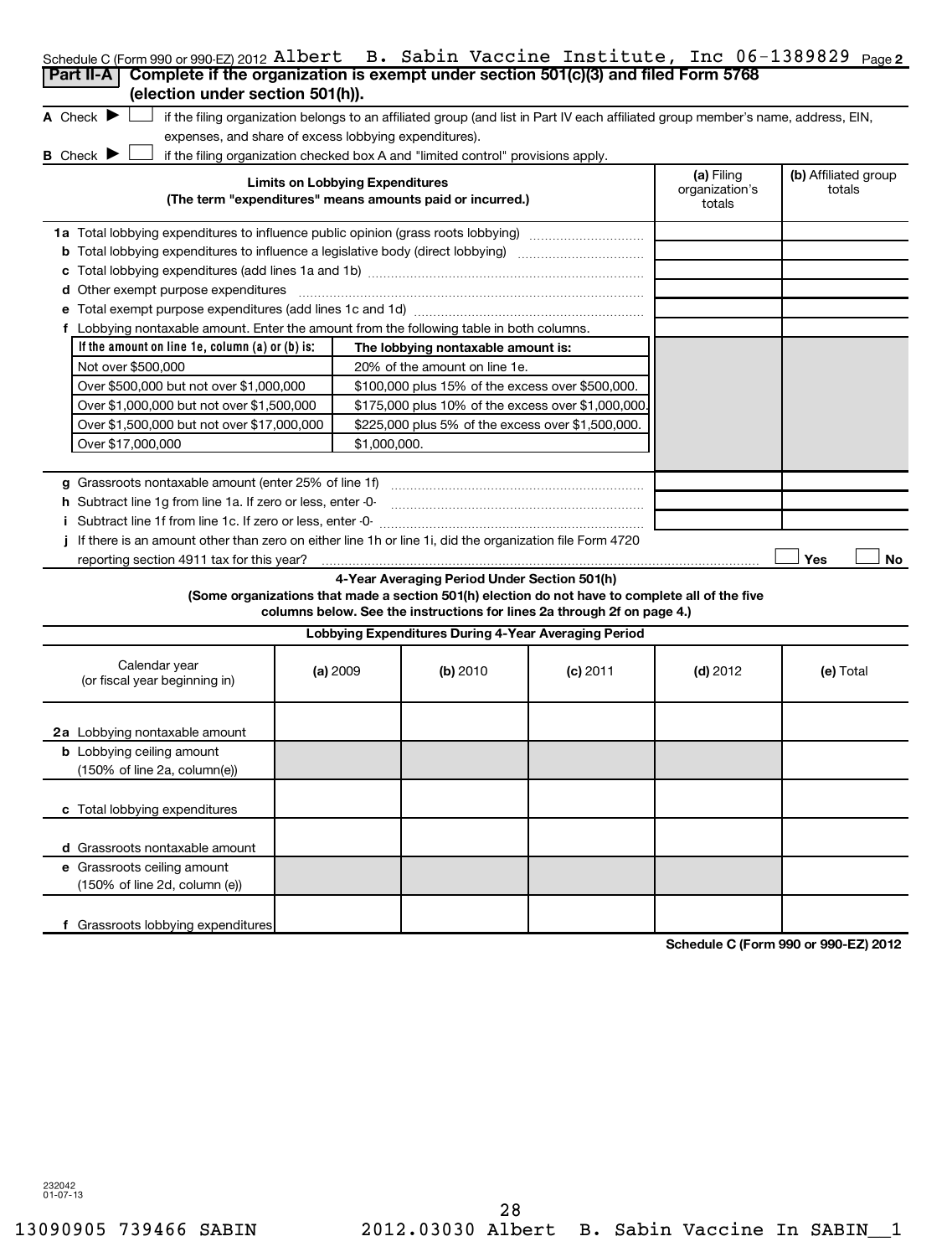Schedule C (Form 990 or 990-EZ) 2012 Albert B. Sabin Vaccine Institute, Inc 06-1389829 Page 2

## Part II-A Complete if the organization is exempt under section 501(c)(3) and filed Form 5768 (election under section 501(h)).

A Check ▶ ☐ if the filing organization belongs to an affiliated group (and list in Part IV each affiliated group member's name, address, EIN, expenses, and share of excess lobbying expenditures).

B Check ▶ ☐ if the filing organization checked box A and "limited control" provisions apply.

| Limits on Lobbying Expenditures (The term "expenditures" means amounts paid or incurred.) | (a) Filing organization's totals | (b) Affiliated group totals |
|---|---|---|
| 1a Total lobbying expenditures to influence public opinion (grass roots lobbying) | | |
| b Total lobbying expenditures to influence a legislative body (direct lobbying) | | |
| c Total lobbying expenditures (add lines 1a and 1b) | | |
| d Other exempt purpose expenditures | | |
| e Total exempt purpose expenditures (add lines 1c and 1d) | | |
| f Lobbying nontaxable amount. Enter the amount from the following table in both columns. | | |

| If the amount on line 1e, column (a) or (b) is: | The lobbying nontaxable amount is: |
|---|---|
| Not over $500,000 | 20% of the amount on line 1e. |
| Over $500,000 but not over $1,000,000 | $100,000 plus 15% of the excess over $500,000. |
| Over $1,000,000 but not over $1,500,000 | $175,000 plus 10% of the excess over $1,000,000. |
| Over $1,500,000 but not over $17,000,000 | $225,000 plus 5% of the excess over $1,500,000. |
| Over $17,000,000 | $1,000,000. |

| | (a) Filing organization's totals | (b) Affiliated group totals |
|---|---|---|
| g Grassroots nontaxable amount (enter 25% of line 1f) | | |
| h Subtract line 1g from line 1a. If zero or less, enter -0- | | |
| i Subtract line 1f from line 1c. If zero or less, enter -0- | | |

j If there is an amount other than zero on either line 1h or line 1i, did the organization file Form 4720 reporting section 4911 tax for this year? ☐ Yes ☐ No

### 4-Year Averaging Period Under Section 501(h)

**(Some organizations that made a section 501(h) election do not have to complete all of the five columns below. See the instructions for lines 2a through 2f on page 4.)**

**Lobbying Expenditures During 4-Year Averaging Period**

| Calendar year (or fiscal year beginning in) | (a) 2009 | (b) 2010 | (c) 2011 | (d) 2012 | (e) Total |
|---|---|---|---|---|---|
| 2a Lobbying nontaxable amount | | | | | |
| b Lobbying ceiling amount (150% of line 2a, column(e)) | | | | | |
| c Total lobbying expenditures | | | | | |
| d Grassroots nontaxable amount | | | | | |
| e Grassroots ceiling amount (150% of line 2d, column (e)) | | | | | |
| f Grassroots lobbying expenditures | | | | | |

Schedule C (Form 990 or 990-EZ) 2012

232042
01-07-13

13090905 739466 SABIN 2012.03030 Albert B. Sabin Vaccine In SABIN__1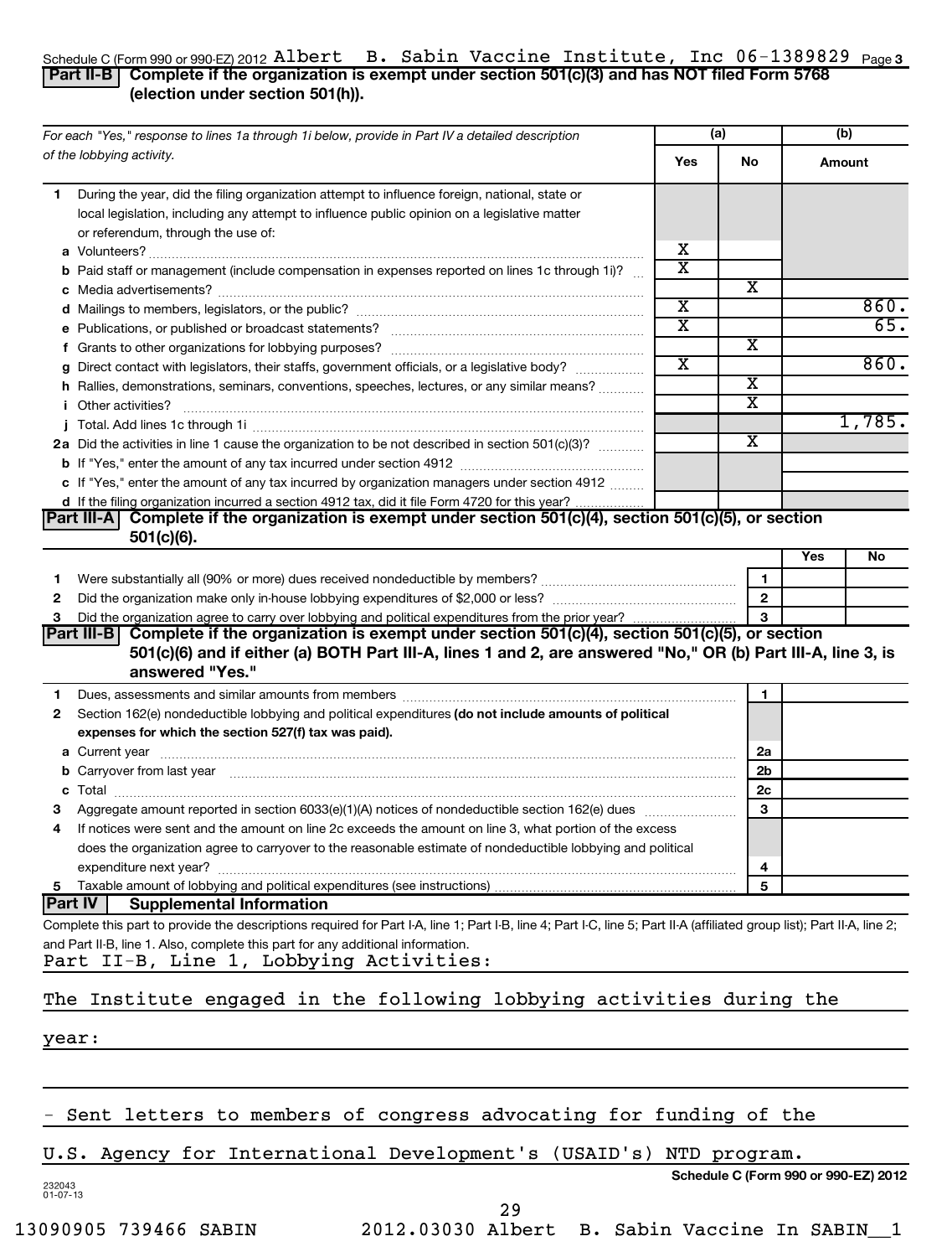Schedule C (Form 990 or 990-EZ) 2012 Albert B. Sabin Vaccine Institute, Inc 06-1389829 Page 3

**Part II-B Complete if the organization is exempt under section 501(c)(3) and has NOT filed Form 5768 (election under section 501(h)).**

| For each "Yes," response to lines 1a through 1i below, provide in Part IV a detailed description of the lobbying activity. | (a) Yes | (a) No | (b) Amount |
|---|---|---|---|
| **1** During the year, did the filing organization attempt to influence foreign, national, state or local legislation, including any attempt to influence public opinion on a legislative matter or referendum, through the use of: | | | |
| **a** Volunteers? | X | | |
| **b** Paid staff or management (include compensation in expenses reported on lines 1c through 1i)? | X | | |
| **c** Media advertisements? | | X | |
| **d** Mailings to members, legislators, or the public? | X | | 860. |
| **e** Publications, or published or broadcast statements? | X | | 65. |
| **f** Grants to other organizations for lobbying purposes? | | X | |
| **g** Direct contact with legislators, their staffs, government officials, or a legislative body? | X | | 860. |
| **h** Rallies, demonstrations, seminars, conventions, speeches, lectures, or any similar means? | | X | |
| **i** Other activities? | | X | |
| **j** Total. Add lines 1c through 1i | | | 1,785. |
| **2a** Did the activities in line 1 cause the organization to be not described in section 501(c)(3)? | | X | |
| **b** If "Yes," enter the amount of any tax incurred under section 4912 | | | |
| **c** If "Yes," enter the amount of any tax incurred by organization managers under section 4912 | | | |
| **d** If the filing organization incurred a section 4912 tax, did it file Form 4720 for this year? | | | |

**Part III-A Complete if the organization is exempt under section 501(c)(4), section 501(c)(5), or section 501(c)(6).**

| | | Yes | No |
|---|---|---|---|
| **1** Were substantially all (90% or more) dues received nondeductible by members? | 1 | | |
| **2** Did the organization make only in-house lobbying expenditures of $2,000 or less? | 2 | | |
| **3** Did the organization agree to carry over lobbying and political expenditures from the prior year? | 3 | | |

**Part III-B Complete if the organization is exempt under section 501(c)(4), section 501(c)(5), or section 501(c)(6) and if either (a) BOTH Part III-A, lines 1 and 2, are answered "No," OR (b) Part III-A, line 3, is answered "Yes."**

| | | |
|---|---|---|
| **1** Dues, assessments and similar amounts from members | 1 | |
| **2** Section 162(e) nondeductible lobbying and political expenditures **(do not include amounts of political expenses for which the section 527(f) tax was paid).** | | |
| **a** Current year | 2a | |
| **b** Carryover from last year | 2b | |
| **c** Total | 2c | |
| **3** Aggregate amount reported in section 6033(e)(1)(A) notices of nondeductible section 162(e) dues | 3 | |
| **4** If notices were sent and the amount on line 2c exceeds the amount on line 3, what portion of the excess does the organization agree to carryover to the reasonable estimate of nondeductible lobbying and political expenditure next year? | 4 | |
| **5** Taxable amount of lobbying and political expenditures (see instructions) | 5 | |

**Part IV Supplemental Information**

Complete this part to provide the descriptions required for Part I-A, line 1; Part I-B, line 4; Part I-C, line 5; Part II-A (affiliated group list); Part II-A, line 2; and Part II-B, line 1. Also, complete this part for any additional information.

Part II-B, Line 1, Lobbying Activities:

The Institute engaged in the following lobbying activities during the year:

- Sent letters to members of congress advocating for funding of the U.S. Agency for International Development's (USAID's) NTD program.

Schedule C (Form 990 or 990-EZ) 2012

232043 01-07-13

13090905 739466 SABIN 2012.03030 Albert B. Sabin Vaccine In SABIN__1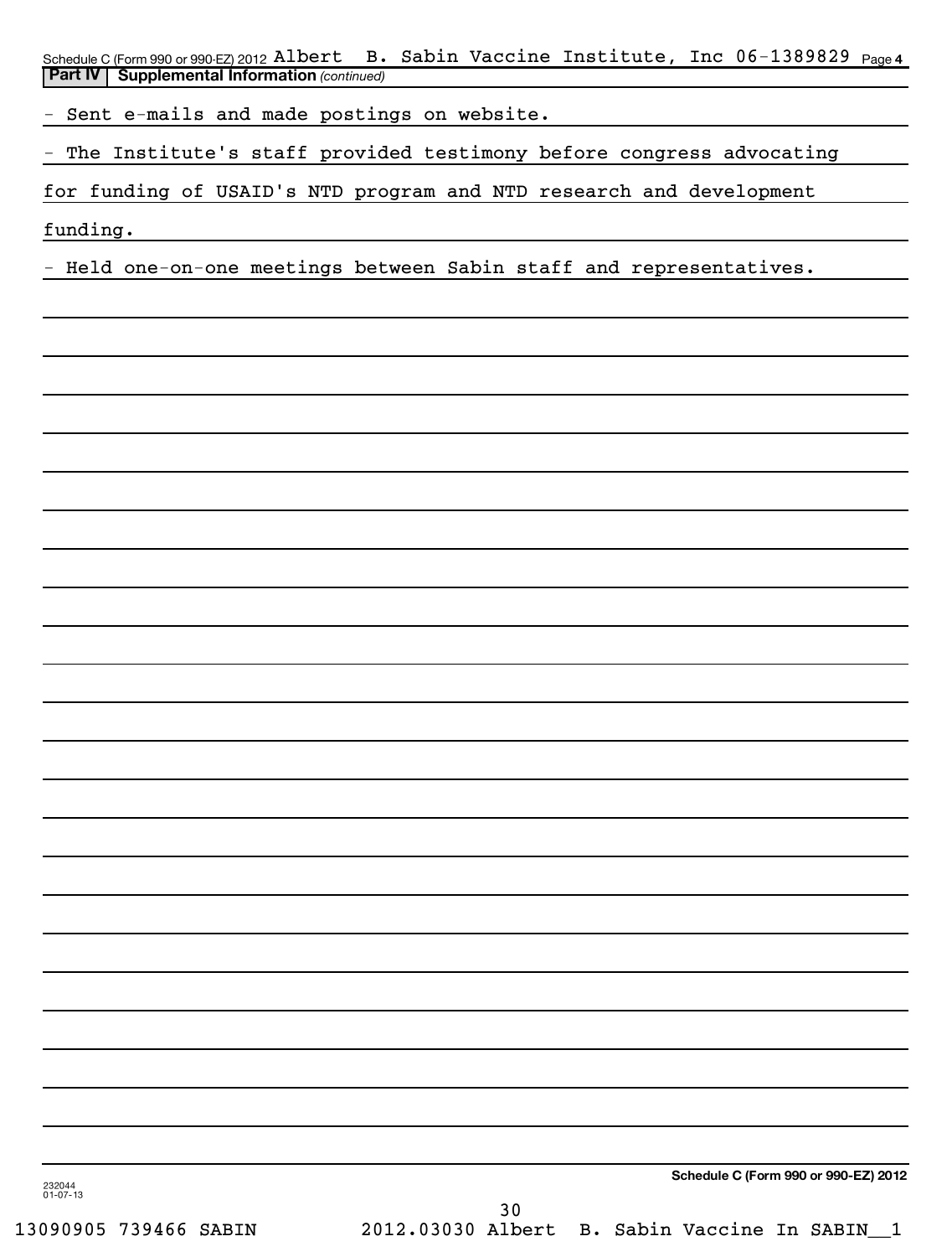Schedule C (Form 990 or 990-EZ) 2012 Albert B. Sabin Vaccine Institute, Inc 06-1389829 Page **4**

**Part IV | Supplemental Information** *(continued)*

- Sent e-mails and made postings on website.
- The Institute's staff provided testimony before congress advocating for funding of USAID's NTD program and NTD research and development funding.
- Held one-on-one meetings between Sabin staff and representatives.

**Schedule C (Form 990 or 990-EZ) 2012**

232044
01-07-13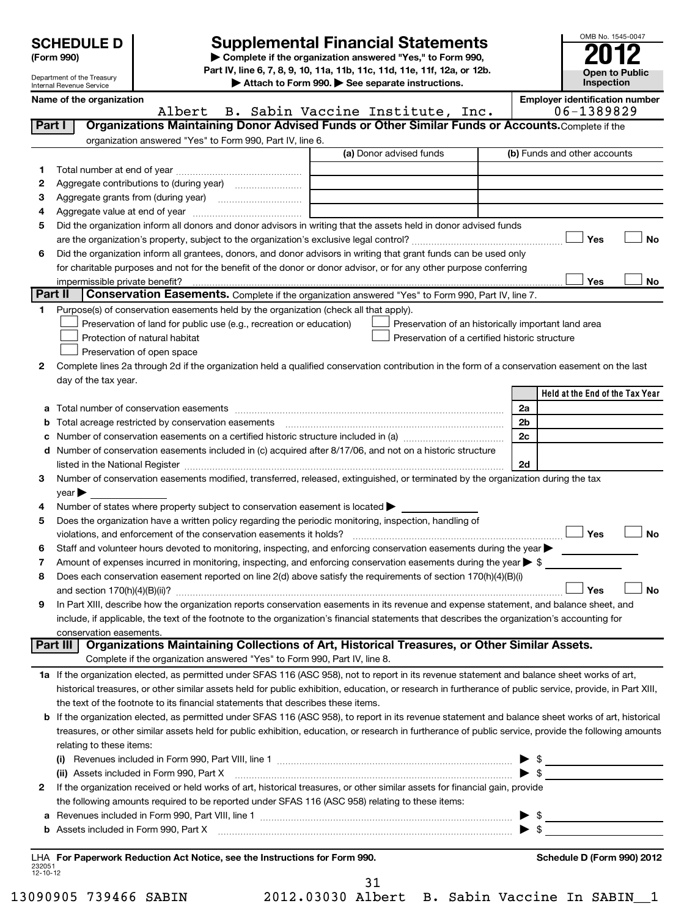**SCHEDULE D** (Form 990)

Department of the Treasury Internal Revenue Service

# Supplemental Financial Statements

▶ Complete if the organization answered "Yes," to Form 990, Part IV, line 6, 7, 8, 9, 10, 11a, 11b, 11c, 11d, 11e, 11f, 12a, or 12b.
▶ Attach to Form 990. ▶ See separate instructions.

OMB No. 1545-0047

**2012**

**Open to Public Inspection**

**Name of the organization:** Albert B. Sabin Vaccine Institute, Inc.

**Employer identification number:** 06-1389829

## Part I — Organizations Maintaining Donor Advised Funds or Other Similar Funds or Accounts.
Complete if the organization answered "Yes" to Form 990, Part IV, line 6.

| | | (a) Donor advised funds | (b) Funds and other accounts |
|---|---|---|---|
| 1 | Total number at end of year | | |
| 2 | Aggregate contributions to (during year) | | |
| 3 | Aggregate grants from (during year) | | |
| 4 | Aggregate value at end of year | | |

5 Did the organization inform all donors and donor advisors in writing that the assets held in donor advised funds are the organization's property, subject to the organization's exclusive legal control? ☐ Yes ☐ No

6 Did the organization inform all grantees, donors, and donor advisors in writing that grant funds can be used only for charitable purposes and not for the benefit of the donor or donor advisor, or for any other purpose conferring impermissible private benefit? ☐ Yes ☐ No

## Part II — Conservation Easements.
Complete if the organization answered "Yes" to Form 990, Part IV, line 7.

1 Purpose(s) of conservation easements held by the organization (check all that apply).
- ☐ Preservation of land for public use (e.g., recreation or education)
- ☐ Protection of natural habitat
- ☐ Preservation of open space
- ☐ Preservation of an historically important land area
- ☐ Preservation of a certified historic structure

2 Complete lines 2a through 2d if the organization held a qualified conservation contribution in the form of a conservation easement on the last day of the tax year.

| | | | Held at the End of the Tax Year |
|---|---|---|---|
| a | Total number of conservation easements | 2a | |
| b | Total acreage restricted by conservation easements | 2b | |
| c | Number of conservation easements on a certified historic structure included in (a) | 2c | |
| d | Number of conservation easements included in (c) acquired after 8/17/06, and not on a historic structure listed in the National Register | 2d | |

3 Number of conservation easements modified, transferred, released, extinguished, or terminated by the organization during the tax year ▶

4 Number of states where property subject to conservation easement is located ▶

5 Does the organization have a written policy regarding the periodic monitoring, inspection, handling of violations, and enforcement of the conservation easements it holds? ☐ Yes ☐ No

6 Staff and volunteer hours devoted to monitoring, inspecting, and enforcing conservation easements during the year ▶

7 Amount of expenses incurred in monitoring, inspecting, and enforcing conservation easements during the year ▶ $

8 Does each conservation easement reported on line 2(d) above satisfy the requirements of section 170(h)(4)(B)(i) and section 170(h)(4)(B)(ii)? ☐ Yes ☐ No

9 In Part XIII, describe how the organization reports conservation easements in its revenue and expense statement, and balance sheet, and include, if applicable, the text of the footnote to the organization's financial statements that describes the organization's accounting for conservation easements.

## Part III — Organizations Maintaining Collections of Art, Historical Treasures, or Other Similar Assets.
Complete if the organization answered "Yes" to Form 990, Part IV, line 8.

1a If the organization elected, as permitted under SFAS 116 (ASC 958), not to report in its revenue statement and balance sheet works of art, historical treasures, or other similar assets held for public exhibition, education, or research in furtherance of public service, provide, in Part XIII, the text of the footnote to its financial statements that describes these items.

b If the organization elected, as permitted under SFAS 116 (ASC 958), to report in its revenue statement and balance sheet works of art, historical treasures, or other similar assets held for public exhibition, education, or research in furtherance of public service, provide the following amounts relating to these items:

(i) Revenues included in Form 990, Part VIII, line 1 ▶ $

(ii) Assets included in Form 990, Part X ▶ $

2 If the organization received or held works of art, historical treasures, or other similar assets for financial gain, provide the following amounts required to be reported under SFAS 116 (ASC 958) relating to these items:

a Revenues included in Form 990, Part VIII, line 1 ▶ $

b Assets included in Form 990, Part X ▶ $

LHA For Paperwork Reduction Act Notice, see the Instructions for Form 990. Schedule D (Form 990) 2012

232051 12-10-12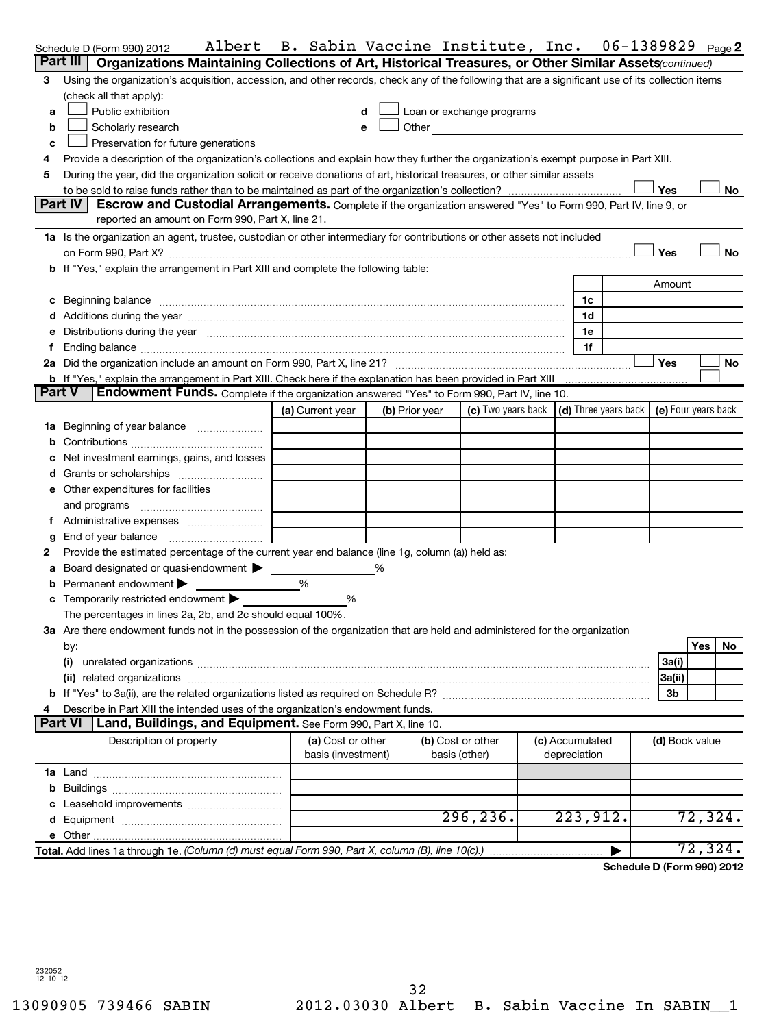Schedule D (Form 990) 2012 Albert B. Sabin Vaccine Institute, Inc. 06-1389829 Page 2

## Part III Organizations Maintaining Collections of Art, Historical Treasures, or Other Similar Assets *(continued)*

3 Using the organization's acquisition, accession, and other records, check any of the following that are a significant use of its collection items (check all that apply):

- a ☐ Public exhibition
- b ☐ Scholarly research
- c ☐ Preservation for future generations
- d ☐ Loan or exchange programs
- e ☐ Other

4 Provide a description of the organization's collections and explain how they further the organization's exempt purpose in Part XIII.

5 During the year, did the organization solicit or receive donations of art, historical treasures, or other similar assets to be sold to raise funds rather than to be maintained as part of the organization's collection? ☐ Yes ☐ No

## Part IV Escrow and Custodial Arrangements. 
Complete if the organization answered "Yes" to Form 990, Part IV, line 9, or reported an amount on Form 990, Part X, line 21.

1a Is the organization an agent, trustee, custodian or other intermediary for contributions or other assets not included on Form 990, Part X? ☐ Yes ☐ No

b If "Yes," explain the arrangement in Part XIII and complete the following table:

| | | Amount |
|---|---|---|
| c Beginning balance | 1c | |
| d Additions during the year | 1d | |
| e Distributions during the year | 1e | |
| f Ending balance | 1f | |

2a Did the organization include an amount on Form 990, Part X, line 21? ☐ Yes ☐ No

b If "Yes," explain the arrangement in Part XIII. Check here if the explanation has been provided in Part XIII ☐

## Part V Endowment Funds. 
Complete if the organization answered "Yes" to Form 990, Part IV, line 10.

| | (a) Current year | (b) Prior year | (c) Two years back | (d) Three years back | (e) Four years back |
|---|---|---|---|---|---|
| 1a Beginning of year balance | | | | | |
| b Contributions | | | | | |
| c Net investment earnings, gains, and losses | | | | | |
| d Grants or scholarships | | | | | |
| e Other expenditures for facilities and programs | | | | | |
| f Administrative expenses | | | | | |
| g End of year balance | | | | | |

2 Provide the estimated percentage of the current year end balance (line 1g, column (a)) held as:

a Board designated or quasi-endowment ▶ %

b Permanent endowment ▶ %

c Temporarily restricted endowment ▶ %

The percentages in lines 2a, 2b, and 2c should equal 100%.

3a Are there endowment funds not in the possession of the organization that are held and administered for the organization by:

| | | Yes | No |
|---|---|---|---|
| (i) unrelated organizations | 3a(i) | | |
| (ii) related organizations | 3a(ii) | | |
| b If "Yes" to 3a(ii), are the related organizations listed as required on Schedule R? | 3b | | |

4 Describe in Part XIII the intended uses of the organization's endowment funds.

## Part VI Land, Buildings, and Equipment. 
See Form 990, Part X, line 10.

| Description of property | (a) Cost or other basis (investment) | (b) Cost or other basis (other) | (c) Accumulated depreciation | (d) Book value |
|---|---|---|---|---|
| 1a Land | | | | |
| b Buildings | | | | |
| c Leasehold improvements | | | | |
| d Equipment | | 296,236. | 223,912. | 72,324. |
| e Other | | | | |
| **Total.** Add lines 1a through 1e. *(Column (d) must equal Form 990, Part X, column (B), line 10(c).)* ▶ | | | | 72,324. |

**Schedule D (Form 990) 2012**

232052
12-10-12

13090905 739466 SABIN 2012.03030 Albert B. Sabin Vaccine In SABIN__1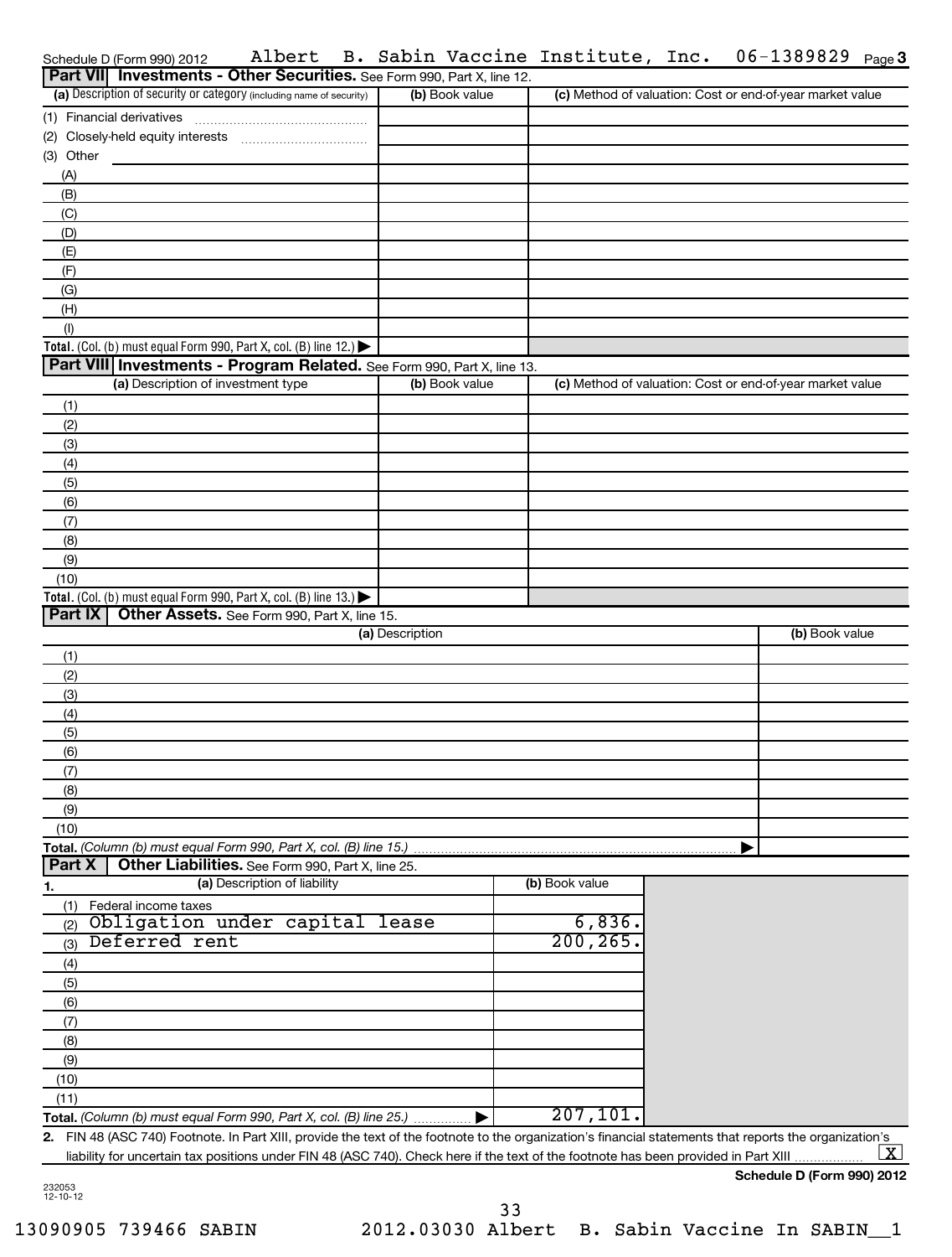Schedule D (Form 990) 2012 Albert B. Sabin Vaccine Institute, Inc. 06-1389829 Page 3

## Part VII Investments - Other Securities. See Form 990, Part X, line 12.

| (a) Description of security or category (including name of security) | (b) Book value | (c) Method of valuation: Cost or end-of-year market value |
|---|---|---|
| (1) Financial derivatives | | |
| (2) Closely-held equity interests | | |
| (3) Other | | |
| (A) | | |
| (B) | | |
| (C) | | |
| (D) | | |
| (E) | | |
| (F) | | |
| (G) | | |
| (H) | | |
| (I) | | |
| **Total.** (Col. (b) must equal Form 990, Part X, col. (B) line 12.) ▶ | | |

## Part VIII Investments - Program Related. See Form 990, Part X, line 13.

| (a) Description of investment type | (b) Book value | (c) Method of valuation: Cost or end-of-year market value |
|---|---|---|
| (1) | | |
| (2) | | |
| (3) | | |
| (4) | | |
| (5) | | |
| (6) | | |
| (7) | | |
| (8) | | |
| (9) | | |
| (10) | | |
| **Total.** (Col. (b) must equal Form 990, Part X, col. (B) line 13.) ▶ | | |

## Part IX Other Assets. See Form 990, Part X, line 15.

| (a) Description | (b) Book value |
|---|---|
| (1) | |
| (2) | |
| (3) | |
| (4) | |
| (5) | |
| (6) | |
| (7) | |
| (8) | |
| (9) | |
| (10) | |
| **Total.** *(Column (b) must equal Form 990, Part X, col. (B) line 15.)* ▶ | |

## Part X Other Liabilities. See Form 990, Part X, line 25.

| 1. (a) Description of liability | (b) Book value |
|---|---|
| (1) Federal income taxes | |
| (2) Obligation under capital lease | 6,836. |
| (3) Deferred rent | 200,265. |
| (4) | |
| (5) | |
| (6) | |
| (7) | |
| (8) | |
| (9) | |
| (10) | |
| (11) | |
| **Total.** *(Column (b) must equal Form 990, Part X, col. (B) line 25.)* ▶ | 207,101. |

**2.** FIN 48 (ASC 740) Footnote. In Part XIII, provide the text of the footnote to the organization's financial statements that reports the organization's liability for uncertain tax positions under FIN 48 (ASC 740). Check here if the text of the footnote has been provided in Part XIII ☒

**Schedule D (Form 990) 2012**

232053 12-10-12

13090905 739466 SABIN 2012.03030 Albert B. Sabin Vaccine In SABIN__1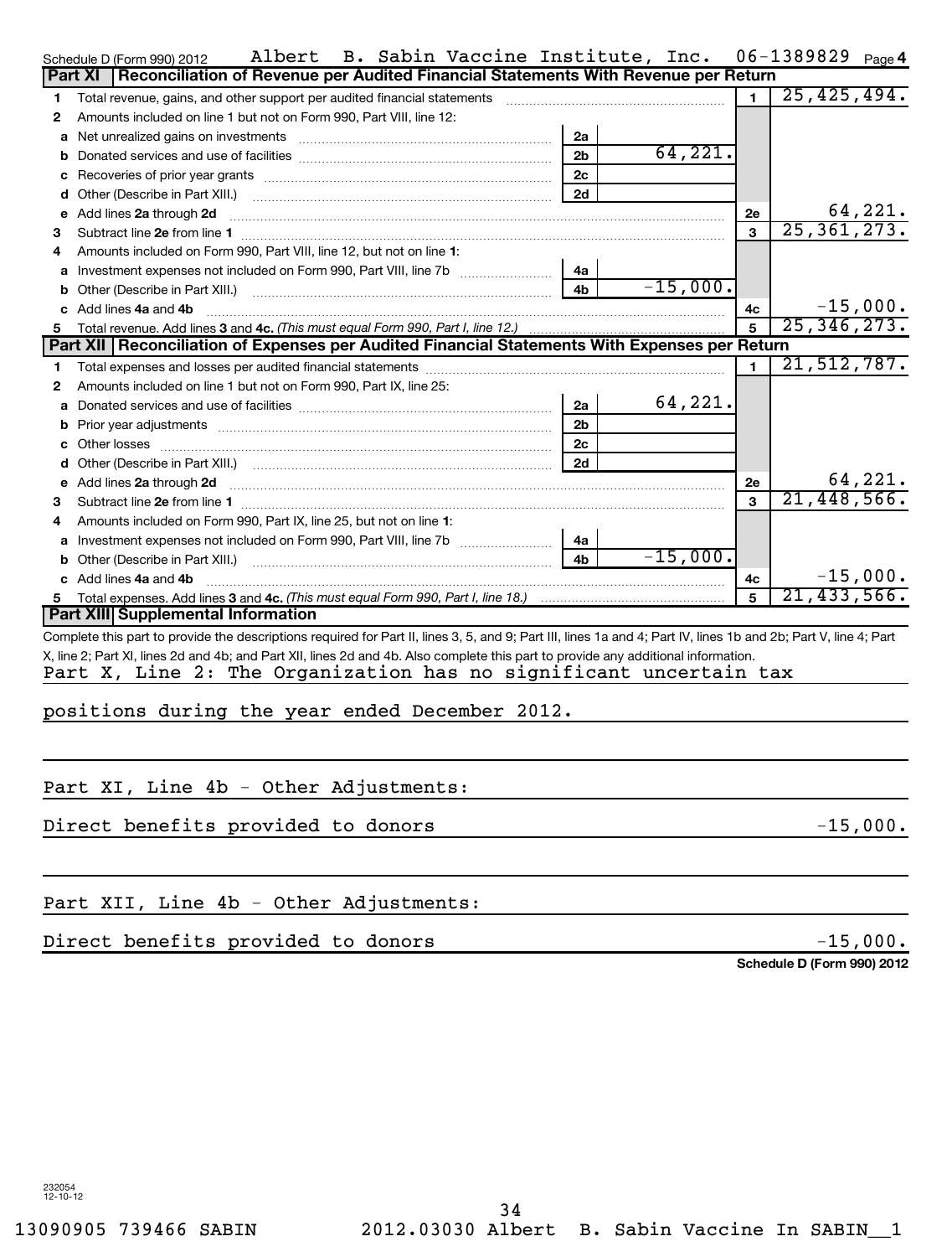Schedule D (Form 990) 2012 Albert B. Sabin Vaccine Institute, Inc. 06-1389829 Page 4

## Part XI Reconciliation of Revenue per Audited Financial Statements With Revenue per Return

| | | | | | |
|---|---|---|---|---|---|
| 1 | Total revenue, gains, and other support per audited financial statements | | | 1 | 25,425,494. |
| 2 | Amounts included on line 1 but not on Form 990, Part VIII, line 12: | | | | |
| a | Net unrealized gains on investments | 2a | | | |
| b | Donated services and use of facilities | 2b | 64,221. | | |
| c | Recoveries of prior year grants | 2c | | | |
| d | Other (Describe in Part XIII.) | 2d | | | |
| e | Add lines **2a** through **2d** | | | 2e | 64,221. |
| 3 | Subtract line **2e** from line **1** | | | 3 | 25,361,273. |
| 4 | Amounts included on Form 990, Part VIII, line 12, but not on line **1**: | | | | |
| a | Investment expenses not included on Form 990, Part VIII, line 7b | 4a | | | |
| b | Other (Describe in Part XIII.) | 4b | -15,000. | | |
| c | Add lines **4a** and **4b** | | | 4c | -15,000. |
| 5 | Total revenue. Add lines **3** and **4c.** *(This must equal Form 990, Part I, line 12.)* | | | 5 | 25,346,273. |

## Part XII Reconciliation of Expenses per Audited Financial Statements With Expenses per Return

| | | | | | |
|---|---|---|---|---|---|
| 1 | Total expenses and losses per audited financial statements | | | 1 | 21,512,787. |
| 2 | Amounts included on line 1 but not on Form 990, Part IX, line 25: | | | | |
| a | Donated services and use of facilities | 2a | 64,221. | | |
| b | Prior year adjustments | 2b | | | |
| c | Other losses | 2c | | | |
| d | Other (Describe in Part XIII.) | 2d | | | |
| e | Add lines **2a** through **2d** | | | 2e | 64,221. |
| 3 | Subtract line **2e** from line **1** | | | 3 | 21,448,566. |
| 4 | Amounts included on Form 990, Part IX, line 25, but not on line **1**: | | | | |
| a | Investment expenses not included on Form 990, Part VIII, line 7b | 4a | | | |
| b | Other (Describe in Part XIII.) | 4b | -15,000. | | |
| c | Add lines **4a** and **4b** | | | 4c | -15,000. |
| 5 | Total expenses. Add lines **3** and **4c.** *(This must equal Form 990, Part I, line 18.)* | | | 5 | 21,433,566. |

## Part XIII Supplemental Information

Complete this part to provide the descriptions required for Part II, lines 3, 5, and 9; Part III, lines 1a and 4; Part IV, lines 1b and 2b; Part V, line 4; Part X, line 2; Part XI, lines 2d and 4b; and Part XII, lines 2d and 4b. Also complete this part to provide any additional information.

Part X, Line 2: The Organization has no significant uncertain tax positions during the year ended December 2012.

Part XI, Line 4b - Other Adjustments:

Direct benefits provided to donors -15,000.

Part XII, Line 4b - Other Adjustments:

Direct benefits provided to donors -15,000.

Schedule D (Form 990) 2012

232054 12-10-12

13090905 739466 SABIN 2012.03030 Albert B. Sabin Vaccine In SABIN__1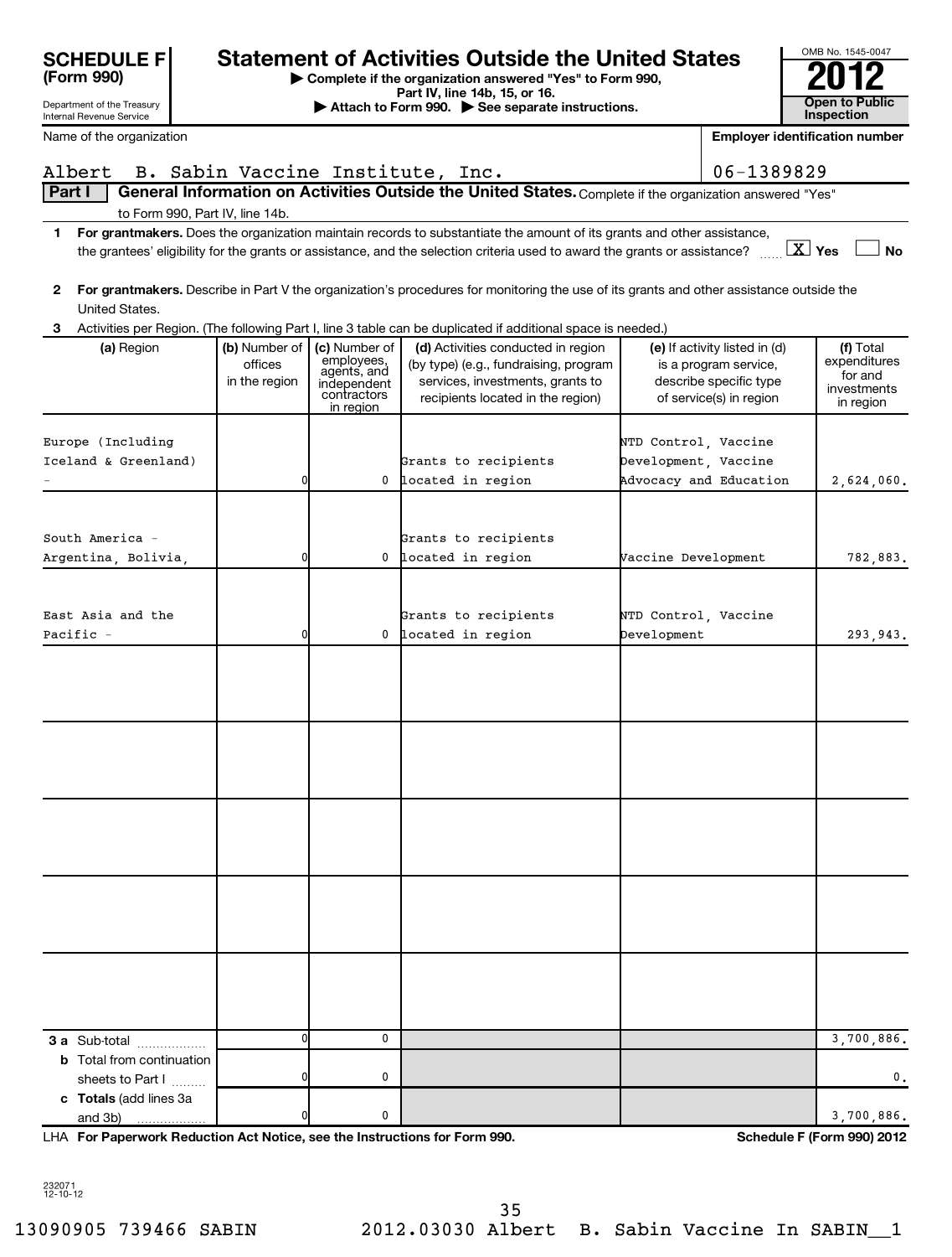**SCHEDULE F (Form 990)**

Department of the Treasury
Internal Revenue Service

# Statement of Activities Outside the United States

▶ Complete if the organization answered "Yes" to Form 990, Part IV, line 14b, 15, or 16.
▶ Attach to Form 990. ▶ See separate instructions.

OMB No. 1545-0047

**2012**

**Open to Public Inspection**

Name of the organization: Albert B. Sabin Vaccine Institute, Inc.

Employer identification number: 06-1389829

**Part I — General Information on Activities Outside the United States.** Complete if the organization answered "Yes" to Form 990, Part IV, line 14b.

1 **For grantmakers.** Does the organization maintain records to substantiate the amount of its grants and other assistance, the grantees' eligibility for the grants or assistance, and the selection criteria used to award the grants or assistance? [X] Yes [ ] No

2 **For grantmakers.** Describe in Part V the organization's procedures for monitoring the use of its grants and other assistance outside the United States.

3 Activities per Region. (The following Part I, line 3 table can be duplicated if additional space is needed.)

| (a) Region | (b) Number of offices in the region | (c) Number of employees, agents, and independent contractors in region | (d) Activities conducted in region (by type) (e.g., fundraising, program services, investments, grants to recipients located in the region) | (e) If activity listed in (d) is a program service, describe specific type of service(s) in region | (f) Total expenditures for and investments in region |
|---|---|---|---|---|---|
| Europe (Including Iceland & Greenland) - | 0 | 0 | Grants to recipients located in region | NTD Control, Vaccine Development, Vaccine Advocacy and Education | 2,624,060. |
| South America - Argentina, Bolivia, | 0 | 0 | Grants to recipients located in region | Vaccine Development | 782,883. |
| East Asia and the Pacific - | 0 | 0 | Grants to recipients located in region | NTD Control, Vaccine Development | 293,943. |
| **3 a** Sub-total | 0 | 0 | | | 3,700,886. |
| **b** Total from continuation sheets to Part I | 0 | 0 | | | 0. |
| **c Totals** (add lines 3a and 3b) | 0 | 0 | | | 3,700,886. |

LHA **For Paperwork Reduction Act Notice, see the Instructions for Form 990.** **Schedule F (Form 990) 2012**

232071 12-10-12

13090905 739466 SABIN 2012.03030 Albert B. Sabin Vaccine In SABIN__1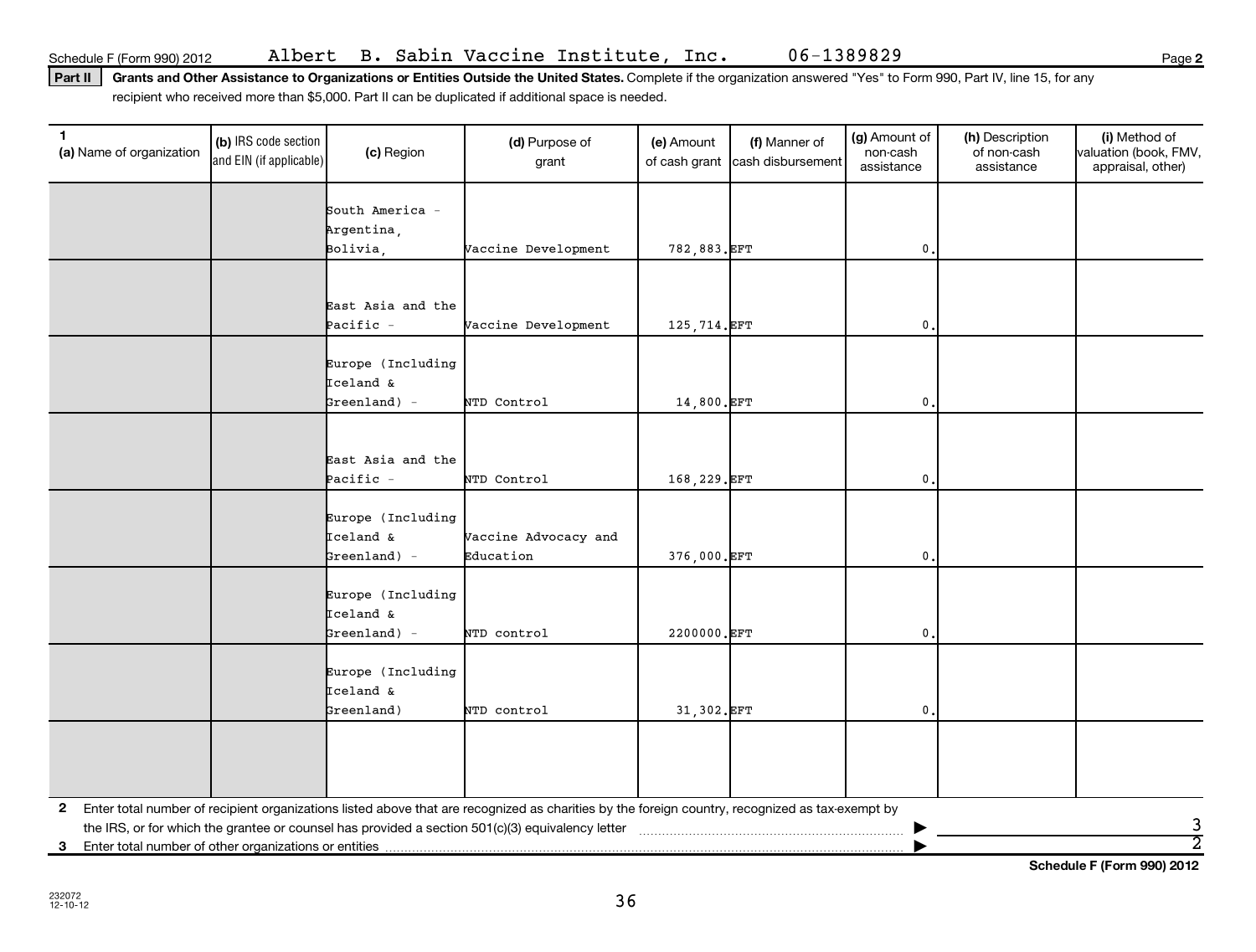Schedule F (Form 990) 2012 Albert B. Sabin Vaccine Institute, Inc. 06-1389829 Page 2

**Part II** **Grants and Other Assistance to Organizations or Entities Outside the United States.** Complete if the organization answered "Yes" to Form 990, Part IV, line 15, for any recipient who received more than $5,000. Part II can be duplicated if additional space is needed.

| 1 (a) Name of organization | (b) IRS code section and EIN (if applicable) | (c) Region | (d) Purpose of grant | (e) Amount of cash grant | (f) Manner of cash disbursement | (g) Amount of non-cash assistance | (h) Description of non-cash assistance | (i) Method of valuation (book, FMV, appraisal, other) |
|---|---|---|---|---|---|---|---|---|
| | | South America - Argentina, Bolivia, | Vaccine Development | 782,883. | EFT | 0. | | |
| | | East Asia and the Pacific - | Vaccine Development | 125,714. | EFT | 0. | | |
| | | Europe (Including Iceland & Greenland) - | NTD Control | 14,800. | EFT | 0. | | |
| | | East Asia and the Pacific - | NTD Control | 168,229. | EFT | 0. | | |
| | | Europe (Including Iceland & Greenland) - | Vaccine Advocacy and Education | 376,000. | EFT | 0. | | |
| | | Europe (Including Iceland & Greenland) - | NTD control | 2200000. | EFT | 0. | | |
| | | Europe (Including Iceland & Greenland) | NTD control | 31,302. | EFT | 0. | | |
| | | | | | | | | |

**2** Enter total number of recipient organizations listed above that are recognized as charities by the foreign country, recognized as tax-exempt by the IRS, or for which the grantee or counsel has provided a section 501(c)(3) equivalency letter ▶ 3

**3** Enter total number of other organizations or entities ▶ 2

**Schedule F (Form 990) 2012**

232072 12-10-12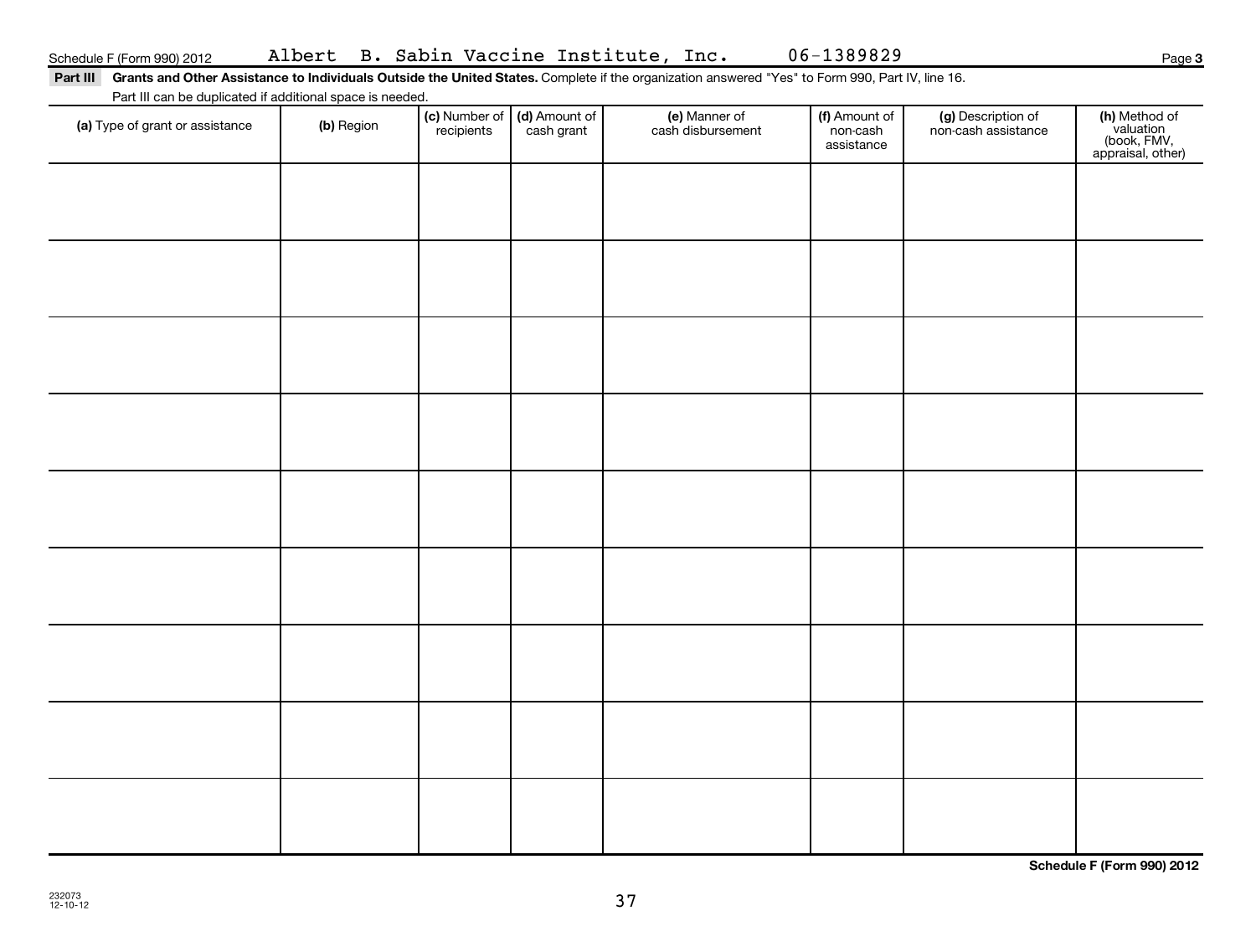Schedule F (Form 990) 2012 Albert B. Sabin Vaccine Institute, Inc. 06-1389829 Page **3**

**Part III** **Grants and Other Assistance to Individuals Outside the United States.** Complete if the organization answered "Yes" to Form 990, Part IV, line 16.

Part III can be duplicated if additional space is needed.

| **(a)** Type of grant or assistance | **(b)** Region | **(c)** Number of recipients | **(d)** Amount of cash grant | **(e)** Manner of cash disbursement | **(f)** Amount of non-cash assistance | **(g)** Description of non-cash assistance | **(h)** Method of valuation (book, FMV, appraisal, other) |
|---|---|---|---|---|---|---|---|
| | | | | | | | |
| | | | | | | | |
| | | | | | | | |
| | | | | | | | |
| | | | | | | | |
| | | | | | | | |
| | | | | | | | |
| | | | | | | | |
| | | | | | | | |

**Schedule F (Form 990) 2012**

232073
12-10-12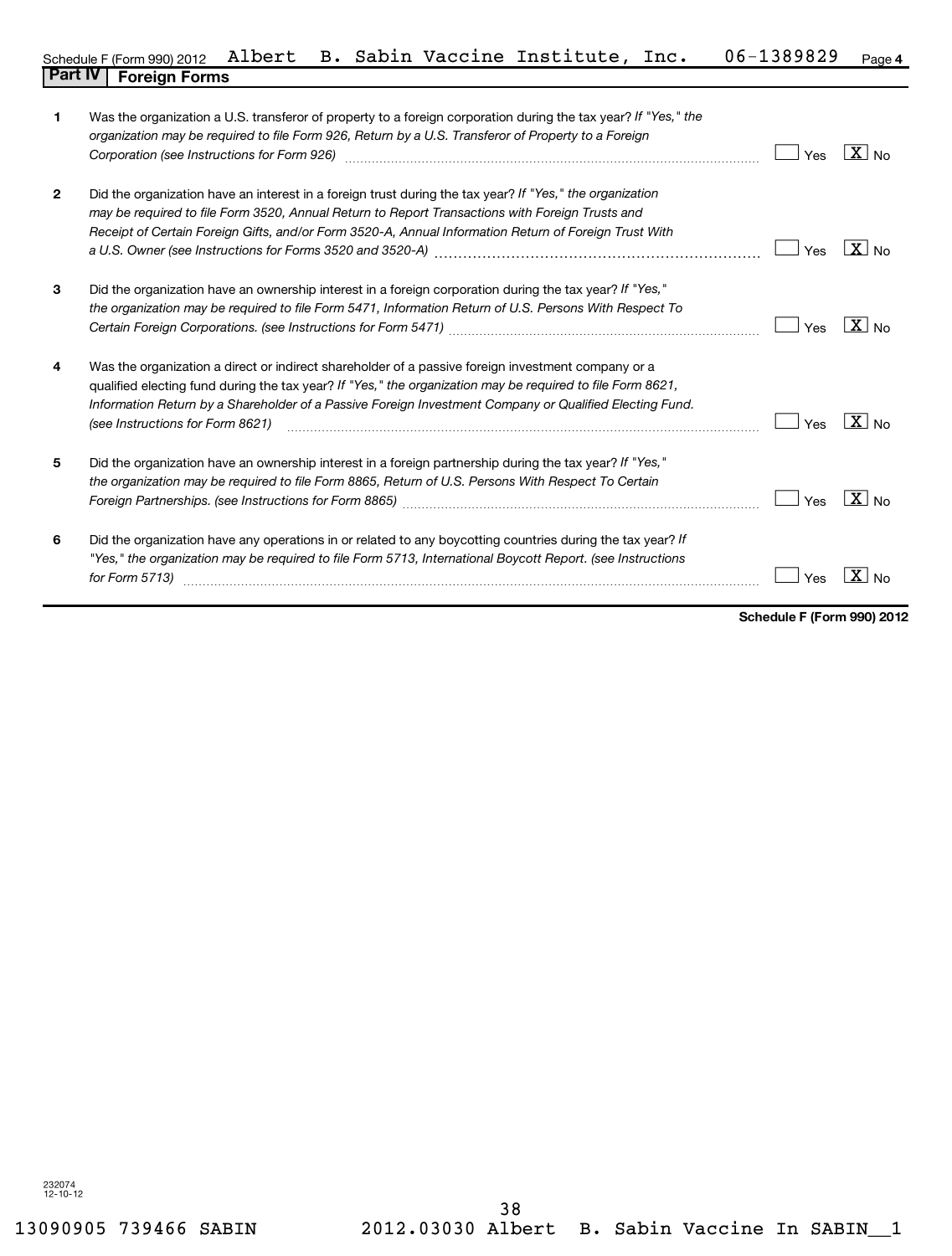Schedule F (Form 990) 2012 Albert B. Sabin Vaccine Institute, Inc. 06-1389829 Page 4

## Part IV | Foreign Forms

| | | Yes | No |
|---|---|---|---|
| **1** | Was the organization a U.S. transferor of property to a foreign corporation during the tax year? *If "Yes," the organization may be required to file Form 926, Return by a U.S. Transferor of Property to a Foreign Corporation (see Instructions for Form 926)* | | X |
| **2** | Did the organization have an interest in a foreign trust during the tax year? *If "Yes," the organization may be required to file Form 3520, Annual Return to Report Transactions with Foreign Trusts and Receipt of Certain Foreign Gifts, and/or Form 3520-A, Annual Information Return of Foreign Trust With a U.S. Owner (see Instructions for Forms 3520 and 3520-A)* | | X |
| **3** | Did the organization have an ownership interest in a foreign corporation during the tax year? *If "Yes," the organization may be required to file Form 5471, Information Return of U.S. Persons With Respect To Certain Foreign Corporations. (see Instructions for Form 5471)* | | X |
| **4** | Was the organization a direct or indirect shareholder of a passive foreign investment company or a qualified electing fund during the tax year? *If "Yes," the organization may be required to file Form 8621, Information Return by a Shareholder of a Passive Foreign Investment Company or Qualified Electing Fund. (see Instructions for Form 8621)* | | X |
| **5** | Did the organization have an ownership interest in a foreign partnership during the tax year? *If "Yes," the organization may be required to file Form 8865, Return of U.S. Persons With Respect To Certain Foreign Partnerships. (see Instructions for Form 8865)* | | X |
| **6** | Did the organization have any operations in or related to any boycotting countries during the tax year? *If "Yes," the organization may be required to file Form 5713, International Boycott Report. (see Instructions for Form 5713)* | | X |

**Schedule F (Form 990) 2012**

232074 12-10-12

13090905 739466 SABIN 2012.03030 Albert B. Sabin Vaccine In SABIN__1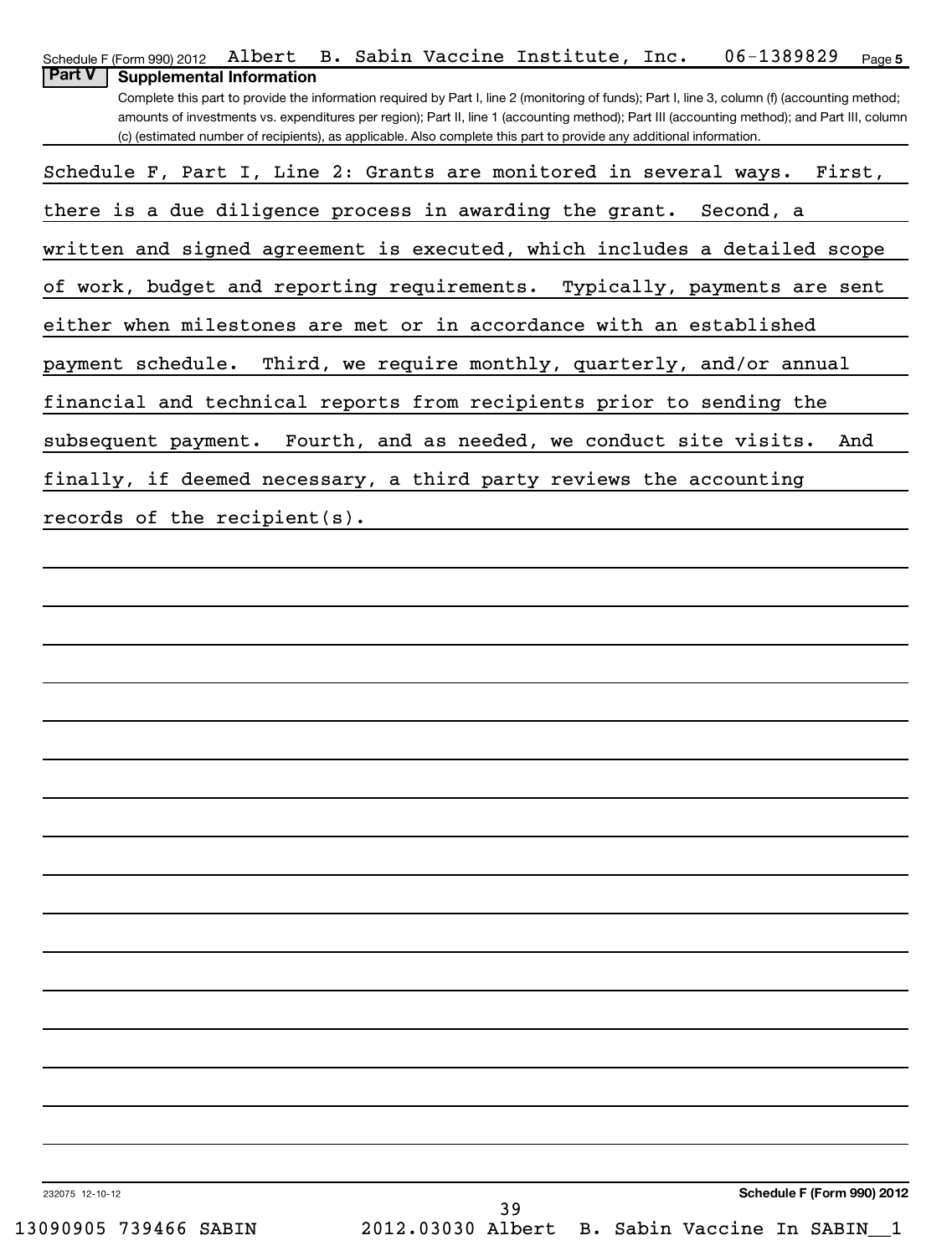Schedule F (Form 990) 2012 Albert B. Sabin Vaccine Institute, Inc. 06-1389829 Page 5

**Part V Supplemental Information**

Complete this part to provide the information required by Part I, line 2 (monitoring of funds); Part I, line 3, column (f) (accounting method; amounts of investments vs. expenditures per region); Part II, line 1 (accounting method); Part III (accounting method); and Part III, column (c) (estimated number of recipients), as applicable. Also complete this part to provide any additional information.

Schedule F, Part I, Line 2: Grants are monitored in several ways. First, there is a due diligence process in awarding the grant. Second, a written and signed agreement is executed, which includes a detailed scope of work, budget and reporting requirements. Typically, payments are sent either when milestones are met or in accordance with an established payment schedule. Third, we require monthly, quarterly, and/or annual financial and technical reports from recipients prior to sending the subsequent payment. Fourth, and as needed, we conduct site visits. And finally, if deemed necessary, a third party reviews the accounting records of the recipient(s).

232075 12-10-12 **Schedule F (Form 990) 2012**

13090905 739466 SABIN 2012.03030 Albert B. Sabin Vaccine In SABIN__1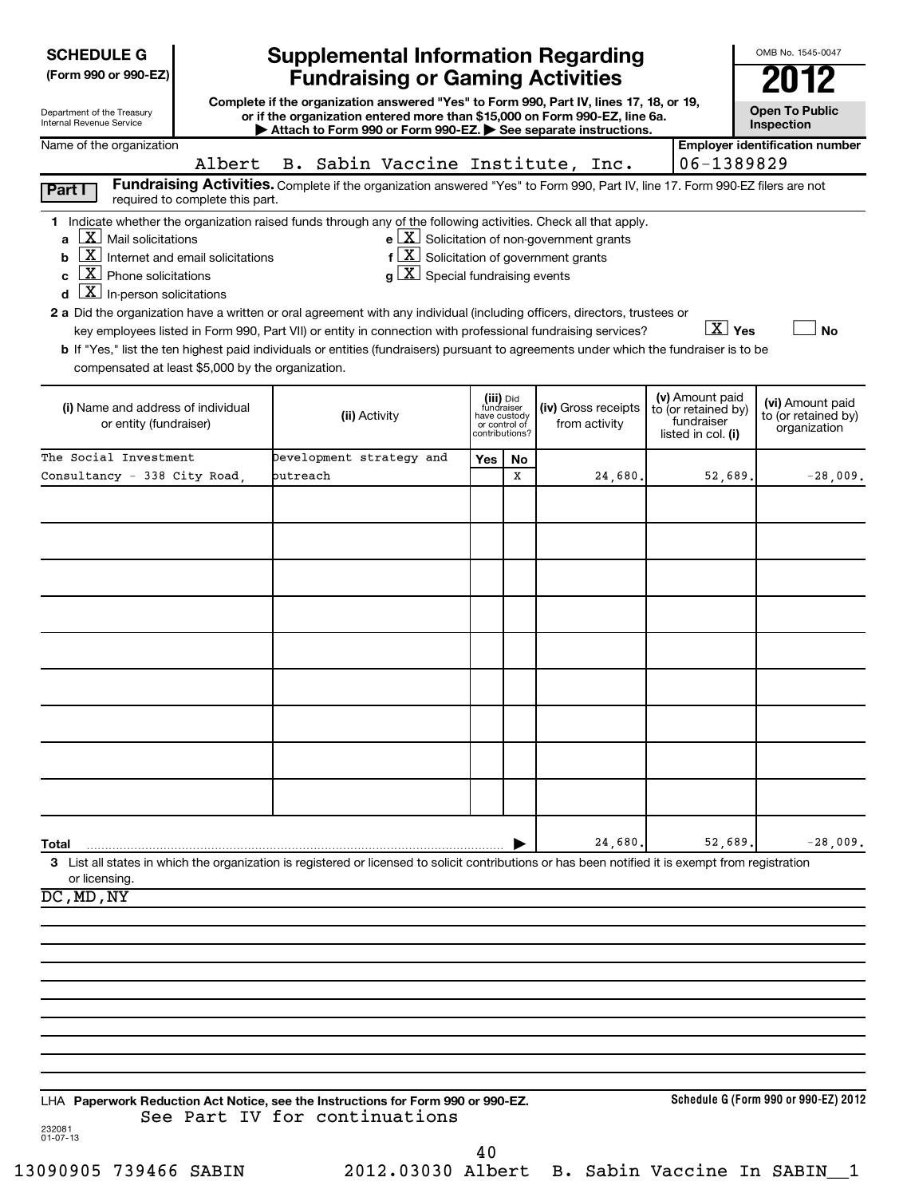**SCHEDULE G (Form 990 or 990-EZ)**

Department of the Treasury
Internal Revenue Service

# Supplemental Information Regarding Fundraising or Gaming Activities

**Complete if the organization answered "Yes" to Form 990, Part IV, lines 17, 18, or 19, or if the organization entered more than $15,000 on Form 990-EZ, line 6a.**
**▶ Attach to Form 990 or Form 990-EZ. ▶ See separate instructions.**

OMB No. 1545-0047

**2012**

**Open To Public Inspection**

Name of the organization: Albert B. Sabin Vaccine Institute, Inc.

Employer identification number: 06-1389829

**Part I** **Fundraising Activities.** Complete if the organization answered "Yes" to Form 990, Part IV, line 17. Form 990-EZ filers are not required to complete this part.

1 Indicate whether the organization raised funds through any of the following activities. Check all that apply.

- a [X] Mail solicitations
- b [X] Internet and email solicitations
- c [X] Phone solicitations
- d [X] In-person solicitations
- e [X] Solicitation of non-government grants
- f [X] Solicitation of government grants
- g [X] Special fundraising events

2 a Did the organization have a written or oral agreement with any individual (including officers, directors, trustees or key employees listed in Form 990, Part VII) or entity in connection with professional fundraising services? [X] Yes [ ] No

b If "Yes," list the ten highest paid individuals or entities (fundraisers) pursuant to agreements under which the fundraiser is to be compensated at least $5,000 by the organization.

| (i) Name and address of individual or entity (fundraiser) | (ii) Activity | (iii) Did fundraiser have custody or control of contributions? Yes | No | (iv) Gross receipts from activity | (v) Amount paid to (or retained by) fundraiser listed in col. (i) | (vi) Amount paid to (or retained by) organization |
|---|---|---|---|---|---|---|
| The Social Investment Consultancy - 338 City Road, | Development strategy and outreach | | X | 24,680. | 52,689. | -28,009. |
| | | | | | | |
| | | | | | | |
| | | | | | | |
| | | | | | | |
| | | | | | | |
| | | | | | | |
| | | | | | | |
| | | | | | | |
| | | | | | | |
| **Total** | | | ▶ | 24,680. | 52,689. | -28,009. |

3 List all states in which the organization is registered or licensed to solicit contributions or has been notified it is exempt from registration or licensing.

DC,MD,NY

LHA **Paperwork Reduction Act Notice, see the Instructions for Form 990 or 990-EZ.** **Schedule G (Form 990 or 990-EZ) 2012**

See Part IV for continuations

232081
01-07-13

13090905 739466 SABIN 2012.03030 Albert B. Sabin Vaccine In SABIN__1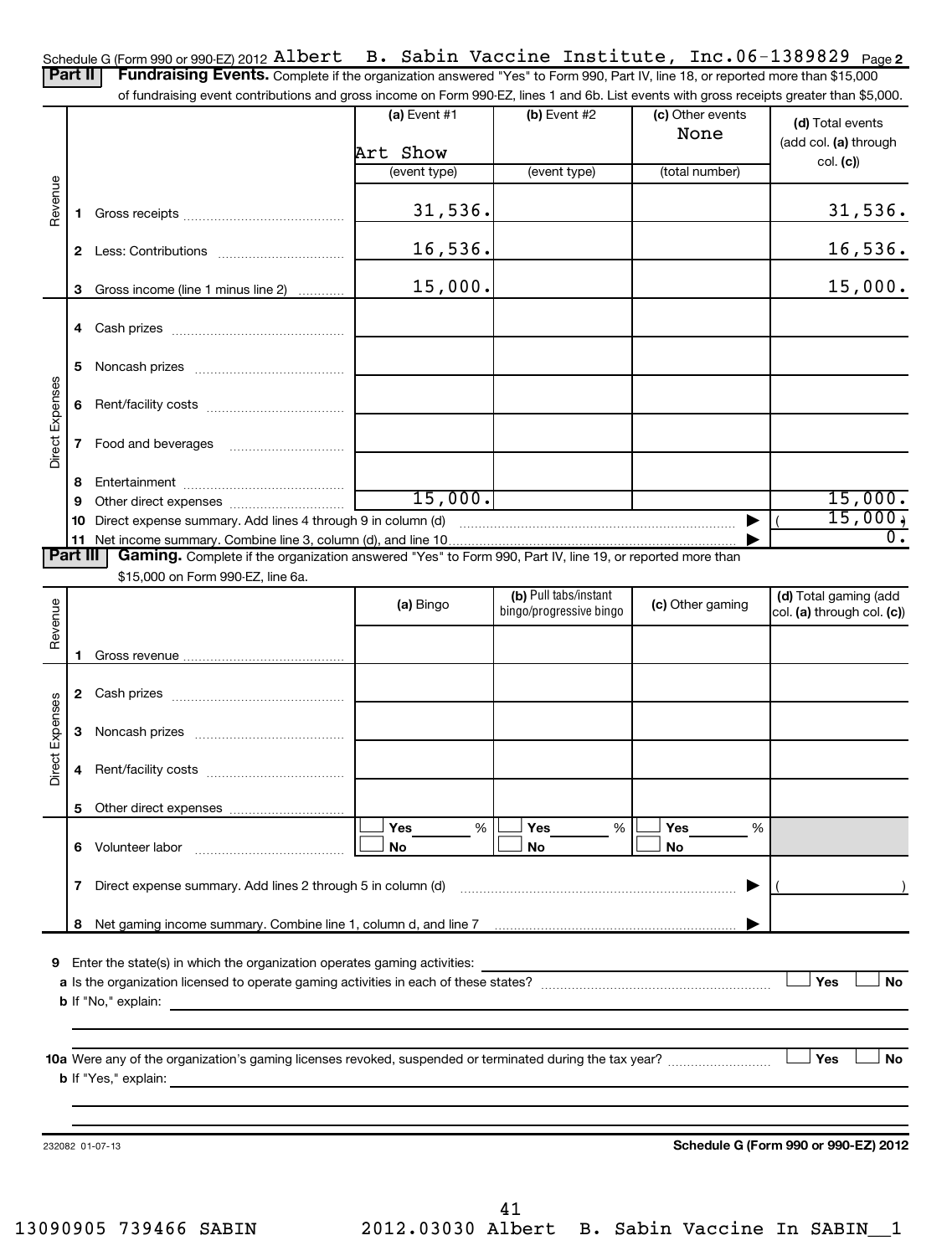Schedule G (Form 990 or 990-EZ) 2012 Albert B. Sabin Vaccine Institute, Inc. 06-1389829 Page 2

**Part II** **Fundraising Events.** Complete if the organization answered "Yes" to Form 990, Part IV, line 18, or reported more than $15,000 of fundraising event contributions and gross income on Form 990-EZ, lines 1 and 6b. List events with gross receipts greater than $5,000.

| | | (a) Event #1 Art Show (event type) | (b) Event #2 (event type) | (c) Other events None (total number) | (d) Total events (add col. (a) through col. (c)) |
|---|---|---|---|---|---|
| Revenue | 1 Gross receipts | 31,536. | | | 31,536. |
| | 2 Less: Contributions | 16,536. | | | 16,536. |
| | 3 Gross income (line 1 minus line 2) | 15,000. | | | 15,000. |
| Direct Expenses | 4 Cash prizes | | | | |
| | 5 Noncash prizes | | | | |
| | 6 Rent/facility costs | | | | |
| | 7 Food and beverages | | | | |
| | 8 Entertainment | | | | |
| | 9 Other direct expenses | 15,000. | | | 15,000. |
| | 10 Direct expense summary. Add lines 4 through 9 in column (d) | | | ▶ | ( 15,000.) |
| | 11 Net income summary. Combine line 3, column (d), and line 10 | | | ▶ | 0. |

**Part III** **Gaming.** Complete if the organization answered "Yes" to Form 990, Part IV, line 19, or reported more than $15,000 on Form 990-EZ, line 6a.

| | | (a) Bingo | (b) Pull tabs/instant bingo/progressive bingo | (c) Other gaming | (d) Total gaming (add col. (a) through col. (c)) |
|---|---|---|---|---|---|
| Revenue | 1 Gross revenue | | | | |
| Direct Expenses | 2 Cash prizes | | | | |
| | 3 Noncash prizes | | | | |
| | 4 Rent/facility costs | | | | |
| | 5 Other direct expenses | | | | |
| | 6 Volunteer labor | ☐ Yes ___ % ☐ No | ☐ Yes ___ % ☐ No | ☐ Yes ___ % ☐ No | |
| | 7 Direct expense summary. Add lines 2 through 5 in column (d) | | | ▶ | ( ) |
| | 8 Net gaming income summary. Combine line 1, column d, and line 7 | | | ▶ | |

9 Enter the state(s) in which the organization operates gaming activities: ____________

a Is the organization licensed to operate gaming activities in each of these states? ☐ Yes ☐ No

b If "No," explain: ____________

10a Were any of the organization's gaming licenses revoked, suspended or terminated during the tax year? ☐ Yes ☐ No

b If "Yes," explain: ____________

232082 01-07-13 **Schedule G (Form 990 or 990-EZ) 2012**

13090905 739466 SABIN 2012.03030 Albert B. Sabin Vaccine In SABIN__1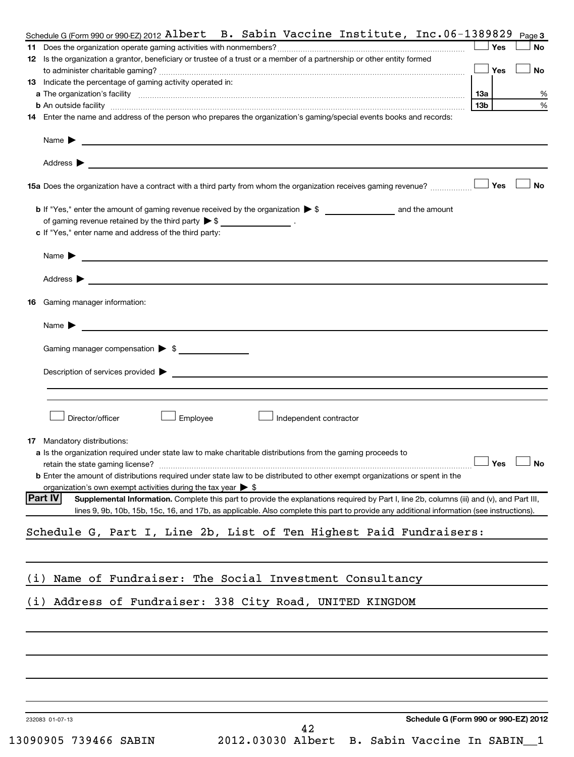Schedule G (Form 990 or 990-EZ) 2012 Albert B. Sabin Vaccine Institute, Inc. 06-1389829 Page 3

**11** Does the organization operate gaming activities with nonmembers? ☐ Yes ☐ No

**12** Is the organization a grantor, beneficiary or trustee of a trust or a member of a partnership or other entity formed to administer charitable gaming? ☐ Yes ☐ No

**13** Indicate the percentage of gaming activity operated in:

**a** The organization's facility **13a** %

**b** An outside facility **13b** %

**14** Enter the name and address of the person who prepares the organization's gaming/special events books and records:

Name ▶

Address ▶

**15a** Does the organization have a contract with a third party from whom the organization receives gaming revenue? ☐ Yes ☐ No

**b** If "Yes," enter the amount of gaming revenue received by the organization ▶ $ ______ and the amount of gaming revenue retained by the third party ▶ $ ______ .

**c** If "Yes," enter name and address of the third party:

Name ▶

Address ▶

**16** Gaming manager information:

Name ▶

Gaming manager compensation ▶ $

Description of services provided ▶

☐ Director/officer ☐ Employee ☐ Independent contractor

**17** Mandatory distributions:

**a** Is the organization required under state law to make charitable distributions from the gaming proceeds to retain the state gaming license? ☐ Yes ☐ No

**b** Enter the amount of distributions required under state law to be distributed to other exempt organizations or spent in the organization's own exempt activities during the tax year ▶ $

**Part IV** **Supplemental Information.** Complete this part to provide the explanations required by Part I, line 2b, columns (iii) and (v), and Part III, lines 9, 9b, 10b, 15b, 15c, 16, and 17b, as applicable. Also complete this part to provide any additional information (see instructions).

Schedule G, Part I, Line 2b, List of Ten Highest Paid Fundraisers:

(i) Name of Fundraiser: The Social Investment Consultancy

(i) Address of Fundraiser: 338 City Road, UNITED KINGDOM

232083 01-07-13 **Schedule G (Form 990 or 990-EZ) 2012**

13090905 739466 SABIN 2012.03030 Albert B. Sabin Vaccine In SABIN__1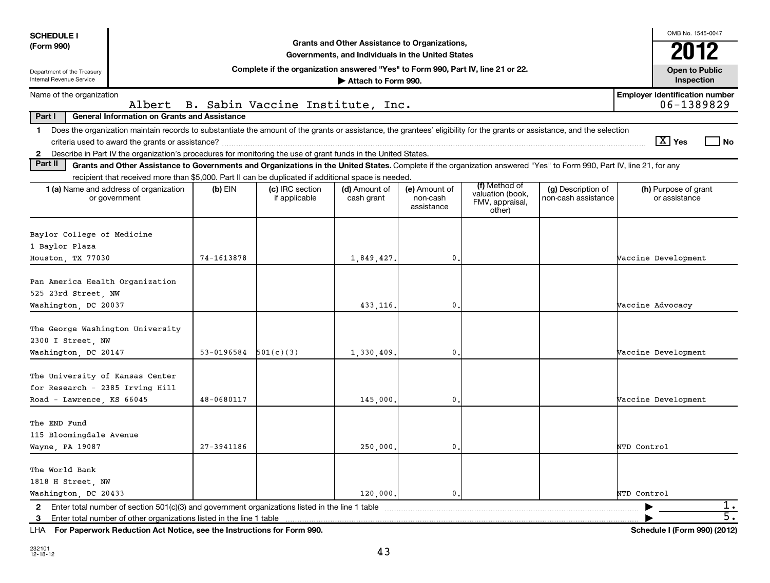**SCHEDULE I**
**(Form 990)**

Department of the Treasury
Internal Revenue Service

**Grants and Other Assistance to Organizations, Governments, and Individuals in the United States**

**Complete if the organization answered "Yes" to Form 990, Part IV, line 21 or 22.**

**▶ Attach to Form 990.**

OMB No. 1545-0047

**2012**

**Open to Public Inspection**

Name of the organization: Albert B. Sabin Vaccine Institute, Inc.

**Employer identification number** 06-1389829

**Part I — General Information on Grants and Assistance**

1 Does the organization maintain records to substantiate the amount of the grants or assistance, the grantees' eligibility for the grants or assistance, and the selection criteria used to award the grants or assistance? [X] Yes [ ] No

2 Describe in Part IV the organization's procedures for monitoring the use of grant funds in the United States.

**Part II — Grants and Other Assistance to Governments and Organizations in the United States.** Complete if the organization answered "Yes" to Form 990, Part IV, line 21, for any recipient that received more than $5,000. Part II can be duplicated if additional space is needed.

| 1 (a) Name and address of organization or government | (b) EIN | (c) IRC section if applicable | (d) Amount of cash grant | (e) Amount of non-cash assistance | (f) Method of valuation (book, FMV, appraisal, other) | (g) Description of non-cash assistance | (h) Purpose of grant or assistance |
|---|---|---|---|---|---|---|---|
| Baylor College of Medicine 1 Baylor Plaza Houston, TX 77030 | 74-1613878 | | 1,849,427. | 0. | | | Vaccine Development |
| Pan America Health Organization 525 23rd Street, NW Washington, DC 20037 | | | 433,116. | 0. | | | Vaccine Advocacy |
| The George Washington University 2300 I Street, NW Washington, DC 20147 | 53-0196584 | 501(c)(3) | 1,330,409. | 0. | | | Vaccine Development |
| The University of Kansas Center for Research - 2385 Irving Hill Road - Lawrence, KS 66045 | 48-0680117 | | 145,000. | 0. | | | Vaccine Development |
| The END Fund 115 Bloomingdale Avenue Wayne, PA 19087 | 27-3941186 | | 250,000. | 0. | | | NTD Control |
| The World Bank 1818 H Street, NW Washington, DC 20433 | | | 120,000. | 0. | | | NTD Control |

2 Enter total number of section 501(c)(3) and government organizations listed in the line 1 table ▶ 1.

3 Enter total number of other organizations listed in the line 1 table ▶ 5.

LHA **For Paperwork Reduction Act Notice, see the Instructions for Form 990.** **Schedule I (Form 990) (2012)**

232101 12-18-12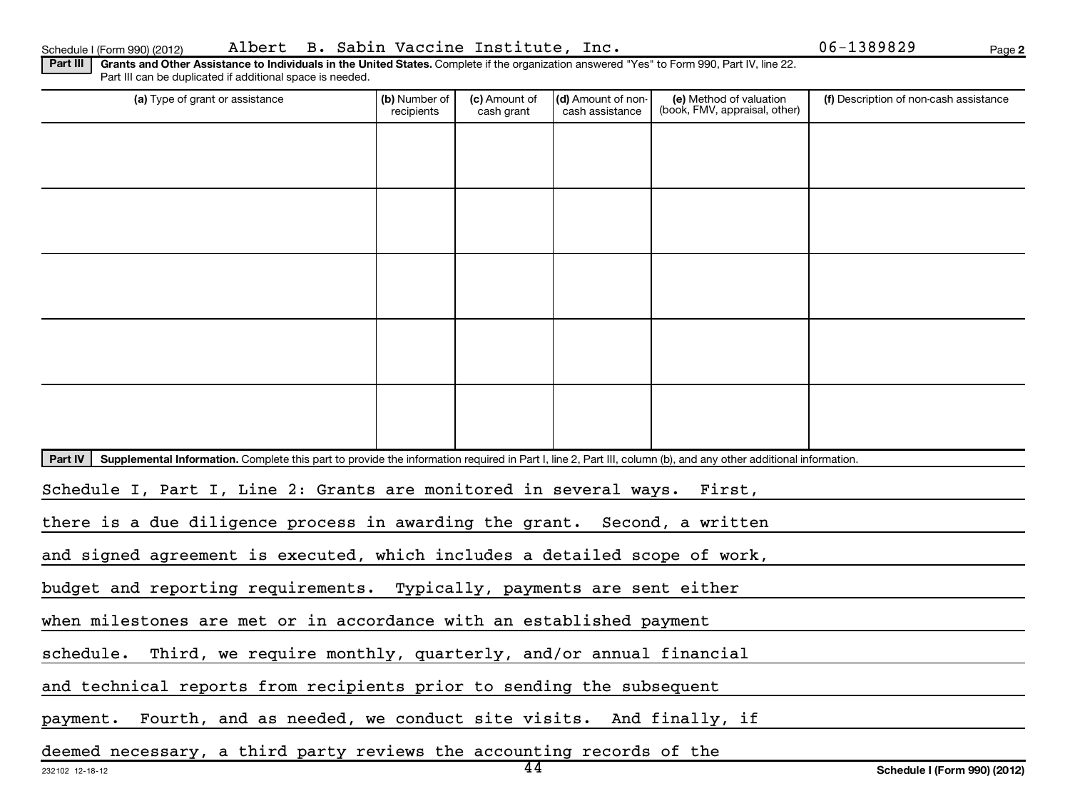Schedule I (Form 990) (2012) Albert B. Sabin Vaccine Institute, Inc. 06-1389829 Page **2**

**Part III** **Grants and Other Assistance to Individuals in the United States.** Complete if the organization answered "Yes" to Form 990, Part IV, line 22. Part III can be duplicated if additional space is needed.

| (a) Type of grant or assistance | (b) Number of recipients | (c) Amount of cash grant | (d) Amount of non-cash assistance | (e) Method of valuation (book, FMV, appraisal, other) | (f) Description of non-cash assistance |
|---|---|---|---|---|---|
| | | | | | |
| | | | | | |
| | | | | | |
| | | | | | |
| | | | | | |

**Part IV** **Supplemental Information.** Complete this part to provide the information required in Part I, line 2, Part III, column (b), and any other additional information.

Schedule I, Part I, Line 2: Grants are monitored in several ways. First, there is a due diligence process in awarding the grant. Second, a written and signed agreement is executed, which includes a detailed scope of work, budget and reporting requirements. Typically, payments are sent either when milestones are met or in accordance with an established payment schedule. Third, we require monthly, quarterly, and/or annual financial and technical reports from recipients prior to sending the subsequent payment. Fourth, and as needed, we conduct site visits. And finally, if deemed necessary, a third party reviews the accounting records of the

232102 12-18-12 **Schedule I (Form 990) (2012)**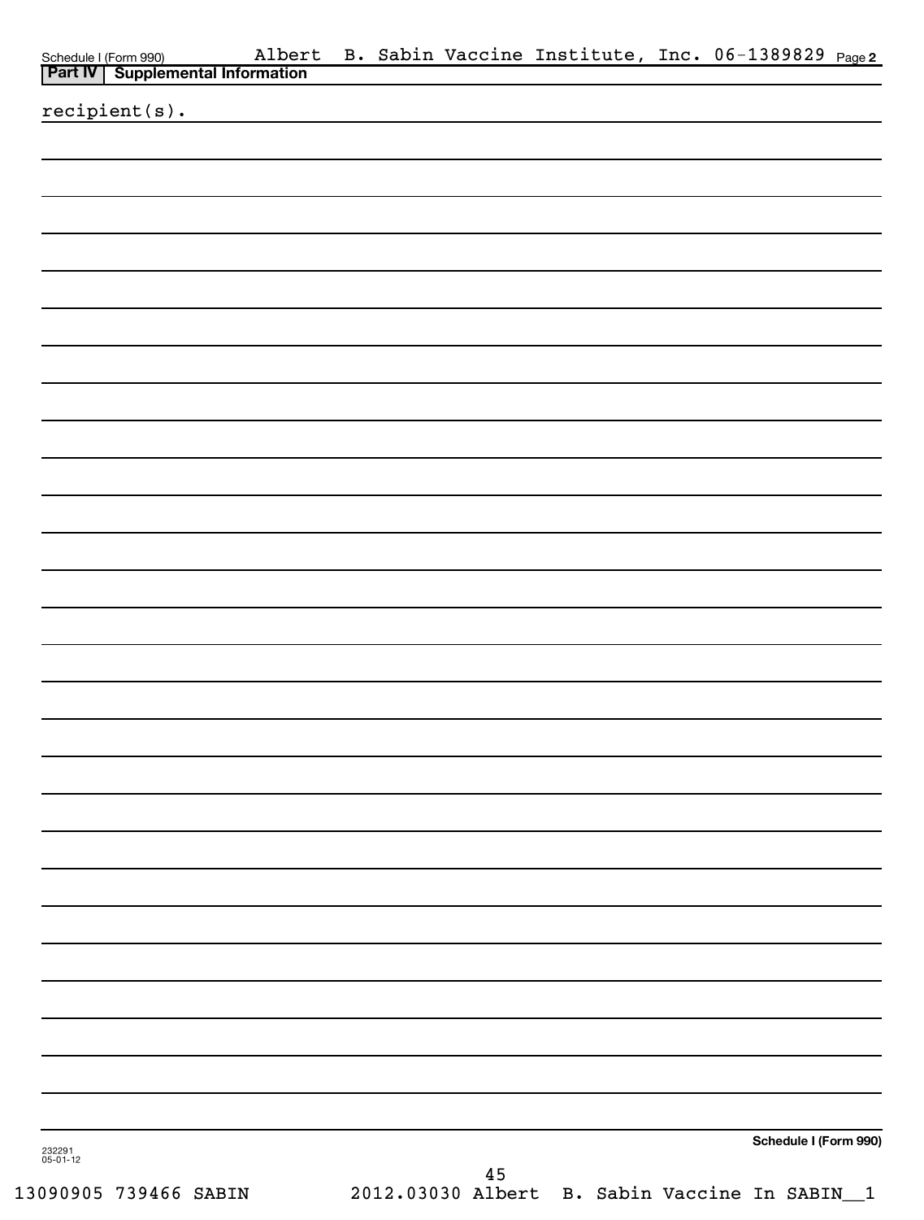## Part IV Supplemental Information

recipient(s).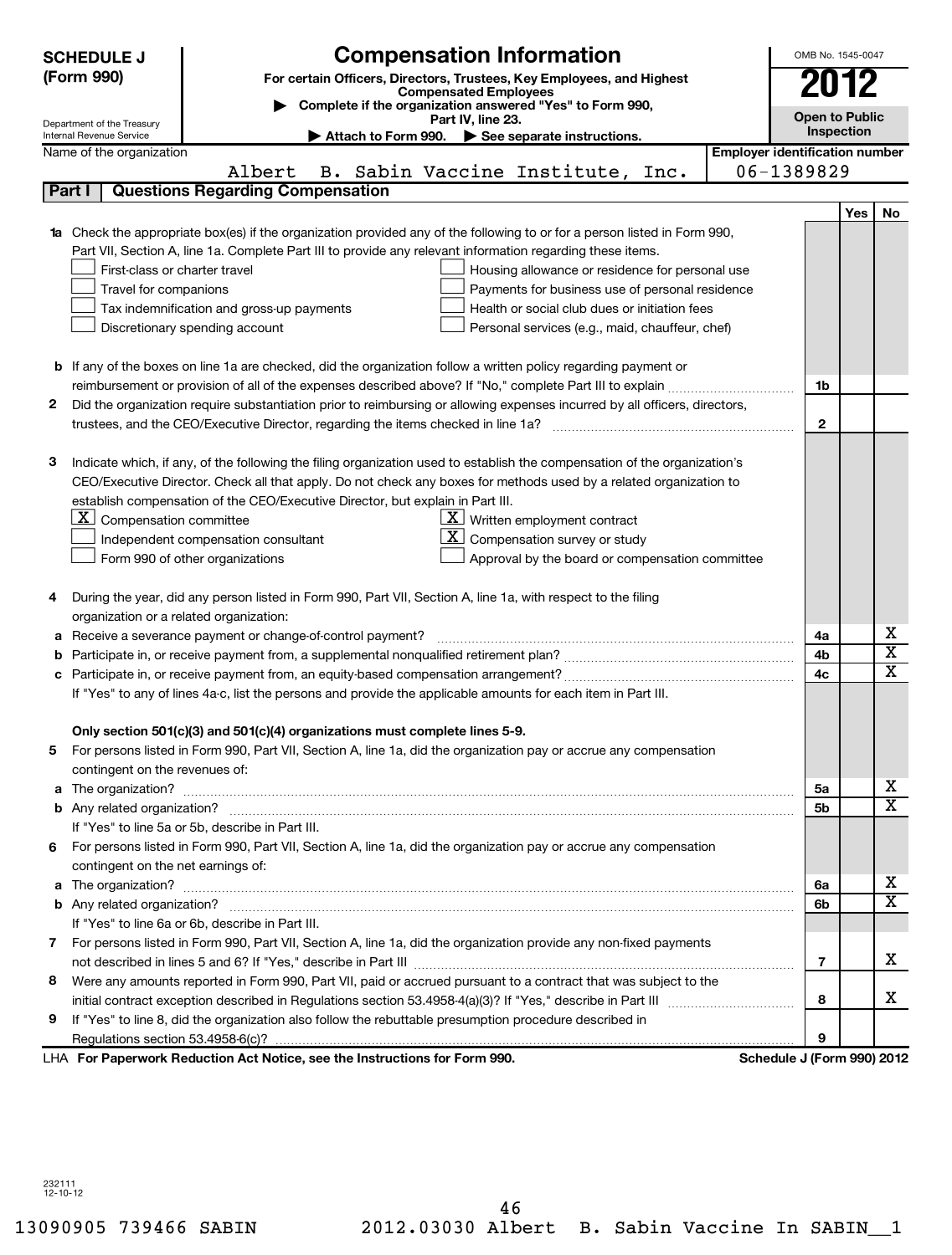**SCHEDULE J (Form 990)**

Department of the Treasury
Internal Revenue Service

# Compensation Information

**For certain Officers, Directors, Trustees, Key Employees, and Highest Compensated Employees**

▶ **Complete if the organization answered "Yes" to Form 990, Part IV, line 23.**

▶ **Attach to Form 990.** ▶ **See separate instructions.**

OMB No. 1545-0047

**2012**

**Open to Public Inspection**

| Name of the organization | Employer identification number |
|---|---|
| Albert B. Sabin Vaccine Institute, Inc. | 06-1389829 |

## Part I Questions Regarding Compensation

| | | | Yes | No |
|---|---|---|---|---|
| **1a** | Check the appropriate box(es) if the organization provided any of the following to or for a person listed in Form 990, Part VII, Section A, line 1a. Complete Part III to provide any relevant information regarding these items.<br>☐ First-class or charter travel ☐ Housing allowance or residence for personal use<br>☐ Travel for companions ☐ Payments for business use of personal residence<br>☐ Tax indemnification and gross-up payments ☐ Health or social club dues or initiation fees<br>☐ Discretionary spending account ☐ Personal services (e.g., maid, chauffeur, chef) | | | |
| **b** | If any of the boxes on line 1a are checked, did the organization follow a written policy regarding payment or reimbursement or provision of all of the expenses described above? If "No," complete Part III to explain | 1b | | |
| **2** | Did the organization require substantiation prior to reimbursing or allowing expenses incurred by all officers, directors, trustees, and the CEO/Executive Director, regarding the items checked in line 1a? | 2 | | |
| **3** | Indicate which, if any, of the following the filing organization used to establish the compensation of the organization's CEO/Executive Director. Check all that apply. Do not check any boxes for methods used by a related organization to establish compensation of the CEO/Executive Director, but explain in Part III.<br>☒ Compensation committee ☒ Written employment contract<br>☐ Independent compensation consultant ☒ Compensation survey or study<br>☐ Form 990 of other organizations ☐ Approval by the board or compensation committee | | | |
| **4** | During the year, did any person listed in Form 990, Part VII, Section A, line 1a, with respect to the filing organization or a related organization: | | | |
| **a** | Receive a severance payment or change-of-control payment? | 4a | | X |
| **b** | Participate in, or receive payment from, a supplemental nonqualified retirement plan? | 4b | | X |
| **c** | Participate in, or receive payment from, an equity-based compensation arrangement? | 4c | | X |
| | If "Yes" to any of lines 4a-c, list the persons and provide the applicable amounts for each item in Part III. | | | |
| | **Only section 501(c)(3) and 501(c)(4) organizations must complete lines 5-9.** | | | |
| **5** | For persons listed in Form 990, Part VII, Section A, line 1a, did the organization pay or accrue any compensation contingent on the revenues of: | | | |
| **a** | The organization? | 5a | | X |
| **b** | Any related organization? | 5b | | X |
| | If "Yes" to line 5a or 5b, describe in Part III. | | | |
| **6** | For persons listed in Form 990, Part VII, Section A, line 1a, did the organization pay or accrue any compensation contingent on the net earnings of: | | | |
| **a** | The organization? | 6a | | X |
| **b** | Any related organization? | 6b | | X |
| | If "Yes" to line 6a or 6b, describe in Part III. | | | |
| **7** | For persons listed in Form 990, Part VII, Section A, line 1a, did the organization provide any non-fixed payments not described in lines 5 and 6? If "Yes," describe in Part III | 7 | | X |
| **8** | Were any amounts reported in Form 990, Part VII, paid or accrued pursuant to a contract that was subject to the initial contract exception described in Regulations section 53.4958-4(a)(3)? If "Yes," describe in Part III | 8 | | X |
| **9** | If "Yes" to line 8, did the organization also follow the rebuttable presumption procedure described in Regulations section 53.4958-6(c)? | 9 | | |

LHA **For Paperwork Reduction Act Notice, see the Instructions for Form 990.** **Schedule J (Form 990) 2012**

232111
12-10-12

13090905 739466 SABIN 2012.03030 Albert B. Sabin Vaccine In SABIN__1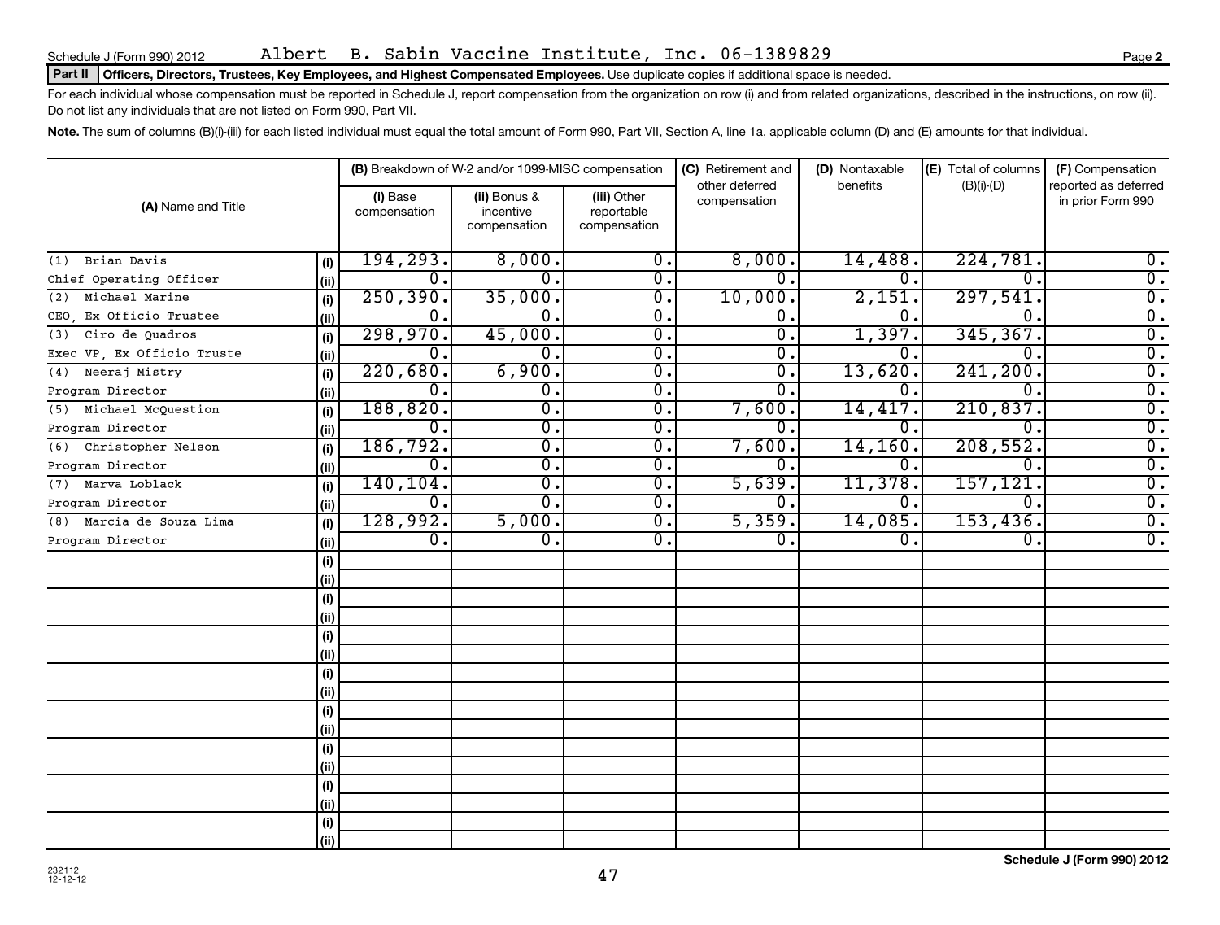Schedule J (Form 990) 2012 Albert B. Sabin Vaccine Institute, Inc. 06-1389829 Page 2

**Part II Officers, Directors, Trustees, Key Employees, and Highest Compensated Employees.** Use duplicate copies if additional space is needed.

For each individual whose compensation must be reported in Schedule J, report compensation from the organization on row (i) and from related organizations, described in the instructions, on row (ii). Do not list any individuals that are not listed on Form 990, Part VII.

**Note.** The sum of columns (B)(i)-(iii) for each listed individual must equal the total amount of Form 990, Part VII, Section A, line 1a, applicable column (D) and (E) amounts for that individual.

| (A) Name and Title | | (B) Breakdown of W-2 and/or 1099-MISC compensation | | | (C) Retirement and other deferred compensation | (D) Nontaxable benefits | (E) Total of columns (B)(i)-(D) | (F) Compensation reported as deferred in prior Form 990 |
|---|---|---|---|---|---|---|---|---|
| | | (i) Base compensation | (ii) Bonus & incentive compensation | (iii) Other reportable compensation | | | | |
| (1) Brian Davis | (i) | 194,293. | 8,000. | 0. | 8,000. | 14,488. | 224,781. | 0. |
| Chief Operating Officer | (ii) | 0. | 0. | 0. | 0. | 0. | 0. | 0. |
| (2) Michael Marine | (i) | 250,390. | 35,000. | 0. | 10,000. | 2,151. | 297,541. | 0. |
| CEO, Ex Officio Trustee | (ii) | 0. | 0. | 0. | 0. | 0. | 0. | 0. |
| (3) Ciro de Quadros | (i) | 298,970. | 45,000. | 0. | 0. | 1,397. | 345,367. | 0. |
| Exec VP, Ex Officio Truste | (ii) | 0. | 0. | 0. | 0. | 0. | 0. | 0. |
| (4) Neeraj Mistry | (i) | 220,680. | 6,900. | 0. | 0. | 13,620. | 241,200. | 0. |
| Program Director | (ii) | 0. | 0. | 0. | 0. | 0. | 0. | 0. |
| (5) Michael McQuestion | (i) | 188,820. | 0. | 0. | 7,600. | 14,417. | 210,837. | 0. |
| Program Director | (ii) | 0. | 0. | 0. | 0. | 0. | 0. | 0. |
| (6) Christopher Nelson | (i) | 186,792. | 0. | 0. | 7,600. | 14,160. | 208,552. | 0. |
| Program Director | (ii) | 0. | 0. | 0. | 0. | 0. | 0. | 0. |
| (7) Marva Loblack | (i) | 140,104. | 0. | 0. | 5,639. | 11,378. | 157,121. | 0. |
| Program Director | (ii) | 0. | 0. | 0. | 0. | 0. | 0. | 0. |
| (8) Marcia de Souza Lima | (i) | 128,992. | 5,000. | 0. | 5,359. | 14,085. | 153,436. | 0. |
| Program Director | (ii) | 0. | 0. | 0. | 0. | 0. | 0. | 0. |
| | (i) | | | | | | | |
| | (ii) | | | | | | | |
| | (i) | | | | | | | |
| | (ii) | | | | | | | |
| | (i) | | | | | | | |
| | (ii) | | | | | | | |
| | (i) | | | | | | | |
| | (ii) | | | | | | | |
| | (i) | | | | | | | |
| | (ii) | | | | | | | |
| | (i) | | | | | | | |
| | (ii) | | | | | | | |
| | (i) | | | | | | | |
| | (ii) | | | | | | | |
| | (i) | | | | | | | |
| | (ii) | | | | | | | |

232112 12-12-12

**Schedule J (Form 990) 2012**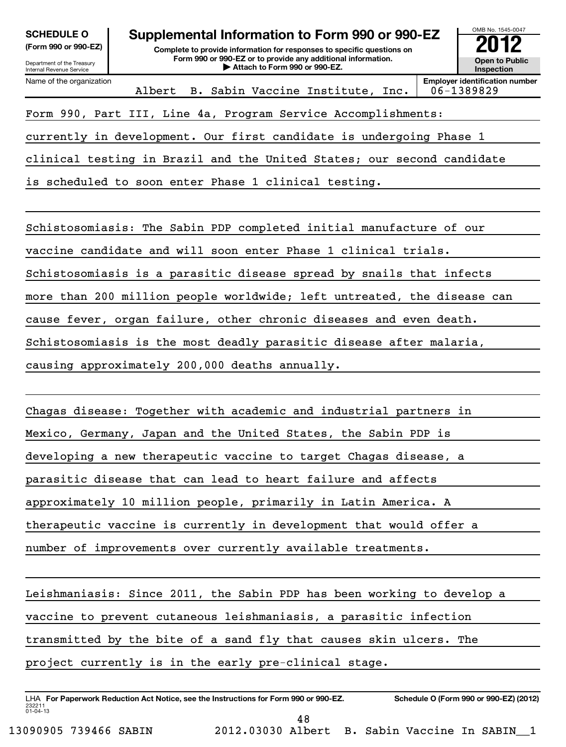**SCHEDULE O**
**(Form 990 or 990-EZ)**

Department of the Treasury
Internal Revenue Service

# Supplemental Information to Form 990 or 990-EZ

**Complete to provide information for responses to specific questions on Form 990 or 990-EZ or to provide any additional information.**
**▶ Attach to Form 990 or 990-EZ.**

OMB No. 1545-0047
**2012**
**Open to Public Inspection**

| Name of the organization | Employer identification number |
|---|---|
| Albert B. Sabin Vaccine Institute, Inc. | 06-1389829 |

Form 990, Part III, Line 4a, Program Service Accomplishments:

currently in development. Our first candidate is undergoing Phase 1 clinical testing in Brazil and the United States; our second candidate is scheduled to soon enter Phase 1 clinical testing.

Schistosomiasis: The Sabin PDP completed initial manufacture of our vaccine candidate and will soon enter Phase 1 clinical trials. Schistosomiasis is a parasitic disease spread by snails that infects more than 200 million people worldwide; left untreated, the disease can cause fever, organ failure, other chronic diseases and even death. Schistosomiasis is the most deadly parasitic disease after malaria, causing approximately 200,000 deaths annually.

Chagas disease: Together with academic and industrial partners in Mexico, Germany, Japan and the United States, the Sabin PDP is developing a new therapeutic vaccine to target Chagas disease, a parasitic disease that can lead to heart failure and affects approximately 10 million people, primarily in Latin America. A therapeutic vaccine is currently in development that would offer a number of improvements over currently available treatments.

Leishmaniasis: Since 2011, the Sabin PDP has been working to develop a vaccine to prevent cutaneous leishmaniasis, a parasitic infection transmitted by the bite of a sand fly that causes skin ulcers. The project currently is in the early pre-clinical stage.

LHA **For Paperwork Reduction Act Notice, see the Instructions for Form 990 or 990-EZ.** **Schedule O (Form 990 or 990-EZ) (2012)**
232211 01-04-13

13090905 739466 SABIN 2012.03030 Albert B. Sabin Vaccine In SABIN__1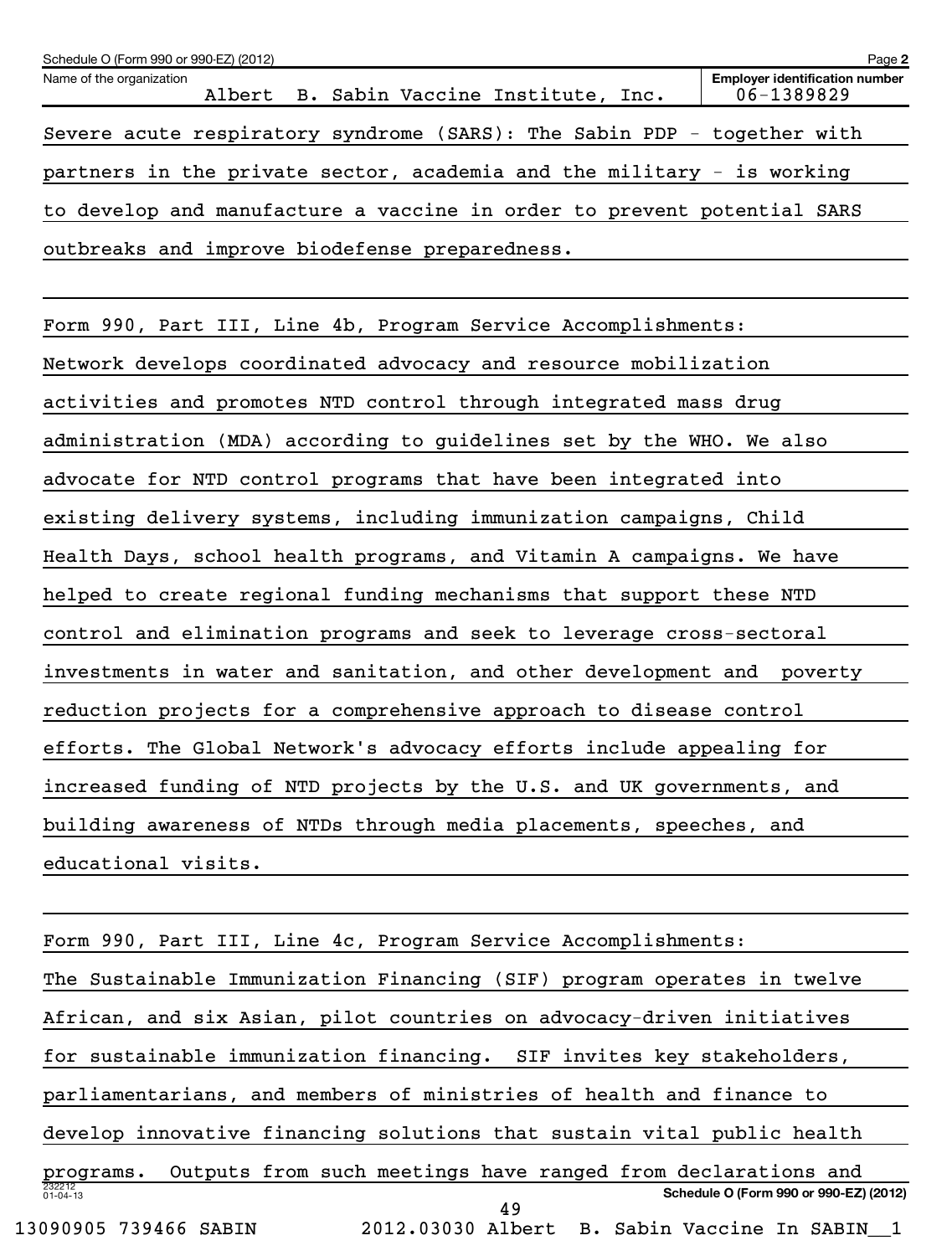Schedule O (Form 990 or 990-EZ) (2012) Page 2

Name of the organization: Albert B. Sabin Vaccine Institute, Inc.

Employer identification number: 06-1389829

Severe acute respiratory syndrome (SARS): The Sabin PDP - together with partners in the private sector, academia and the military - is working to develop and manufacture a vaccine in order to prevent potential SARS outbreaks and improve biodefense preparedness.

Form 990, Part III, Line 4b, Program Service Accomplishments:
Network develops coordinated advocacy and resource mobilization activities and promotes NTD control through integrated mass drug administration (MDA) according to guidelines set by the WHO. We also advocate for NTD control programs that have been integrated into existing delivery systems, including immunization campaigns, Child Health Days, school health programs, and Vitamin A campaigns. We have helped to create regional funding mechanisms that support these NTD control and elimination programs and seek to leverage cross-sectoral investments in water and sanitation, and other development and poverty reduction projects for a comprehensive approach to disease control efforts. The Global Network's advocacy efforts include appealing for increased funding of NTD projects by the U.S. and UK governments, and building awareness of NTDs through media placements, speeches, and educational visits.

Form 990, Part III, Line 4c, Program Service Accomplishments:
The Sustainable Immunization Financing (SIF) program operates in twelve African, and six Asian, pilot countries on advocacy-driven initiatives for sustainable immunization financing. SIF invites key stakeholders, parliamentarians, and members of ministries of health and finance to develop innovative financing solutions that sustain vital public health programs. Outputs from such meetings have ranged from declarations and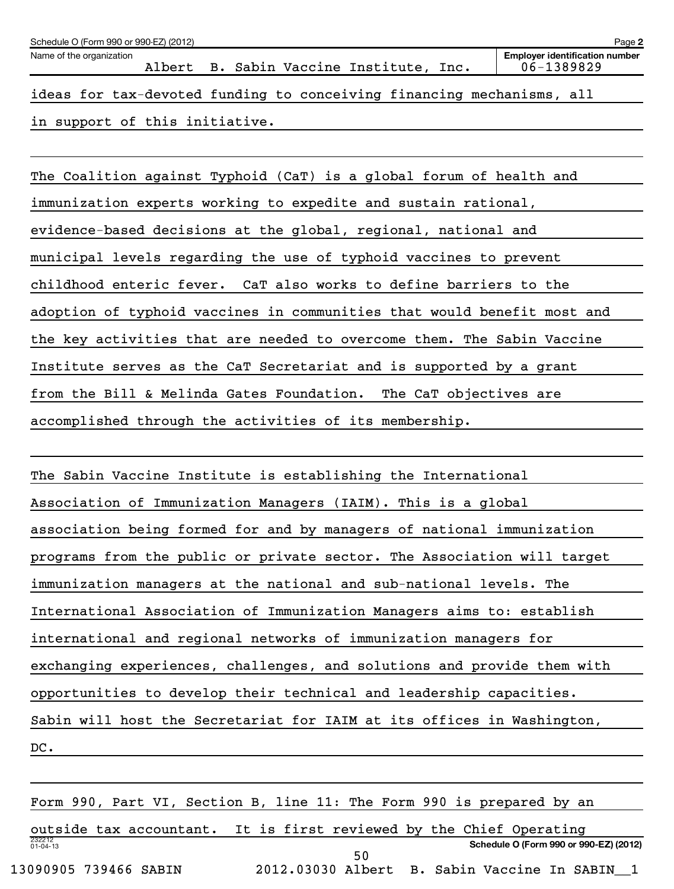Schedule O (Form 990 or 990-EZ) (2012)

Name of the organization: Albert B. Sabin Vaccine Institute, Inc.

Employer identification number: 06-1389829

ideas for tax-devoted funding to conceiving financing mechanisms, all in support of this initiative.

The Coalition against Typhoid (CaT) is a global forum of health and immunization experts working to expedite and sustain rational, evidence-based decisions at the global, regional, national and municipal levels regarding the use of typhoid vaccines to prevent childhood enteric fever. CaT also works to define barriers to the adoption of typhoid vaccines in communities that would benefit most and the key activities that are needed to overcome them. The Sabin Vaccine Institute serves as the CaT Secretariat and is supported by a grant from the Bill & Melinda Gates Foundation. The CaT objectives are accomplished through the activities of its membership.

The Sabin Vaccine Institute is establishing the International Association of Immunization Managers (IAIM). This is a global association being formed for and by managers of national immunization programs from the public or private sector. The Association will target immunization managers at the national and sub-national levels. The International Association of Immunization Managers aims to: establish international and regional networks of immunization managers for exchanging experiences, challenges, and solutions and provide them with opportunities to develop their technical and leadership capacities. Sabin will host the Secretariat for IAIM at its offices in Washington, DC.

Form 990, Part VI, Section B, line 11: The Form 990 is prepared by an outside tax accountant. It is first reviewed by the Chief Operating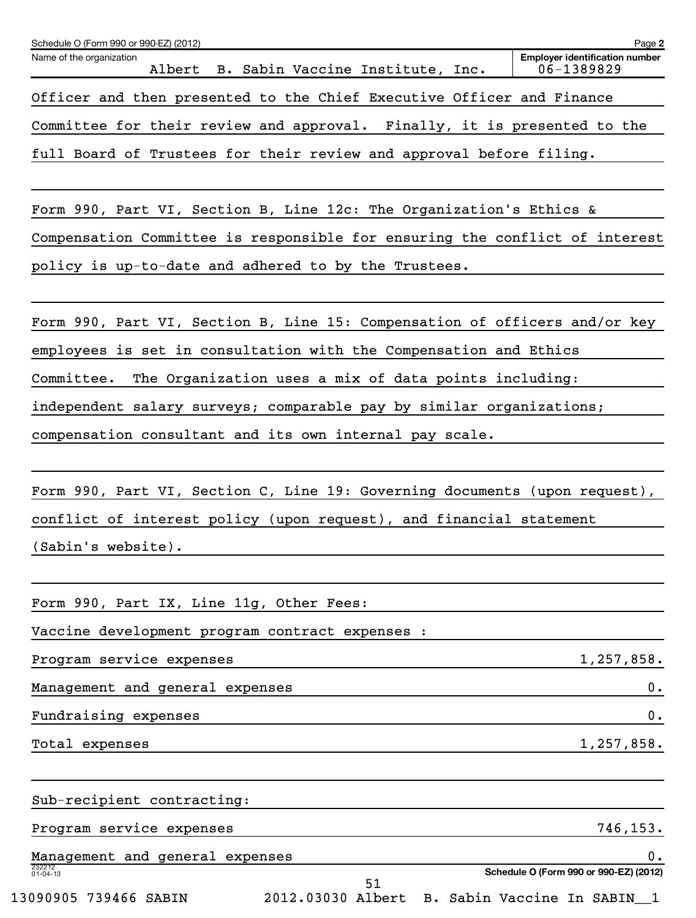Schedule O (Form 990 or 990-EZ) (2012) Page 2

Name of the organization: Albert B. Sabin Vaccine Institute, Inc.
Employer identification number: 06-1389829

Officer and then presented to the Chief Executive Officer and Finance Committee for their review and approval. Finally, it is presented to the full Board of Trustees for their review and approval before filing.

Form 990, Part VI, Section B, Line 12c: The Organization's Ethics & Compensation Committee is responsible for ensuring the conflict of interest policy is up-to-date and adhered to by the Trustees.

Form 990, Part VI, Section B, Line 15: Compensation of officers and/or key employees is set in consultation with the Compensation and Ethics Committee. The Organization uses a mix of data points including: independent salary surveys; comparable pay by similar organizations; compensation consultant and its own internal pay scale.

Form 990, Part VI, Section C, Line 19: Governing documents (upon request), conflict of interest policy (upon request), and financial statement (Sabin's website).

Form 990, Part IX, Line 11g, Other Fees:

Vaccine development program contract expenses :

| | |
|---|---|
| Program service expenses | 1,257,858. |
| Management and general expenses | 0. |
| Fundraising expenses | 0. |
| Total expenses | 1,257,858. |

Sub-recipient contracting:

| | |
|---|---|
| Program service expenses | 746,153. |
| Management and general expenses | 0. |

Schedule O (Form 990 or 990-EZ) (2012)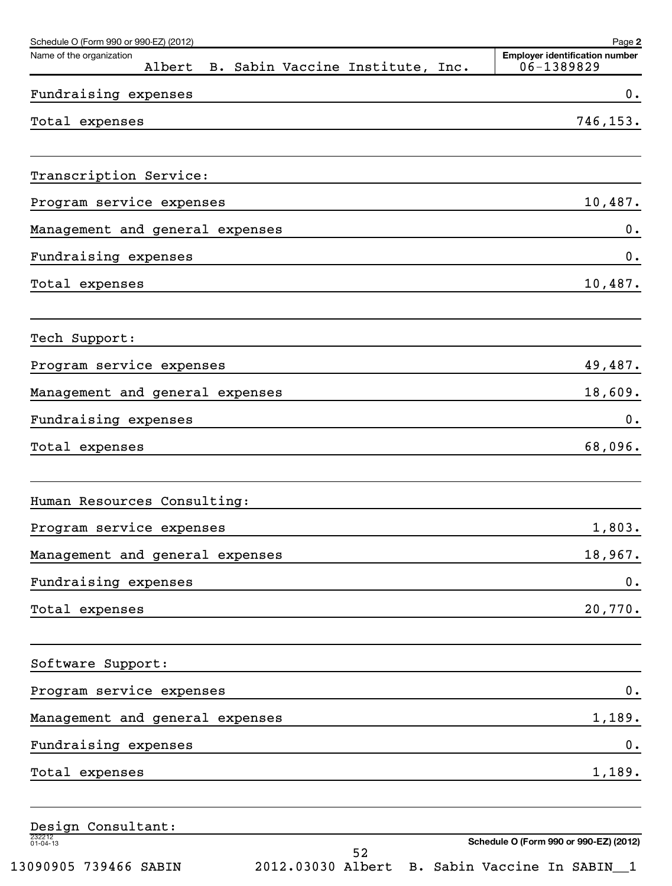Schedule O (Form 990 or 990-EZ) (2012) Page 2

| Name of the organization | Employer identification number |
|---|---|
| Albert B. Sabin Vaccine Institute, Inc. | 06-1389829 |

| | |
|---|---|
| Fundraising expenses | 0. |
| Total expenses | 746,153. |

| Transcription Service: | |
|---|---|
| Program service expenses | 10,487. |
| Management and general expenses | 0. |
| Fundraising expenses | 0. |
| Total expenses | 10,487. |

| Tech Support: | |
|---|---|
| Program service expenses | 49,487. |
| Management and general expenses | 18,609. |
| Fundraising expenses | 0. |
| Total expenses | 68,096. |

| Human Resources Consulting: | |
|---|---|
| Program service expenses | 1,803. |
| Management and general expenses | 18,967. |
| Fundraising expenses | 0. |
| Total expenses | 20,770. |

| Software Support: | |
|---|---|
| Program service expenses | 0. |
| Management and general expenses | 1,189. |
| Fundraising expenses | 0. |
| Total expenses | 1,189. |

Design Consultant:

232212 01-04-13

Schedule O (Form 990 or 990-EZ) (2012)

13090905 739466 SABIN 2012.03030 Albert B. Sabin Vaccine In SABIN__1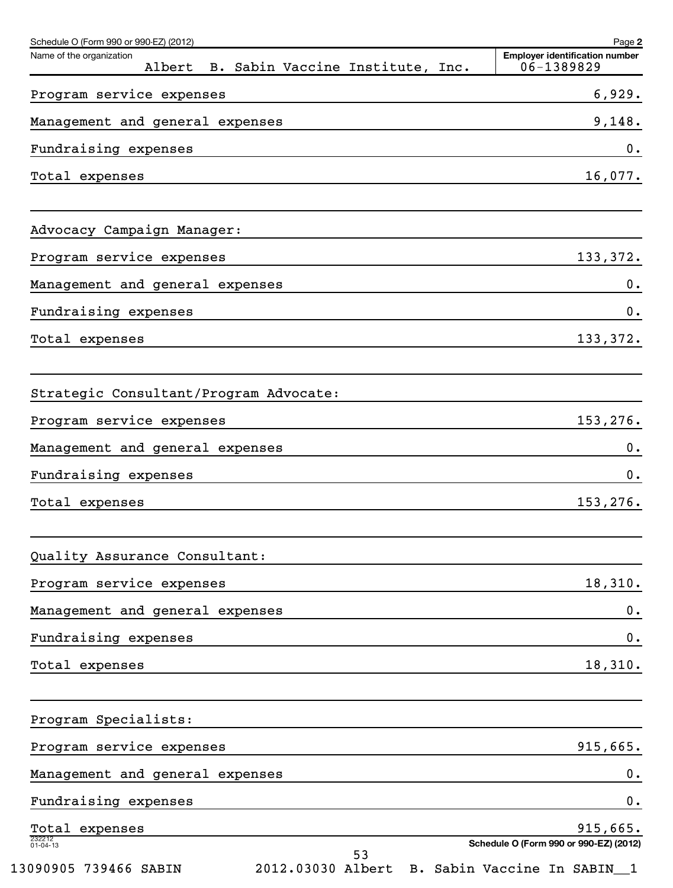Schedule O (Form 990 or 990-EZ) (2012) Page **2**

| Name of the organization | Employer identification number |
|---|---|
| Albert B. Sabin Vaccine Institute, Inc. | 06-1389829 |

| | |
|---|---|
| Program service expenses | 6,929. |
| Management and general expenses | 9,148. |
| Fundraising expenses | 0. |
| Total expenses | 16,077. |
| | |
| Advocacy Campaign Manager: | |
| Program service expenses | 133,372. |
| Management and general expenses | 0. |
| Fundraising expenses | 0. |
| Total expenses | 133,372. |
| | |
| Strategic Consultant/Program Advocate: | |
| Program service expenses | 153,276. |
| Management and general expenses | 0. |
| Fundraising expenses | 0. |
| Total expenses | 153,276. |
| | |
| Quality Assurance Consultant: | |
| Program service expenses | 18,310. |
| Management and general expenses | 0. |
| Fundraising expenses | 0. |
| Total expenses | 18,310. |
| | |
| Program Specialists: | |
| Program service expenses | 915,665. |
| Management and general expenses | 0. |
| Fundraising expenses | 0. |
| Total expenses | 915,665. |

232212 01-04-13 **Schedule O (Form 990 or 990-EZ) (2012)**

13090905 739466 SABIN 2012.03030 Albert B. Sabin Vaccine In SABIN__1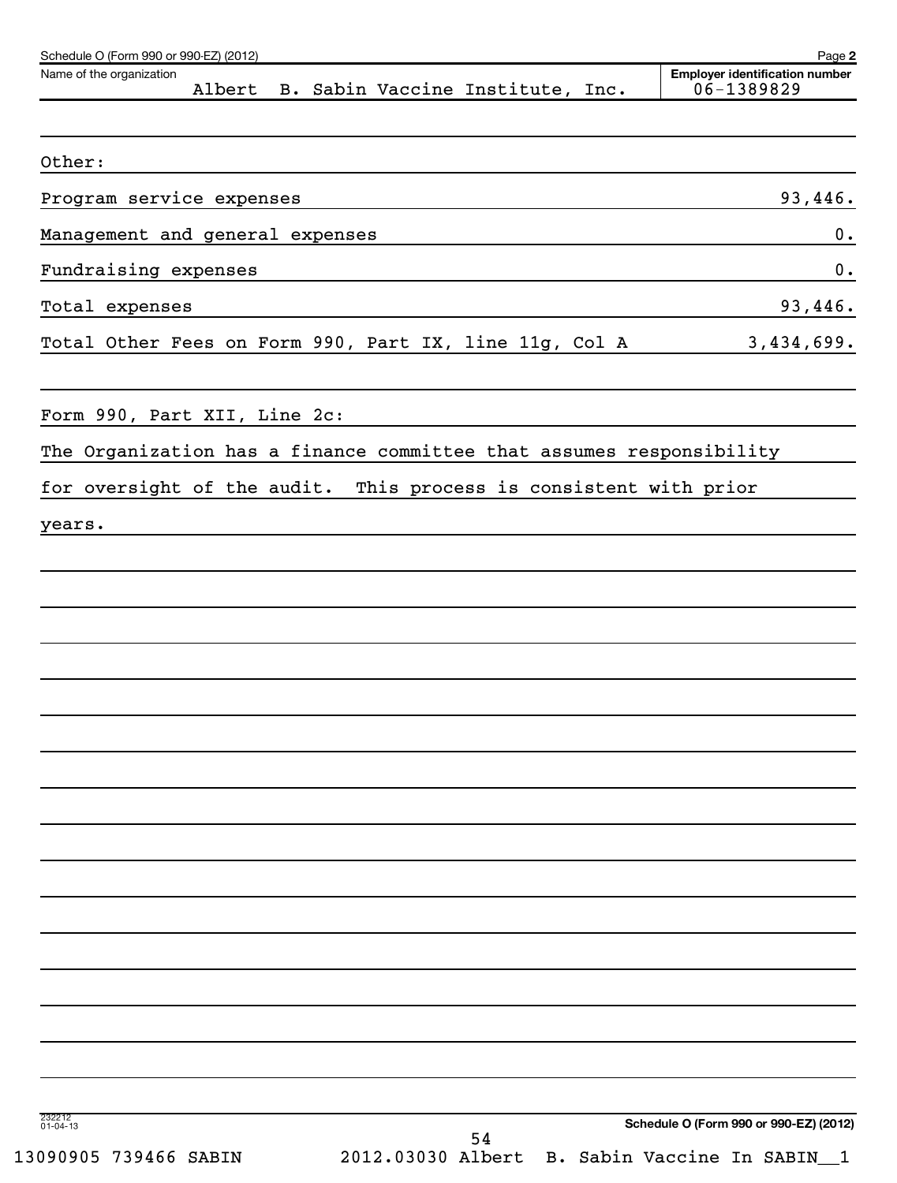Schedule O (Form 990 or 990-EZ) (2012) Page **2**

Name of the organization: Albert B. Sabin Vaccine Institute, Inc.

**Employer identification number** 06-1389829

Other:

| | |
|---|---|
| Program service expenses | 93,446. |
| Management and general expenses | 0. |
| Fundraising expenses | 0. |
| Total expenses | 93,446. |
| Total Other Fees on Form 990, Part IX, line 11g, Col A | 3,434,699. |

Form 990, Part XII, Line 2c:

The Organization has a finance committee that assumes responsibility for oversight of the audit. This process is consistent with prior years.

**Schedule O (Form 990 or 990-EZ) (2012)**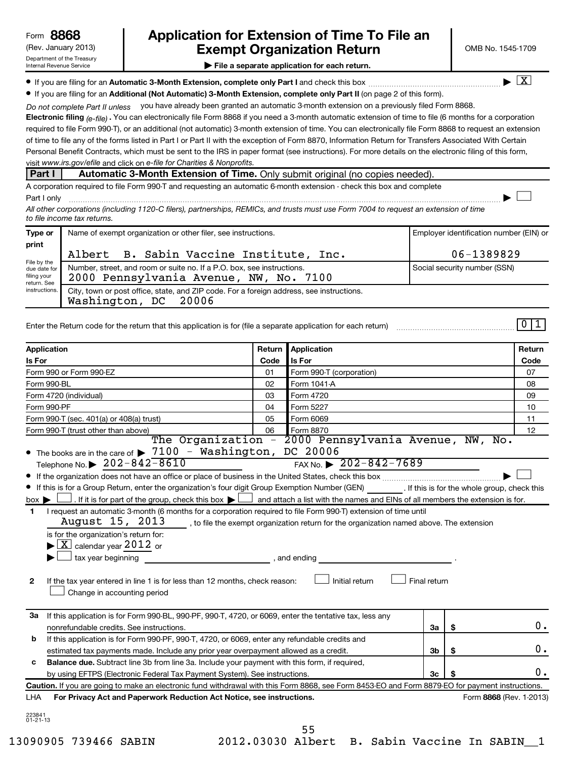Form **8868** (Rev. January 2013) Department of the Treasury Internal Revenue Service

# Application for Extension of Time To File an Exempt Organization Return

OMB No. 1545-1709

▶ **File a separate application for each return.**

- If you are filing for an **Automatic 3-Month Extension, complete only Part I** and check this box ▶ [X]
- If you are filing for an **Additional (Not Automatic) 3-Month Extension, complete only Part II** (on page 2 of this form).

*Do not complete Part II unless* you have already been granted an automatic 3-month extension on a previously filed Form 8868.

**Electronic filing** *(e-file)*. You can electronically file Form 8868 if you need a 3-month automatic extension of time to file (6 months for a corporation required to file Form 990-T), or an additional (not automatic) 3-month extension of time. You can electronically file Form 8868 to request an extension of time to file any of the forms listed in Part I or Part II with the exception of Form 8870, Information Return for Transfers Associated With Certain Personal Benefit Contracts, which must be sent to the IRS in paper format (see instructions). For more details on the electronic filing of this form, visit *www.irs.gov/efile* and click on *e-file for Charities & Nonprofits.*

## Part I — Automatic 3-Month Extension of Time. Only submit original (no copies needed).

A corporation required to file Form 990-T and requesting an automatic 6-month extension - check this box and complete Part I only ▶ [ ]

*All other corporations (including 1120-C filers), partnerships, REMICs, and trusts must use Form 7004 to request an extension of time to file income tax returns.*

| Type or print | | |
|---|---|---|
| File by the due date for filing your return. See instructions. | Name of exempt organization or other filer, see instructions.<br>Albert B. Sabin Vaccine Institute, Inc. | Employer identification number (EIN) or<br>06-1389829 |
| | Number, street, and room or suite no. If a P.O. box, see instructions.<br>2000 Pennsylvania Avenue, NW, No. 7100 | Social security number (SSN) |
| | City, town or post office, state, and ZIP code. For a foreign address, see instructions.<br>Washington, DC 20006 | |

Enter the Return code for the return that this application is for (file a separate application for each return) 0 1

| Application Is For | Return Code | Application Is For | Return Code |
|---|---|---|---|
| Form 990 or Form 990-EZ | 01 | Form 990-T (corporation) | 07 |
| Form 990-BL | 02 | Form 1041-A | 08 |
| Form 4720 (individual) | 03 | Form 4720 | 09 |
| Form 990-PF | 04 | Form 5227 | 10 |
| Form 990-T (sec. 401(a) or 408(a) trust) | 05 | Form 6069 | 11 |
| Form 990-T (trust other than above) | 06 | Form 8870 | 12 |

- The books are in the care of ▶ The Organization - 2000 Pennsylvania Avenue, NW, No. 7100 - Washington, DC 20006

Telephone No. ▶ 202-842-8610 FAX No. ▶ 202-842-7689

- If the organization does not have an office or place of business in the United States, check this box ▶ [ ]
- If this is for a Group Return, enter the organization's four digit Group Exemption Number (GEN) ______ . If this is for the whole group, check this box ▶ [ ] . If it is for part of the group, check this box ▶ [ ] and attach a list with the names and EINs of all members the extension is for.

**1** I request an automatic 3-month (6 months for a corporation required to file Form 990-T) extension of time until August 15, 2013 , to file the exempt organization return for the organization named above. The extension is for the organization's return for:

▶ [X] calendar year 2012 or

▶ [ ] tax year beginning ______________ , and ending ______________ .

**2** If the tax year entered in line 1 is for less than 12 months, check reason: [ ] Initial return [ ] Final return [ ] Change in accounting period

| | | | |
|---|---|---|---|
| **3a** | If this application is for Form 990-BL, 990-PF, 990-T, 4720, or 6069, enter the tentative tax, less any nonrefundable credits. See instructions. | **3a** | $ 0. |
| **b** | If this application is for Form 990-PF, 990-T, 4720, or 6069, enter any refundable credits and estimated tax payments made. Include any prior year overpayment allowed as a credit. | **3b** | $ 0. |
| **c** | **Balance due.** Subtract line 3b from line 3a. Include your payment with this form, if required, by using EFTPS (Electronic Federal Tax Payment System). See instructions. | **3c** | $ 0. |

**Caution.** If you are going to make an electronic fund withdrawal with this Form 8868, see Form 8453-EO and Form 8879-EO for payment instructions.

LHA **For Privacy Act and Paperwork Reduction Act Notice, see instructions.** Form **8868** (Rev. 1-2013)

223841 01-21-13

13090905 739466 SABIN 2012.03030 Albert B. Sabin Vaccine In SABIN__1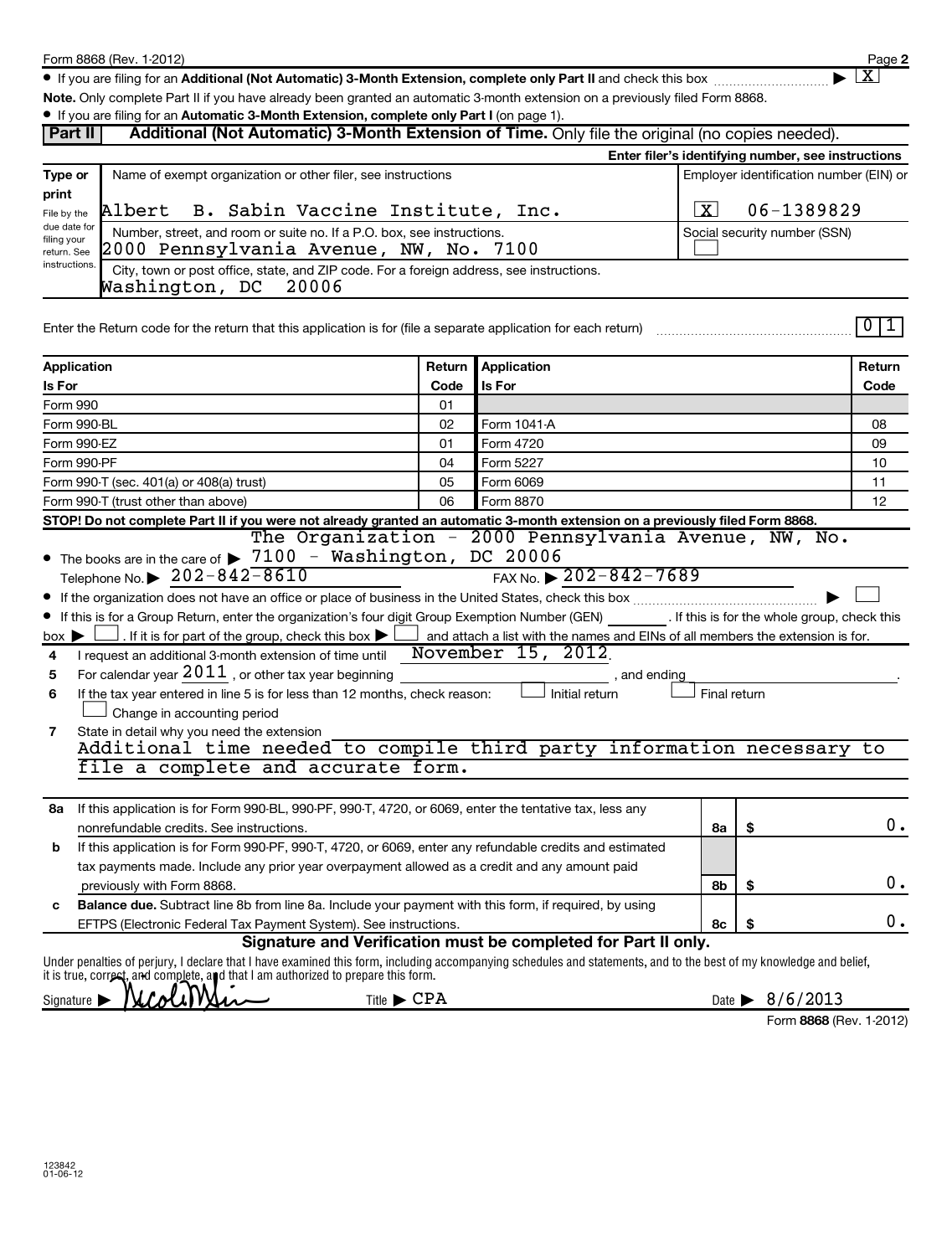Form 8868 (Rev. 1-2012)

- If you are filing for an **Additional (Not Automatic) 3-Month Extension, complete only Part II** and check this box ▶ [X]

**Note.** Only complete Part II if you have already been granted an automatic 3-month extension on a previously filed Form 8868.

- If you are filing for an **Automatic 3-Month Extension, complete only Part I** (on page 1).

## Part II Additional (Not Automatic) 3-Month Extension of Time. Only file the original (no copies needed).

**Enter filer's identifying number, see instructions**

| Type or print | Name of exempt organization or other filer, see instructions | Employer identification number (EIN) or |
|---|---|---|
| File by the due date for filing your return. See instructions. | Albert B. Sabin Vaccine Institute, Inc. | [X] 06-1389829 |
| | Number, street, and room or suite no. If a P.O. box, see instructions. 2000 Pennsylvania Avenue, NW, No. 7100 | Social security number (SSN) [ ] |
| | City, town or post office, state, and ZIP code. For a foreign address, see instructions. Washington, DC 20006 | |

Enter the Return code for the return that this application is for (file a separate application for each return) 01

| Application Is For | Return Code | Application Is For | Return Code |
|---|---|---|---|
| Form 990 | 01 | | |
| Form 990-BL | 02 | Form 1041-A | 08 |
| Form 990-EZ | 01 | Form 4720 | 09 |
| Form 990-PF | 04 | Form 5227 | 10 |
| Form 990-T (sec. 401(a) or 408(a) trust) | 05 | Form 6069 | 11 |
| Form 990-T (trust other than above) | 06 | Form 8870 | 12 |

**STOP! Do not complete Part II if you were not already granted an automatic 3-month extension on a previously filed Form 8868.**

- The books are in the care of ▶ The Organization - 2000 Pennsylvania Avenue, NW, No. 7100 - Washington, DC 20006

  Telephone No. ▶ 202-842-8610 FAX No. ▶ 202-842-7689

- If the organization does not have an office or place of business in the United States, check this box ▶ [ ]
- If this is for a Group Return, enter the organization's four digit Group Exemption Number (GEN) ______. If this is for the whole group, check this box ▶ [ ]. If it is for part of the group, check this box ▶ [ ] and attach a list with the names and EINs of all members the extension is for.

4 I request an additional 3-month extension of time until November 15, 2012.

5 For calendar year 2011, or other tax year beginning ______, and ending ______.

6 If the tax year entered in line 5 is for less than 12 months, check reason: [ ] Initial return [ ] Final return [ ] Change in accounting period

7 State in detail why you need the extension
Additional time needed to compile third party information necessary to file a complete and accurate form.

| | | | |
|---|---|---|---|
| **8a** | If this application is for Form 990-BL, 990-PF, 990-T, 4720, or 6069, enter the tentative tax, less any nonrefundable credits. See instructions. | 8a | $ 0. |
| **b** | If this application is for Form 990-PF, 990-T, 4720, or 6069, enter any refundable credits and estimated tax payments made. Include any prior year overpayment allowed as a credit and any amount paid previously with Form 8868. | 8b | $ 0. |
| **c** | **Balance due.** Subtract line 8b from line 8a. Include your payment with this form, if required, by using EFTPS (Electronic Federal Tax Payment System). See instructions. | 8c | $ 0. |

**Signature and Verification must be completed for Part II only.**

Under penalties of perjury, I declare that I have examined this form, including accompanying schedules and statements, and to the best of my knowledge and belief, it is true, correct, and complete, and that I am authorized to prepare this form.

Signature ▶ Nicole Ahn Title ▶ CPA Date ▶ 8/6/2013

Form **8868** (Rev. 1-2012)

123842 01-06-12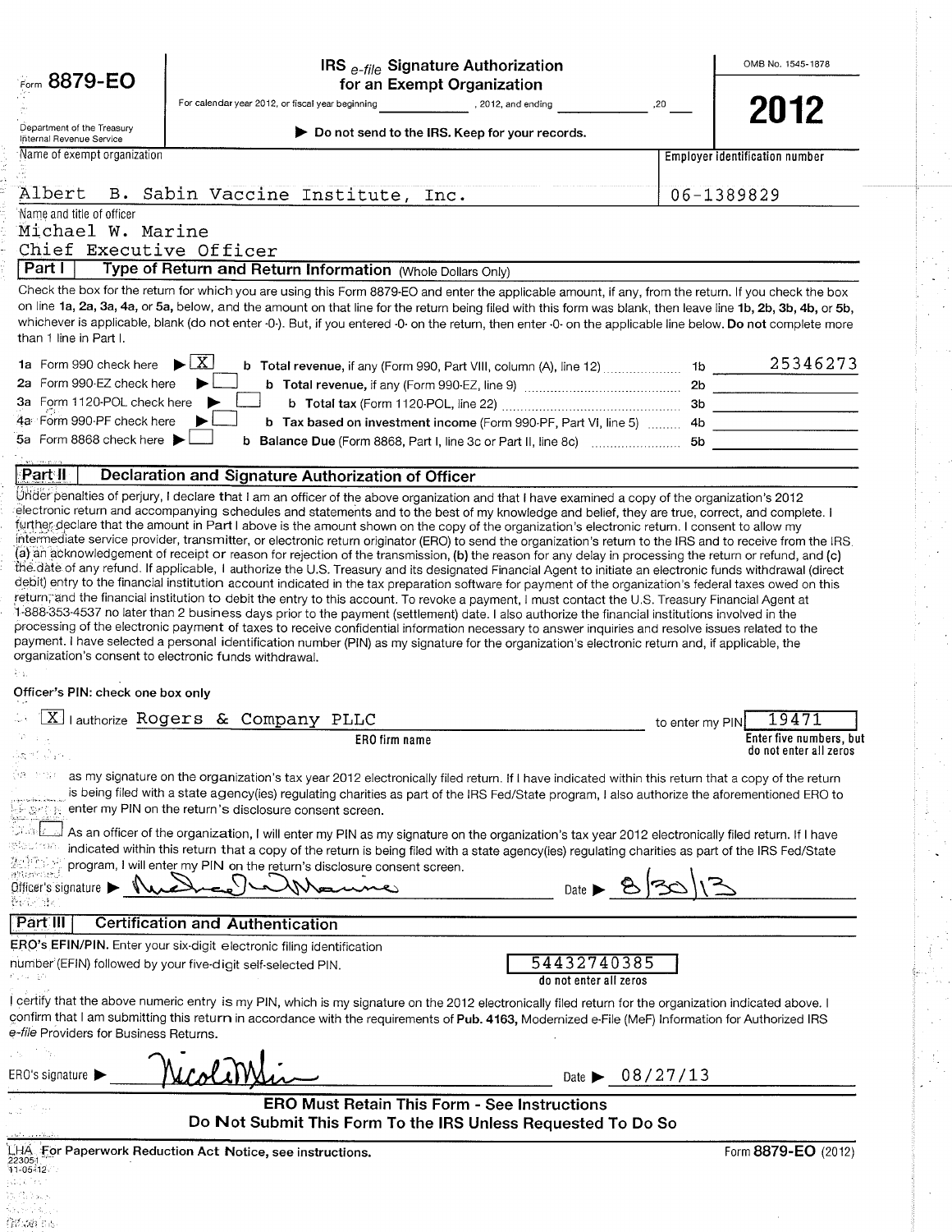Form **8879-EO**

Department of the Treasury
Internal Revenue Service

# IRS *e-file* Signature Authorization for an Exempt Organization

For calendar year 2012, or fiscal year beginning \_\_\_\_\_\_\_\_\_\_, 2012, and ending \_\_\_\_\_\_\_\_\_\_, 20\_\_

▶ **Do not send to the IRS. Keep for your records.**

OMB No. 1545-1878

**2012**

| Name of exempt organization | Employer identification number |
|---|---|
| Albert B. Sabin Vaccine Institute, Inc. | 06-1389829 |

Name and title of officer
Michael W. Marine
Chief Executive Officer

## Part I — Type of Return and Return Information (Whole Dollars Only)

Check the box for the return for which you are using this Form 8879-EO and enter the applicable amount, if any, from the return. If you check the box on line **1a, 2a, 3a, 4a,** or **5a,** below, and the amount on that line for the return being filed with this form was blank, then leave line **1b, 2b, 3b, 4b,** or **5b,** whichever is applicable, blank (do not enter -0-). But, if you entered -0- on the return, then enter -0- on the applicable line below. **Do not** complete more than 1 line in Part I.

| | | | | |
|---|---|---|---|---|
| **1a** Form 990 check here ▶ [X] | **b** **Total revenue,** if any (Form 990, Part VIII, column (A), line 12) | 1b | 25346273 |
| **2a** Form 990-EZ check here ▶ [ ] | **b** **Total revenue,** if any (Form 990-EZ, line 9) | 2b | |
| **3a** Form 1120-POL check here ▶ [ ] | **b** **Total tax** (Form 1120-POL, line 22) | 3b | |
| **4a** Form 990-PF check here ▶ [ ] | **b** **Tax based on investment income** (Form 990-PF, Part VI, line 5) | 4b | |
| **5a** Form 8868 check here ▶ [ ] | **b** **Balance Due** (Form 8868, Part I, line 3c or Part II, line 8c) | 5b | |

## Part II — Declaration and Signature Authorization of Officer

Under penalties of perjury, I declare that I am an officer of the above organization and that I have examined a copy of the organization's 2012 electronic return and accompanying schedules and statements and to the best of my knowledge and belief, they are true, correct, and complete. I further declare that the amount in Part I above is the amount shown on the copy of the organization's electronic return. I consent to allow my intermediate service provider, transmitter, or electronic return originator (ERO) to send the organization's return to the IRS and to receive from the IRS (a) an acknowledgement of receipt or reason for rejection of the transmission, (b) the reason for any delay in processing the return or refund, and (c) the date of any refund. If applicable, I authorize the U.S. Treasury and its designated Financial Agent to initiate an electronic funds withdrawal (direct debit) entry to the financial institution account indicated in the tax preparation software for payment of the organization's federal taxes owed on this return, and the financial institution to debit the entry to this account. To revoke a payment, I must contact the U.S. Treasury Financial Agent at 1-888-353-4537 no later than 2 business days prior to the payment (settlement) date. I also authorize the financial institutions involved in the processing of the electronic payment of taxes to receive confidential information necessary to answer inquiries and resolve issues related to the payment. I have selected a personal identification number (PIN) as my signature for the organization's electronic return and, if applicable, the organization's consent to electronic funds withdrawal.

**Officer's PIN: check one box only**

[X] I authorize Rogers & Company PLLC (ERO firm name) to enter my PIN 19471 (Enter five numbers, but do not enter all zeros) as my signature on the organization's tax year 2012 electronically filed return. If I have indicated within this return that a copy of the return is being filed with a state agency(ies) regulating charities as part of the IRS Fed/State program, I also authorize the aforementioned ERO to enter my PIN on the return's disclosure consent screen.

[ ] As an officer of the organization, I will enter my PIN as my signature on the organization's tax year 2012 electronically filed return. If I have indicated within this return that a copy of the return is being filed with a state agency(ies) regulating charities as part of the IRS Fed/State program, I will enter my PIN on the return's disclosure consent screen.

Officer's signature ▶ Michael W. Marine    Date ▶ 8/30/13

## Part III — Certification and Authentication

**ERO's EFIN/PIN.** Enter your six-digit electronic filing identification number (EFIN) followed by your five-digit self-selected PIN.

54432740385
do not enter all zeros

I certify that the above numeric entry is my PIN, which is my signature on the 2012 electronically filed return for the organization indicated above. I confirm that I am submitting this return in accordance with the requirements of **Pub. 4163,** Modernized e-File (MeF) Information for Authorized IRS *e-file* Providers for Business Returns.

ERO's signature ▶ Nicole Mi    Date ▶ 08/27/13

**ERO Must Retain This Form - See Instructions**
**Do Not Submit This Form To the IRS Unless Requested To Do So**

LHA For Paperwork Reduction Act Notice, see instructions.    Form **8879-EO** (2012)

223051
11-05-12